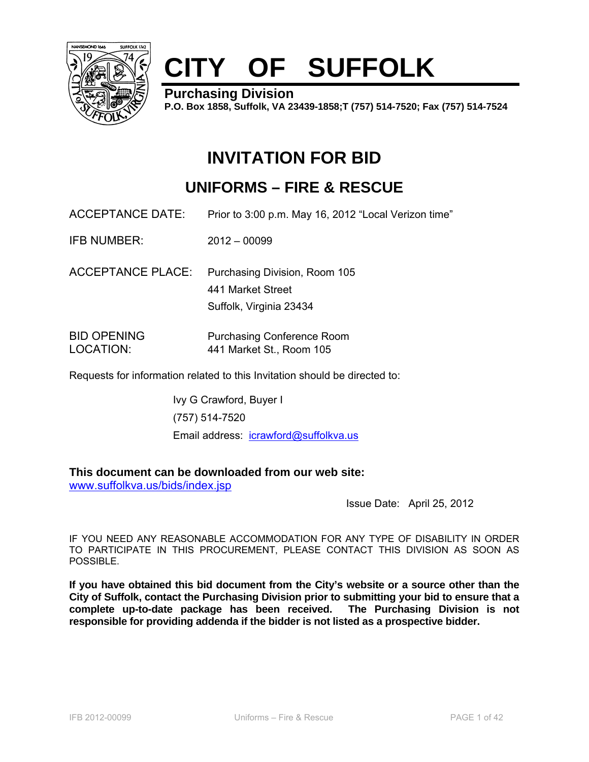# CITY OF SUFFOLK

**Purchasing Division**
**P.O. Box 1858, Suffolk, VA 23439-1858;T (757) 514-7520; Fax (757) 514-7524**

# INVITATION FOR BID

## UNIFORMS – FIRE & RESCUE

ACCEPTANCE DATE: Prior to 3:00 p.m. May 16, 2012 "Local Verizon time"

IFB NUMBER: 2012 – 00099

ACCEPTANCE PLACE: Purchasing Division, Room 105
441 Market Street
Suffolk, Virginia 23434

BID OPENING LOCATION: Purchasing Conference Room
441 Market St., Room 105

Requests for information related to this Invitation should be directed to:

Ivy G Crawford, Buyer I
(757) 514-7520
Email address: icrawford@suffolkva.us

**This document can be downloaded from our web site:**
www.suffolkva.us/bids/index.jsp

Issue Date: April 25, 2012

IF YOU NEED ANY REASONABLE ACCOMMODATION FOR ANY TYPE OF DISABILITY IN ORDER TO PARTICIPATE IN THIS PROCUREMENT, PLEASE CONTACT THIS DIVISION AS SOON AS POSSIBLE.

**If you have obtained this bid document from the City's website or a source other than the City of Suffolk, contact the Purchasing Division prior to submitting your bid to ensure that a complete up-to-date package has been received. The Purchasing Division is not responsible for providing addenda if the bidder is not listed as a prospective bidder.**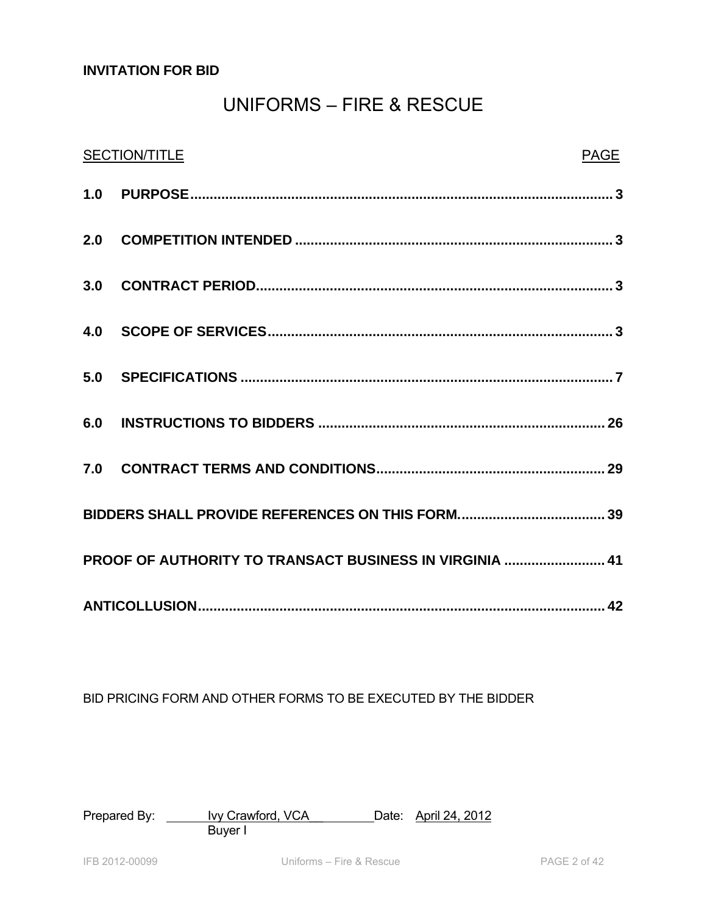**INVITATION FOR BID**

# UNIFORMS – FIRE & RESCUE

| SECTION/TITLE | PAGE |
|---|---|
| **1.0 PURPOSE** | **3** |
| **2.0 COMPETITION INTENDED** | **3** |
| **3.0 CONTRACT PERIOD** | **3** |
| **4.0 SCOPE OF SERVICES** | **3** |
| **5.0 SPECIFICATIONS** | **7** |
| **6.0 INSTRUCTIONS TO BIDDERS** | **26** |
| **7.0 CONTRACT TERMS AND CONDITIONS** | **29** |
| **BIDDERS SHALL PROVIDE REFERENCES ON THIS FORM.** | **39** |
| **PROOF OF AUTHORITY TO TRANSACT BUSINESS IN VIRGINIA** | **41** |
| **ANTICOLLUSION** | **42** |

BID PRICING FORM AND OTHER FORMS TO BE EXECUTED BY THE BIDDER

Prepared By: Ivy Crawford, VCA Date: April 24, 2012
Buyer I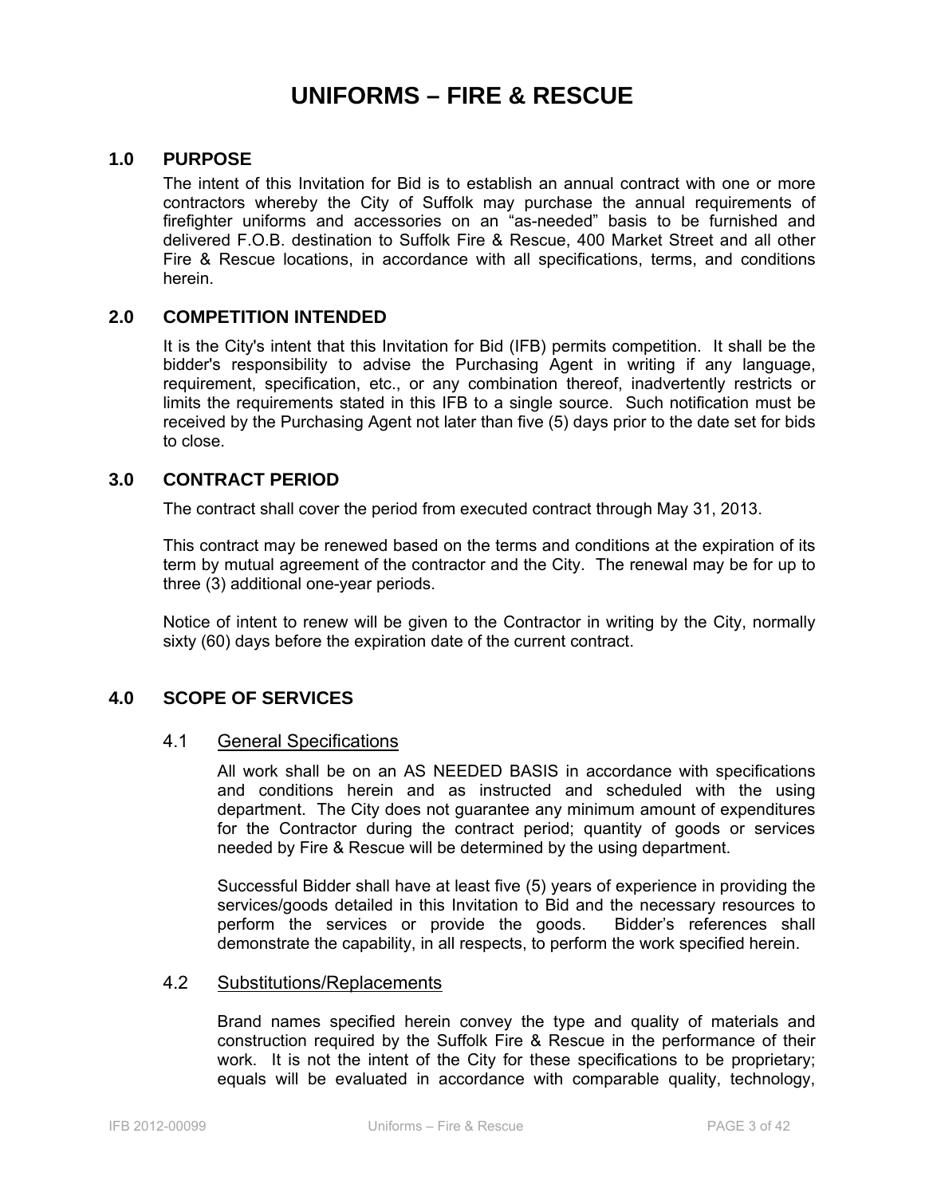# UNIFORMS – FIRE & RESCUE

## 1.0 PURPOSE

The intent of this Invitation for Bid is to establish an annual contract with one or more contractors whereby the City of Suffolk may purchase the annual requirements of firefighter uniforms and accessories on an "as-needed" basis to be furnished and delivered F.O.B. destination to Suffolk Fire & Rescue, 400 Market Street and all other Fire & Rescue locations, in accordance with all specifications, terms, and conditions herein.

## 2.0 COMPETITION INTENDED

It is the City's intent that this Invitation for Bid (IFB) permits competition. It shall be the bidder's responsibility to advise the Purchasing Agent in writing if any language, requirement, specification, etc., or any combination thereof, inadvertently restricts or limits the requirements stated in this IFB to a single source. Such notification must be received by the Purchasing Agent not later than five (5) days prior to the date set for bids to close.

## 3.0 CONTRACT PERIOD

The contract shall cover the period from executed contract through May 31, 2013.

This contract may be renewed based on the terms and conditions at the expiration of its term by mutual agreement of the contractor and the City. The renewal may be for up to three (3) additional one-year periods.

Notice of intent to renew will be given to the Contractor in writing by the City, normally sixty (60) days before the expiration date of the current contract.

## 4.0 SCOPE OF SERVICES

### 4.1 General Specifications

All work shall be on an AS NEEDED BASIS in accordance with specifications and conditions herein and as instructed and scheduled with the using department. The City does not guarantee any minimum amount of expenditures for the Contractor during the contract period; quantity of goods or services needed by Fire & Rescue will be determined by the using department.

Successful Bidder shall have at least five (5) years of experience in providing the services/goods detailed in this Invitation to Bid and the necessary resources to perform the services or provide the goods. Bidder's references shall demonstrate the capability, in all respects, to perform the work specified herein.

### 4.2 Substitutions/Replacements

Brand names specified herein convey the type and quality of materials and construction required by the Suffolk Fire & Rescue in the performance of their work. It is not the intent of the City for these specifications to be proprietary; equals will be evaluated in accordance with comparable quality, technology,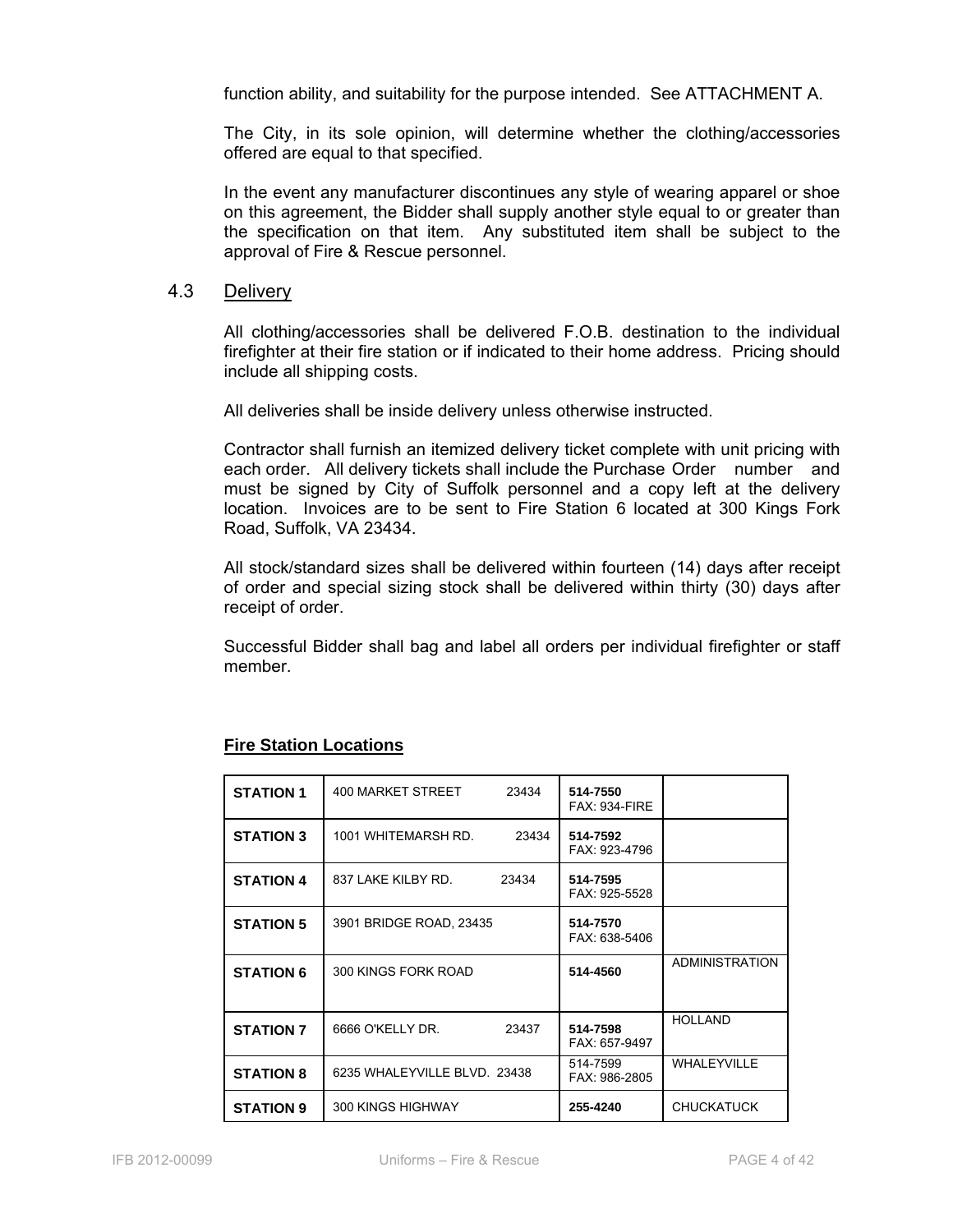function ability, and suitability for the purpose intended. See ATTACHMENT A.

The City, in its sole opinion, will determine whether the clothing/accessories offered are equal to that specified.

In the event any manufacturer discontinues any style of wearing apparel or shoe on this agreement, the Bidder shall supply another style equal to or greater than the specification on that item. Any substituted item shall be subject to the approval of Fire & Rescue personnel.

## 4.3 Delivery

All clothing/accessories shall be delivered F.O.B. destination to the individual firefighter at their fire station or if indicated to their home address. Pricing should include all shipping costs.

All deliveries shall be inside delivery unless otherwise instructed.

Contractor shall furnish an itemized delivery ticket complete with unit pricing with each order. All delivery tickets shall include the Purchase Order number and must be signed by City of Suffolk personnel and a copy left at the delivery location. Invoices are to be sent to Fire Station 6 located at 300 Kings Fork Road, Suffolk, VA 23434.

All stock/standard sizes shall be delivered within fourteen (14) days after receipt of order and special sizing stock shall be delivered within thirty (30) days after receipt of order.

Successful Bidder shall bag and label all orders per individual firefighter or staff member.

**Fire Station Locations**

| | | | |
|---|---|---|---|
| **STATION 1** | 400 MARKET STREET 23434 | **514-7550** FAX: 934-FIRE | |
| **STATION 3** | 1001 WHITEMARSH RD. 23434 | **514-7592** FAX: 923-4796 | |
| **STATION 4** | 837 LAKE KILBY RD. 23434 | **514-7595** FAX: 925-5528 | |
| **STATION 5** | 3901 BRIDGE ROAD, 23435 | **514-7570** FAX: 638-5406 | |
| **STATION 6** | 300 KINGS FORK ROAD | **514-4560** | ADMINISTRATION |
| **STATION 7** | 6666 O'KELLY DR. 23437 | **514-7598** FAX: 657-9497 | HOLLAND |
| **STATION 8** | 6235 WHALEYVILLE BLVD. 23438 | 514-7599 FAX: 986-2805 | WHALEYVILLE |
| **STATION 9** | 300 KINGS HIGHWAY | **255-4240** | CHUCKATUCK |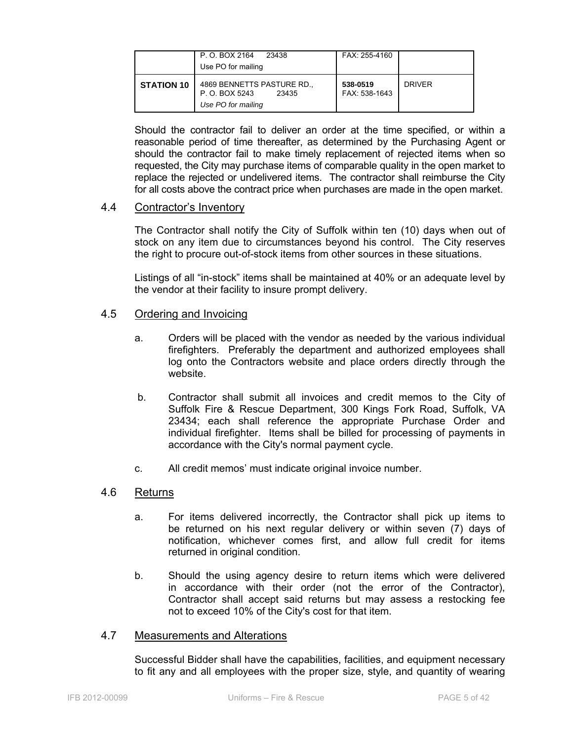| | | | |
|---|---|---|---|
| | P. O. BOX 2164 23438<br>Use PO for mailing | FAX: 255-4160 | |
| **STATION 10** | 4869 BENNETTS PASTURE RD.,<br>P. O. BOX 5243 23435<br>*Use PO for mailing* | **538-0519**<br>FAX: 538-1643 | DRIVER |

Should the contractor fail to deliver an order at the time specified, or within a reasonable period of time thereafter, as determined by the Purchasing Agent or should the contractor fail to make timely replacement of rejected items when so requested, the City may purchase items of comparable quality in the open market to replace the rejected or undelivered items. The contractor shall reimburse the City for all costs above the contract price when purchases are made in the open market.

## 4.4 Contractor's Inventory

The Contractor shall notify the City of Suffolk within ten (10) days when out of stock on any item due to circumstances beyond his control. The City reserves the right to procure out-of-stock items from other sources in these situations.

Listings of all "in-stock" items shall be maintained at 40% or an adequate level by the vendor at their facility to insure prompt delivery.

## 4.5 Ordering and Invoicing

a. Orders will be placed with the vendor as needed by the various individual firefighters. Preferably the department and authorized employees shall log onto the Contractors website and place orders directly through the website.

b. Contractor shall submit all invoices and credit memos to the City of Suffolk Fire & Rescue Department, 300 Kings Fork Road, Suffolk, VA 23434; each shall reference the appropriate Purchase Order and individual firefighter. Items shall be billed for processing of payments in accordance with the City's normal payment cycle.

c. All credit memos' must indicate original invoice number.

## 4.6 Returns

a. For items delivered incorrectly, the Contractor shall pick up items to be returned on his next regular delivery or within seven (7) days of notification, whichever comes first, and allow full credit for items returned in original condition.

b. Should the using agency desire to return items which were delivered in accordance with their order (not the error of the Contractor), Contractor shall accept said returns but may assess a restocking fee not to exceed 10% of the City's cost for that item.

## 4.7 Measurements and Alterations

Successful Bidder shall have the capabilities, facilities, and equipment necessary to fit any and all employees with the proper size, style, and quantity of wearing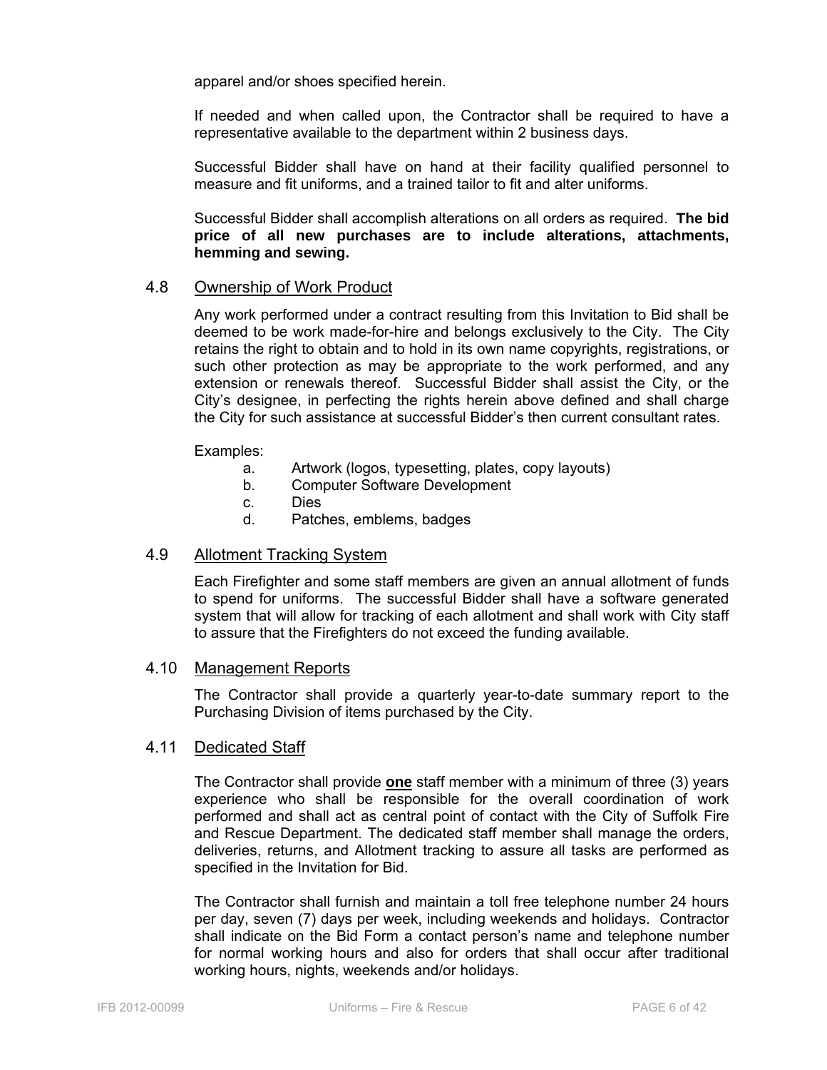apparel and/or shoes specified herein.

If needed and when called upon, the Contractor shall be required to have a representative available to the department within 2 business days.

Successful Bidder shall have on hand at their facility qualified personnel to measure and fit uniforms, and a trained tailor to fit and alter uniforms.

Successful Bidder shall accomplish alterations on all orders as required. **The bid price of all new purchases are to include alterations, attachments, hemming and sewing.**

## 4.8 Ownership of Work Product

Any work performed under a contract resulting from this Invitation to Bid shall be deemed to be work made-for-hire and belongs exclusively to the City. The City retains the right to obtain and to hold in its own name copyrights, registrations, or such other protection as may be appropriate to the work performed, and any extension or renewals thereof. Successful Bidder shall assist the City, or the City's designee, in perfecting the rights herein above defined and shall charge the City for such assistance at successful Bidder's then current consultant rates.

Examples:

a. Artwork (logos, typesetting, plates, copy layouts)
b. Computer Software Development
c. Dies
d. Patches, emblems, badges

## 4.9 Allotment Tracking System

Each Firefighter and some staff members are given an annual allotment of funds to spend for uniforms. The successful Bidder shall have a software generated system that will allow for tracking of each allotment and shall work with City staff to assure that the Firefighters do not exceed the funding available.

## 4.10 Management Reports

The Contractor shall provide a quarterly year-to-date summary report to the Purchasing Division of items purchased by the City.

## 4.11 Dedicated Staff

The Contractor shall provide **one** staff member with a minimum of three (3) years experience who shall be responsible for the overall coordination of work performed and shall act as central point of contact with the City of Suffolk Fire and Rescue Department. The dedicated staff member shall manage the orders, deliveries, returns, and Allotment tracking to assure all tasks are performed as specified in the Invitation for Bid.

The Contractor shall furnish and maintain a toll free telephone number 24 hours per day, seven (7) days per week, including weekends and holidays. Contractor shall indicate on the Bid Form a contact person's name and telephone number for normal working hours and also for orders that shall occur after traditional working hours, nights, weekends and/or holidays.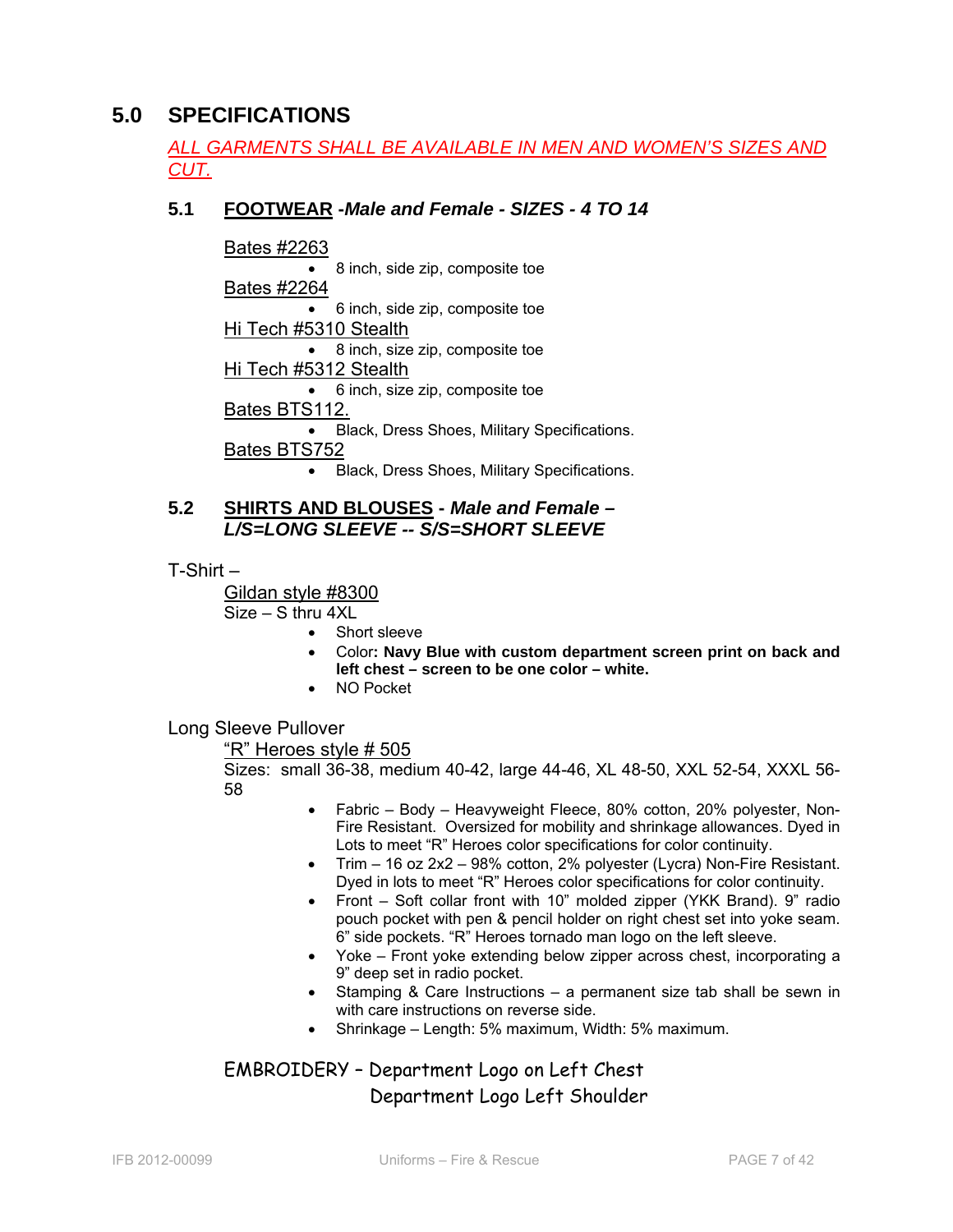## 5.0 SPECIFICATIONS

*ALL GARMENTS SHALL BE AVAILABLE IN MEN AND WOMEN'S SIZES AND CUT.*

### 5.1 FOOTWEAR -*Male and Female - SIZES - 4 TO 14*

Bates #2263
- 8 inch, side zip, composite toe

Bates #2264
- 6 inch, side zip, composite toe

Hi Tech #5310 Stealth
- 8 inch, size zip, composite toe

Hi Tech #5312 Stealth
- 6 inch, size zip, composite toe

Bates BTS112.
- Black, Dress Shoes, Military Specifications.

Bates BTS752
- Black, Dress Shoes, Military Specifications.

### 5.2 SHIRTS AND BLOUSES - *Male and Female – L/S=LONG SLEEVE -- S/S=SHORT SLEEVE*

T-Shirt –

Gildan style #8300

Size – S thru 4XL
- Short sleeve
- Color**: Navy Blue with custom department screen print on back and left chest – screen to be one color – white.**
- NO Pocket

Long Sleeve Pullover

"R" Heroes style # 505

Sizes: small 36-38, medium 40-42, large 44-46, XL 48-50, XXL 52-54, XXXL 56-58
- Fabric – Body – Heavyweight Fleece, 80% cotton, 20% polyester, Non-Fire Resistant. Oversized for mobility and shrinkage allowances. Dyed in Lots to meet "R" Heroes color specifications for color continuity.
- Trim – 16 oz 2x2 – 98% cotton, 2% polyester (Lycra) Non-Fire Resistant. Dyed in lots to meet "R" Heroes color specifications for color continuity.
- Front – Soft collar front with 10" molded zipper (YKK Brand). 9" radio pouch pocket with pen & pencil holder on right chest set into yoke seam. 6" side pockets. "R" Heroes tornado man logo on the left sleeve.
- Yoke – Front yoke extending below zipper across chest, incorporating a 9" deep set in radio pocket.
- Stamping & Care Instructions – a permanent size tab shall be sewn in with care instructions on reverse side.
- Shrinkage – Length: 5% maximum, Width: 5% maximum.

EMBROIDERY – Department Logo on Left Chest
Department Logo Left Shoulder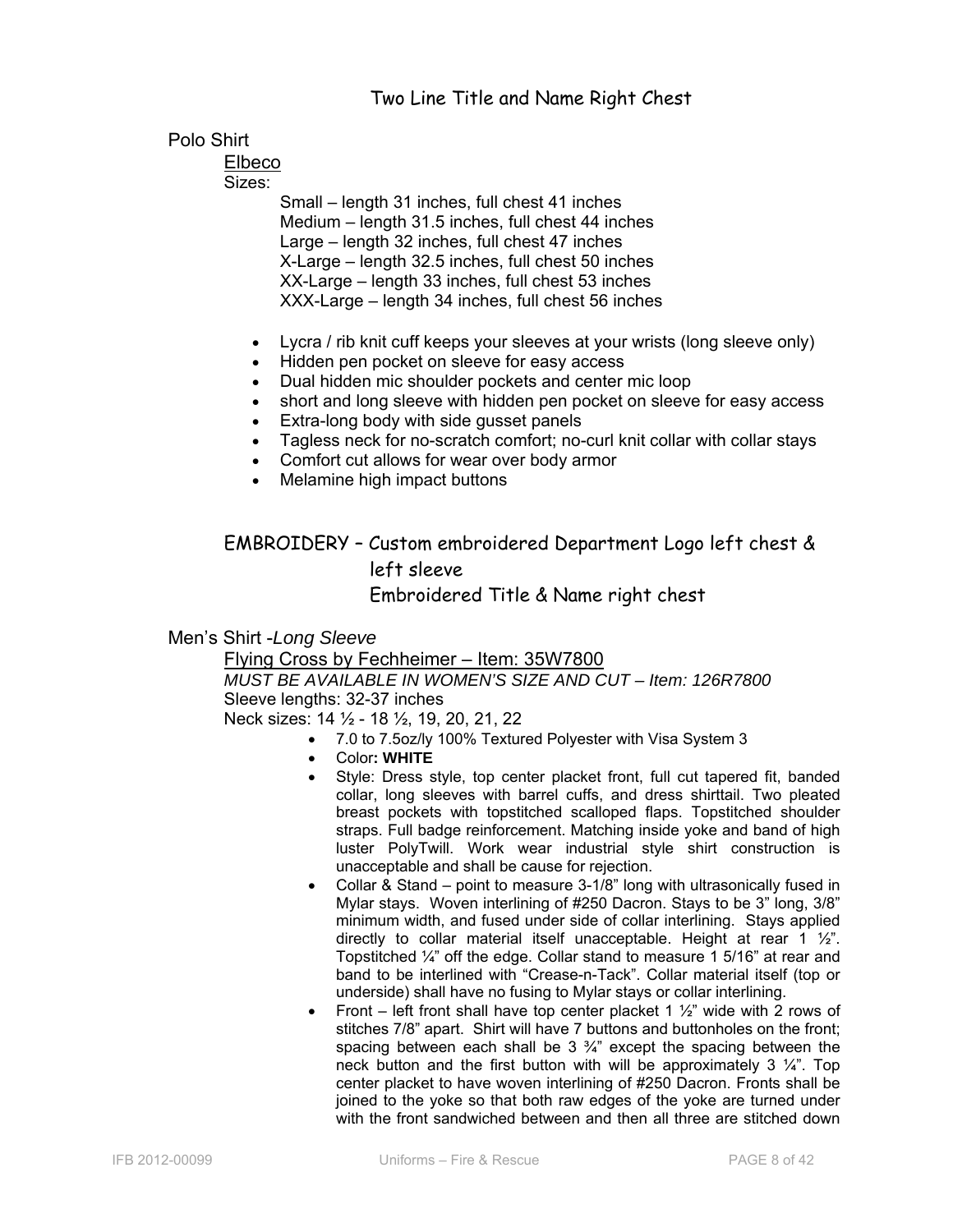Two Line Title and Name Right Chest

Polo Shirt

Elbeco

Sizes:

Small – length 31 inches, full chest 41 inches
Medium – length 31.5 inches, full chest 44 inches
Large – length 32 inches, full chest 47 inches
X-Large – length 32.5 inches, full chest 50 inches
XX-Large – length 33 inches, full chest 53 inches
XXX-Large – length 34 inches, full chest 56 inches

- Lycra / rib knit cuff keeps your sleeves at your wrists (long sleeve only)
- Hidden pen pocket on sleeve for easy access
- Dual hidden mic shoulder pockets and center mic loop
- short and long sleeve with hidden pen pocket on sleeve for easy access
- Extra-long body with side gusset panels
- Tagless neck for no-scratch comfort; no-curl knit collar with collar stays
- Comfort cut allows for wear over body armor
- Melamine high impact buttons

EMBROIDERY – Custom embroidered Department Logo left chest & left sleeve
Embroidered Title & Name right chest

Men's Shirt -*Long Sleeve*

Flying Cross by Fechheimer – Item: 35W7800

*MUST BE AVAILABLE IN WOMEN'S SIZE AND CUT – Item: 126R7800*

Sleeve lengths: 32-37 inches

Neck sizes: 14 ½ - 18 ½, 19, 20, 21, 22

- 7.0 to 7.5oz/ly 100% Textured Polyester with Visa System 3
- Color**: WHITE**
- Style: Dress style, top center placket front, full cut tapered fit, banded collar, long sleeves with barrel cuffs, and dress shirttail. Two pleated breast pockets with topstitched scalloped flaps. Topstitched shoulder straps. Full badge reinforcement. Matching inside yoke and band of high luster PolyTwill. Work wear industrial style shirt construction is unacceptable and shall be cause for rejection.
- Collar & Stand – point to measure 3-1/8" long with ultrasonically fused in Mylar stays. Woven interlining of #250 Dacron. Stays to be 3" long, 3/8" minimum width, and fused under side of collar interlining. Stays applied directly to collar material itself unacceptable. Height at rear 1 ½". Topstitched ¼" off the edge. Collar stand to measure 1 5/16" at rear and band to be interlined with "Crease-n-Tack". Collar material itself (top or underside) shall have no fusing to Mylar stays or collar interlining.
- Front – left front shall have top center placket 1 ½" wide with 2 rows of stitches 7/8" apart. Shirt will have 7 buttons and buttonholes on the front; spacing between each shall be 3 ¾" except the spacing between the neck button and the first button with will be approximately 3 ¼". Top center placket to have woven interlining of #250 Dacron. Fronts shall be joined to the yoke so that both raw edges of the yoke are turned under with the front sandwiched between and then all three are stitched down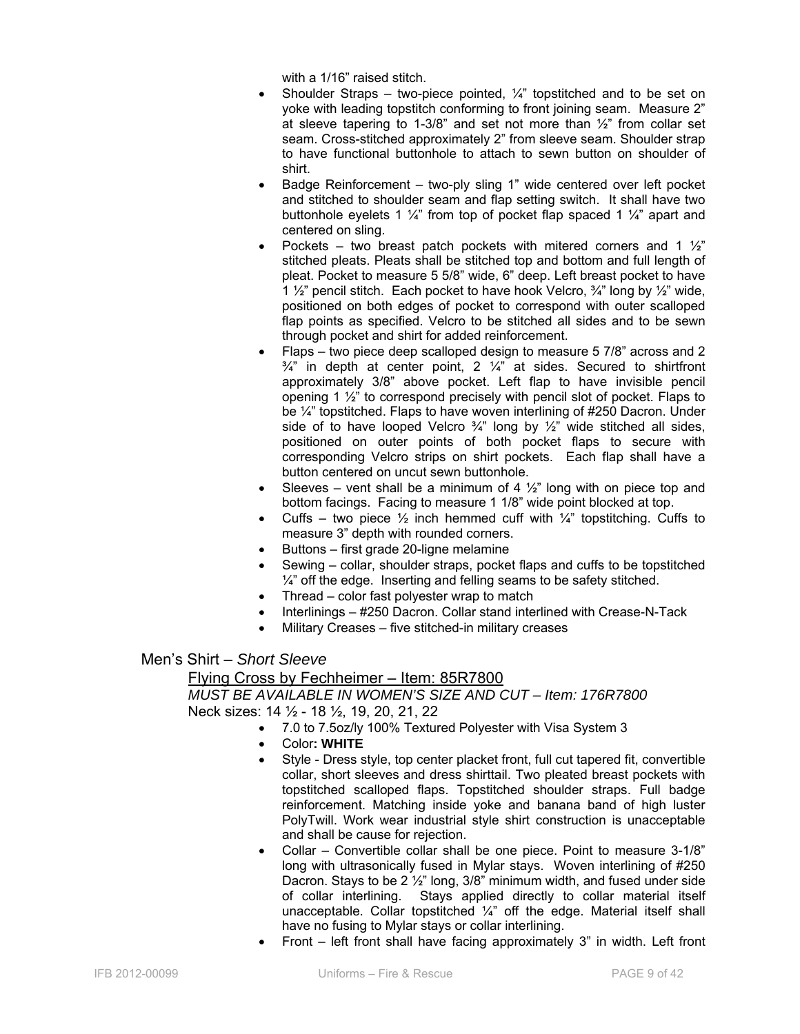with a 1/16" raised stitch.

- Shoulder Straps – two-piece pointed, ¼" topstitched and to be set on yoke with leading topstitch conforming to front joining seam. Measure 2" at sleeve tapering to 1-3/8" and set not more than ½" from collar set seam. Cross-stitched approximately 2" from sleeve seam. Shoulder strap to have functional buttonhole to attach to sewn button on shoulder of shirt.
- Badge Reinforcement – two-ply sling 1" wide centered over left pocket and stitched to shoulder seam and flap setting switch. It shall have two buttonhole eyelets 1 ¼" from top of pocket flap spaced 1 ¼" apart and centered on sling.
- Pockets – two breast patch pockets with mitered corners and 1 ½" stitched pleats. Pleats shall be stitched top and bottom and full length of pleat. Pocket to measure 5 5/8" wide, 6" deep. Left breast pocket to have 1 ½" pencil stitch. Each pocket to have hook Velcro, ¾" long by ½" wide, positioned on both edges of pocket to correspond with outer scalloped flap points as specified. Velcro to be stitched all sides and to be sewn through pocket and shirt for added reinforcement.
- Flaps – two piece deep scalloped design to measure 5 7/8" across and 2 ¾" in depth at center point, 2 ¼" at sides. Secured to shirtfront approximately 3/8" above pocket. Left flap to have invisible pencil opening 1 ½" to correspond precisely with pencil slot of pocket. Flaps to be ¼" topstitched. Flaps to have woven interlining of #250 Dacron. Under side of to have looped Velcro ¾" long by ½" wide stitched all sides, positioned on outer points of both pocket flaps to secure with corresponding Velcro strips on shirt pockets. Each flap shall have a button centered on uncut sewn buttonhole.
- Sleeves – vent shall be a minimum of 4 ½" long with on piece top and bottom facings. Facing to measure 1 1/8" wide point blocked at top.
- Cuffs – two piece ½ inch hemmed cuff with ¼" topstitching. Cuffs to measure 3" depth with rounded corners.
- Buttons – first grade 20-ligne melamine
- Sewing – collar, shoulder straps, pocket flaps and cuffs to be topstitched ¼" off the edge. Inserting and felling seams to be safety stitched.
- Thread – color fast polyester wrap to match
- Interlinings – #250 Dacron. Collar stand interlined with Crease-N-Tack
- Military Creases – five stitched-in military creases

## Men's Shirt – *Short Sleeve*

<u>Flying Cross by Fechheimer – Item: 85R7800</u>

*MUST BE AVAILABLE IN WOMEN'S SIZE AND CUT – Item: 176R7800*

Neck sizes: 14 ½ - 18 ½, 19, 20, 21, 22

- 7.0 to 7.5oz/ly 100% Textured Polyester with Visa System 3
- Color**: WHITE**
- Style - Dress style, top center placket front, full cut tapered fit, convertible collar, short sleeves and dress shirttail. Two pleated breast pockets with topstitched scalloped flaps. Topstitched shoulder straps. Full badge reinforcement. Matching inside yoke and banana band of high luster PolyTwill. Work wear industrial style shirt construction is unacceptable and shall be cause for rejection.
- Collar – Convertible collar shall be one piece. Point to measure 3-1/8" long with ultrasonically fused in Mylar stays. Woven interlining of #250 Dacron. Stays to be 2 ½" long, 3/8" minimum width, and fused under side of collar interlining. Stays applied directly to collar material itself unacceptable. Collar topstitched ¼" off the edge. Material itself shall have no fusing to Mylar stays or collar interlining.
- Front – left front shall have facing approximately 3" in width. Left front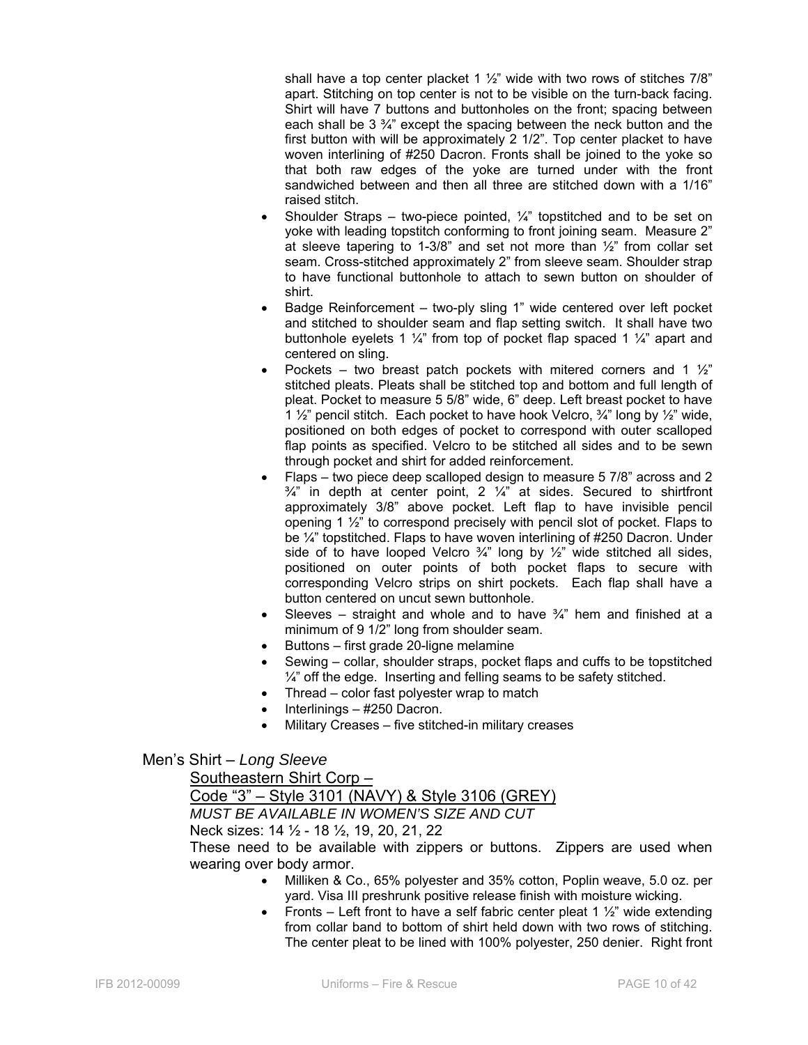shall have a top center placket 1 ½" wide with two rows of stitches 7/8" apart. Stitching on top center is not to be visible on the turn-back facing. Shirt will have 7 buttons and buttonholes on the front; spacing between each shall be 3 ¾" except the spacing between the neck button and the first button with will be approximately 2 1/2". Top center placket to have woven interlining of #250 Dacron. Fronts shall be joined to the yoke so that both raw edges of the yoke are turned under with the front sandwiched between and then all three are stitched down with a 1/16" raised stitch.

- Shoulder Straps – two-piece pointed, ¼" topstitched and to be set on yoke with leading topstitch conforming to front joining seam. Measure 2" at sleeve tapering to 1-3/8" and set not more than ½" from collar set seam. Cross-stitched approximately 2" from sleeve seam. Shoulder strap to have functional buttonhole to attach to sewn button on shoulder of shirt.
- Badge Reinforcement – two-ply sling 1" wide centered over left pocket and stitched to shoulder seam and flap setting switch. It shall have two buttonhole eyelets 1 ¼" from top of pocket flap spaced 1 ¼" apart and centered on sling.
- Pockets – two breast patch pockets with mitered corners and 1 ½" stitched pleats. Pleats shall be stitched top and bottom and full length of pleat. Pocket to measure 5 5/8" wide, 6" deep. Left breast pocket to have 1 ½" pencil stitch. Each pocket to have hook Velcro, ¾" long by ½" wide, positioned on both edges of pocket to correspond with outer scalloped flap points as specified. Velcro to be stitched all sides and to be sewn through pocket and shirt for added reinforcement.
- Flaps – two piece deep scalloped design to measure 5 7/8" across and 2 ¾" in depth at center point, 2 ¼" at sides. Secured to shirtfront approximately 3/8" above pocket. Left flap to have invisible pencil opening 1 ½" to correspond precisely with pencil slot of pocket. Flaps to be ¼" topstitched. Flaps to have woven interlining of #250 Dacron. Under side of to have looped Velcro ¾" long by ½" wide stitched all sides, positioned on outer points of both pocket flaps to secure with corresponding Velcro strips on shirt pockets. Each flap shall have a button centered on uncut sewn buttonhole.
- Sleeves – straight and whole and to have ¾" hem and finished at a minimum of 9 1/2" long from shoulder seam.
- Buttons – first grade 20-ligne melamine
- Sewing – collar, shoulder straps, pocket flaps and cuffs to be topstitched ¼" off the edge. Inserting and felling seams to be safety stitched.
- Thread – color fast polyester wrap to match
- Interlinings – #250 Dacron.
- Military Creases – five stitched-in military creases

## Men's Shirt – *Long Sleeve*

Southeastern Shirt Corp –

Code "3" – Style 3101 (NAVY) & Style 3106 (GREY)

*MUST BE AVAILABLE IN WOMEN'S SIZE AND CUT*

Neck sizes: 14 ½ - 18 ½, 19, 20, 21, 22

These need to be available with zippers or buttons. Zippers are used when wearing over body armor.

- Milliken & Co., 65% polyester and 35% cotton, Poplin weave, 5.0 oz. per yard. Visa III preshrunk positive release finish with moisture wicking.
- Fronts – Left front to have a self fabric center pleat 1 ½" wide extending from collar band to bottom of shirt held down with two rows of stitching. The center pleat to be lined with 100% polyester, 250 denier. Right front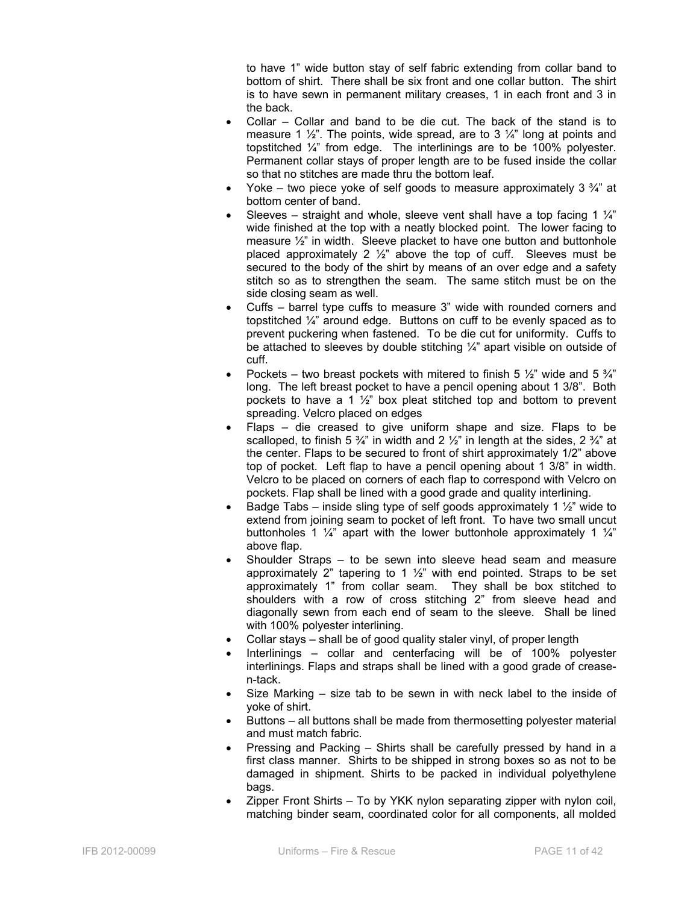to have 1" wide button stay of self fabric extending from collar band to bottom of shirt. There shall be six front and one collar button. The shirt is to have sewn in permanent military creases, 1 in each front and 3 in the back.

- Collar – Collar and band to be die cut. The back of the stand is to measure 1 ½". The points, wide spread, are to 3 ¼" long at points and topstitched ¼" from edge. The interlinings are to be 100% polyester. Permanent collar stays of proper length are to be fused inside the collar so that no stitches are made thru the bottom leaf.
- Yoke – two piece yoke of self goods to measure approximately 3 ¾" at bottom center of band.
- Sleeves – straight and whole, sleeve vent shall have a top facing 1 ¼" wide finished at the top with a neatly blocked point. The lower facing to measure ½" in width. Sleeve placket to have one button and buttonhole placed approximately 2 ½" above the top of cuff. Sleeves must be secured to the body of the shirt by means of an over edge and a safety stitch so as to strengthen the seam. The same stitch must be on the side closing seam as well.
- Cuffs – barrel type cuffs to measure 3" wide with rounded corners and topstitched ¼" around edge. Buttons on cuff to be evenly spaced as to prevent puckering when fastened. To be die cut for uniformity. Cuffs to be attached to sleeves by double stitching ¼" apart visible on outside of cuff.
- Pockets – two breast pockets with mitered to finish 5 ½" wide and 5 ¾" long. The left breast pocket to have a pencil opening about 1 3/8". Both pockets to have a 1 ½" box pleat stitched top and bottom to prevent spreading. Velcro placed on edges
- Flaps – die creased to give uniform shape and size. Flaps to be scalloped, to finish 5 ¾" in width and 2 ½" in length at the sides, 2 ¾" at the center. Flaps to be secured to front of shirt approximately 1/2" above top of pocket. Left flap to have a pencil opening about 1 3/8" in width. Velcro to be placed on corners of each flap to correspond with Velcro on pockets. Flap shall be lined with a good grade and quality interlining.
- Badge Tabs – inside sling type of self goods approximately 1 ½" wide to extend from joining seam to pocket of left front. To have two small uncut buttonholes 1 ¼" apart with the lower buttonhole approximately 1 ¼" above flap.
- Shoulder Straps – to be sewn into sleeve head seam and measure approximately 2" tapering to 1 ½" with end pointed. Straps to be set approximately 1" from collar seam. They shall be box stitched to shoulders with a row of cross stitching 2" from sleeve head and diagonally sewn from each end of seam to the sleeve. Shall be lined with 100% polyester interlining.
- Collar stays – shall be of good quality staler vinyl, of proper length
- Interlinings – collar and centerfacing will be of 100% polyester interlinings. Flaps and straps shall be lined with a good grade of crease-n-tack.
- Size Marking – size tab to be sewn in with neck label to the inside of yoke of shirt.
- Buttons – all buttons shall be made from thermosetting polyester material and must match fabric.
- Pressing and Packing – Shirts shall be carefully pressed by hand in a first class manner. Shirts to be shipped in strong boxes so as not to be damaged in shipment. Shirts to be packed in individual polyethylene bags.
- Zipper Front Shirts – To by YKK nylon separating zipper with nylon coil, matching binder seam, coordinated color for all components, all molded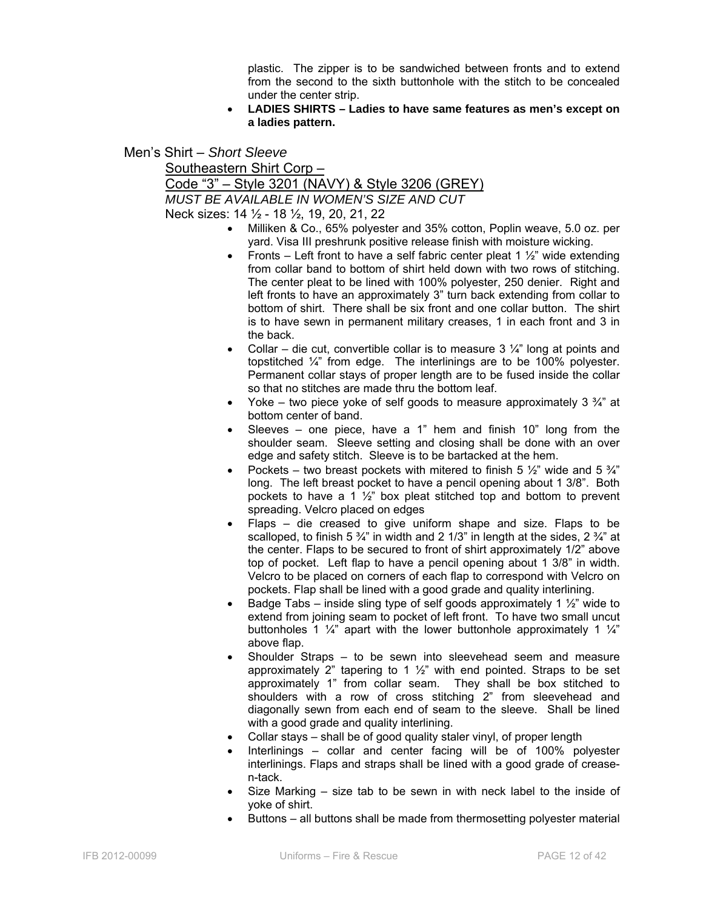plastic. The zipper is to be sandwiched between fronts and to extend from the second to the sixth buttonhole with the stitch to be concealed under the center strip.

- **LADIES SHIRTS – Ladies to have same features as men's except on a ladies pattern.**

Men's Shirt – *Short Sleeve*

<u>Southeastern Shirt Corp –</u>

<u>Code "3" – Style 3201 (NAVY) & Style 3206 (GREY)</u>

*MUST BE AVAILABLE IN WOMEN'S SIZE AND CUT*

Neck sizes: 14 ½ - 18 ½, 19, 20, 21, 22

- Milliken & Co., 65% polyester and 35% cotton, Poplin weave, 5.0 oz. per yard. Visa III preshrunk positive release finish with moisture wicking.
- Fronts – Left front to have a self fabric center pleat 1 ½" wide extending from collar band to bottom of shirt held down with two rows of stitching. The center pleat to be lined with 100% polyester, 250 denier. Right and left fronts to have an approximately 3" turn back extending from collar to bottom of shirt. There shall be six front and one collar button. The shirt is to have sewn in permanent military creases, 1 in each front and 3 in the back.
- Collar – die cut, convertible collar is to measure 3 ¼" long at points and topstitched ¼" from edge. The interlinings are to be 100% polyester. Permanent collar stays of proper length are to be fused inside the collar so that no stitches are made thru the bottom leaf.
- Yoke – two piece yoke of self goods to measure approximately 3 ¾" at bottom center of band.
- Sleeves – one piece, have a 1" hem and finish 10" long from the shoulder seam. Sleeve setting and closing shall be done with an over edge and safety stitch. Sleeve is to be bartacked at the hem.
- Pockets – two breast pockets with mitered to finish 5 ½" wide and 5 ¾" long. The left breast pocket to have a pencil opening about 1 3/8". Both pockets to have a 1 ½" box pleat stitched top and bottom to prevent spreading. Velcro placed on edges
- Flaps – die creased to give uniform shape and size. Flaps to be scalloped, to finish 5 ¾" in width and 2 1/3" in length at the sides, 2 ¾" at the center. Flaps to be secured to front of shirt approximately 1/2" above top of pocket. Left flap to have a pencil opening about 1 3/8" in width. Velcro to be placed on corners of each flap to correspond with Velcro on pockets. Flap shall be lined with a good grade and quality interlining.
- Badge Tabs – inside sling type of self goods approximately 1 ½" wide to extend from joining seam to pocket of left front. To have two small uncut buttonholes 1 ¼" apart with the lower buttonhole approximately 1 ¼" above flap.
- Shoulder Straps – to be sewn into sleevehead seem and measure approximately 2" tapering to 1 ½" with end pointed. Straps to be set approximately 1" from collar seam. They shall be box stitched to shoulders with a row of cross stitching 2" from sleevehead and diagonally sewn from each end of seam to the sleeve. Shall be lined with a good grade and quality interlining.
- Collar stays – shall be of good quality staler vinyl, of proper length
- Interlinings – collar and center facing will be of 100% polyester interlinings. Flaps and straps shall be lined with a good grade of crease-n-tack.
- Size Marking – size tab to be sewn in with neck label to the inside of yoke of shirt.
- Buttons – all buttons shall be made from thermosetting polyester material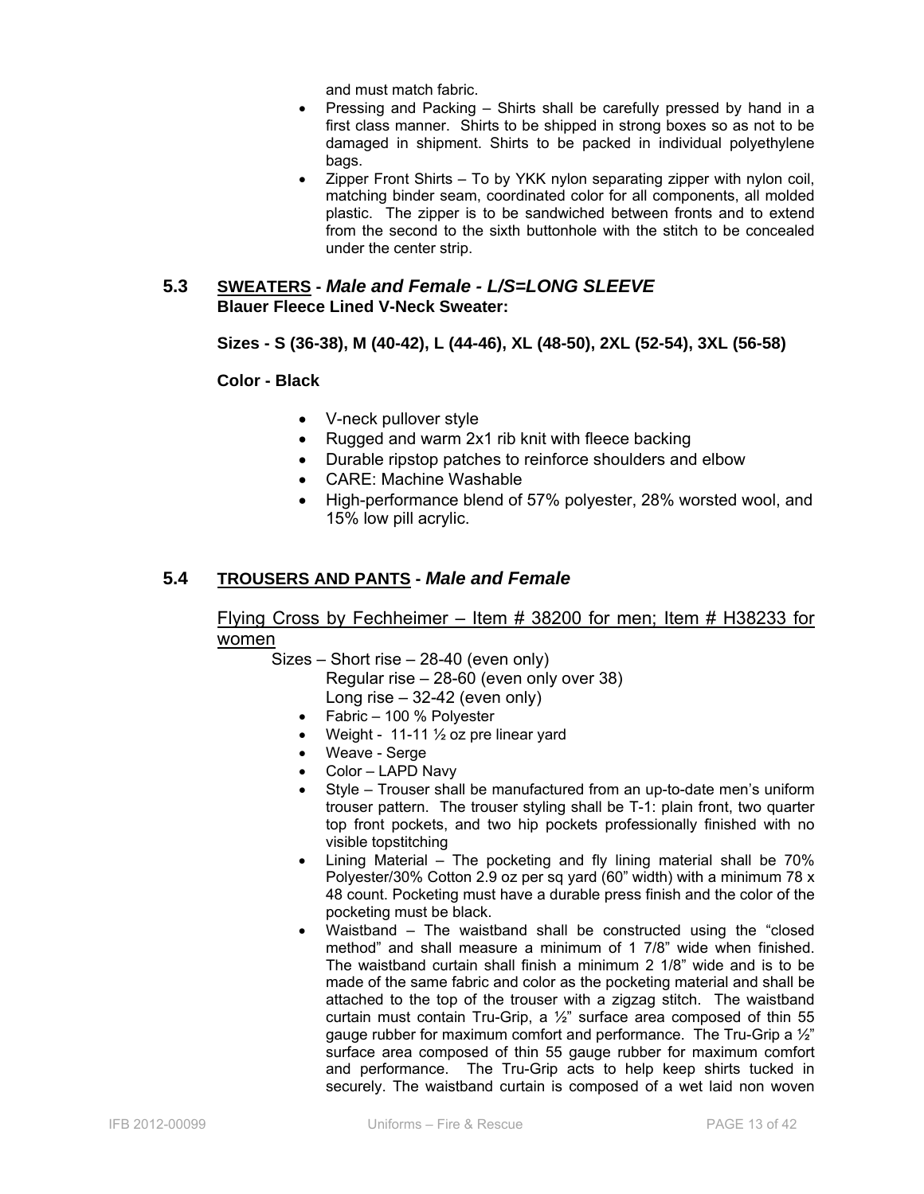and must match fabric.

- Pressing and Packing – Shirts shall be carefully pressed by hand in a first class manner. Shirts to be shipped in strong boxes so as not to be damaged in shipment. Shirts to be packed in individual polyethylene bags.
- Zipper Front Shirts – To by YKK nylon separating zipper with nylon coil, matching binder seam, coordinated color for all components, all molded plastic. The zipper is to be sandwiched between fronts and to extend from the second to the sixth buttonhole with the stitch to be concealed under the center strip.

## 5.3 SWEATERS - *Male and Female - L/S=LONG SLEEVE*

**Blauer Fleece Lined V-Neck Sweater:**

**Sizes - S (36-38), M (40-42), L (44-46), XL (48-50), 2XL (52-54), 3XL (56-58)**

**Color - Black**

- V-neck pullover style
- Rugged and warm 2x1 rib knit with fleece backing
- Durable ripstop patches to reinforce shoulders and elbow
- CARE: Machine Washable
- High-performance blend of 57% polyester, 28% worsted wool, and 15% low pill acrylic.

## 5.4 TROUSERS AND PANTS - *Male and Female*

Flying Cross by Fechheimer – Item # 38200 for men; Item # H38233 for women

Sizes – Short rise – 28-40 (even only)
Regular rise – 28-60 (even only over 38)
Long rise – 32-42 (even only)

- Fabric – 100 % Polyester
- Weight - 11-11 ½ oz pre linear yard
- Weave - Serge
- Color – LAPD Navy
- Style – Trouser shall be manufactured from an up-to-date men's uniform trouser pattern. The trouser styling shall be T-1: plain front, two quarter top front pockets, and two hip pockets professionally finished with no visible topstitching
- Lining Material – The pocketing and fly lining material shall be 70% Polyester/30% Cotton 2.9 oz per sq yard (60" width) with a minimum 78 x 48 count. Pocketing must have a durable press finish and the color of the pocketing must be black.
- Waistband – The waistband shall be constructed using the "closed method" and shall measure a minimum of 1 7/8" wide when finished. The waistband curtain shall finish a minimum 2 1/8" wide and is to be made of the same fabric and color as the pocketing material and shall be attached to the top of the trouser with a zigzag stitch. The waistband curtain must contain Tru-Grip, a ½" surface area composed of thin 55 gauge rubber for maximum comfort and performance. The Tru-Grip a ½" surface area composed of thin 55 gauge rubber for maximum comfort and performance. The Tru-Grip acts to help keep shirts tucked in securely. The waistband curtain is composed of a wet laid non woven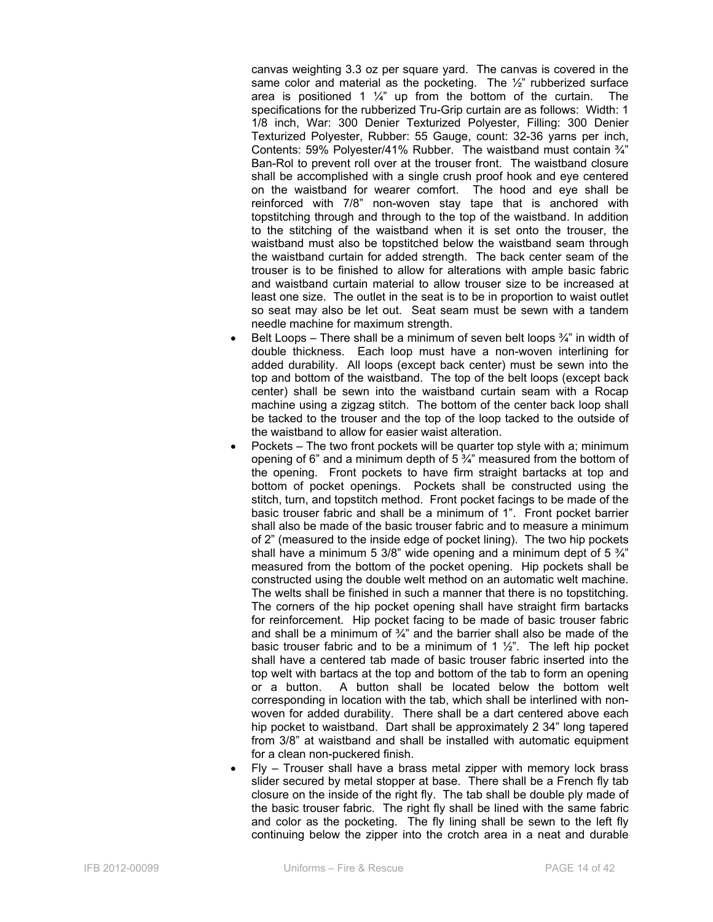canvas weighting 3.3 oz per square yard. The canvas is covered in the same color and material as the pocketing. The ½" rubberized surface area is positioned 1 ¼" up from the bottom of the curtain. The specifications for the rubberized Tru-Grip curtain are as follows: Width: 1 1/8 inch, War: 300 Denier Texturized Polyester, Filling: 300 Denier Texturized Polyester, Rubber: 55 Gauge, count: 32-36 yarns per inch, Contents: 59% Polyester/41% Rubber. The waistband must contain ¾" Ban-Rol to prevent roll over at the trouser front. The waistband closure shall be accomplished with a single crush proof hook and eye centered on the waistband for wearer comfort. The hood and eye shall be reinforced with 7/8" non-woven stay tape that is anchored with topstitching through and through to the top of the waistband. In addition to the stitching of the waistband when it is set onto the trouser, the waistband must also be topstitched below the waistband seam through the waistband curtain for added strength. The back center seam of the trouser is to be finished to allow for alterations with ample basic fabric and waistband curtain material to allow trouser size to be increased at least one size. The outlet in the seat is to be in proportion to waist outlet so seat may also be let out. Seat seam must be sewn with a tandem needle machine for maximum strength.

- Belt Loops – There shall be a minimum of seven belt loops ¾" in width of double thickness. Each loop must have a non-woven interlining for added durability. All loops (except back center) must be sewn into the top and bottom of the waistband. The top of the belt loops (except back center) shall be sewn into the waistband curtain seam with a Rocap machine using a zigzag stitch. The bottom of the center back loop shall be tacked to the trouser and the top of the loop tacked to the outside of the waistband to allow for easier waist alteration.
- Pockets – The two front pockets will be quarter top style with a; minimum opening of 6" and a minimum depth of 5 ¾" measured from the bottom of the opening. Front pockets to have firm straight bartacks at top and bottom of pocket openings. Pockets shall be constructed using the stitch, turn, and topstitch method. Front pocket facings to be made of the basic trouser fabric and shall be a minimum of 1". Front pocket barrier shall also be made of the basic trouser fabric and to measure a minimum of 2" (measured to the inside edge of pocket lining). The two hip pockets shall have a minimum 5 3/8" wide opening and a minimum dept of 5 ¾" measured from the bottom of the pocket opening. Hip pockets shall be constructed using the double welt method on an automatic welt machine. The welts shall be finished in such a manner that there is no topstitching. The corners of the hip pocket opening shall have straight firm bartacks for reinforcement. Hip pocket facing to be made of basic trouser fabric and shall be a minimum of ¾" and the barrier shall also be made of the basic trouser fabric and to be a minimum of 1 ½". The left hip pocket shall have a centered tab made of basic trouser fabric inserted into the top welt with bartacs at the top and bottom of the tab to form an opening or a button. A button shall be located below the bottom welt corresponding in location with the tab, which shall be interlined with non-woven for added durability. There shall be a dart centered above each hip pocket to waistband. Dart shall be approximately 2 34" long tapered from 3/8" at waistband and shall be installed with automatic equipment for a clean non-puckered finish.
- Fly – Trouser shall have a brass metal zipper with memory lock brass slider secured by metal stopper at base. There shall be a French fly tab closure on the inside of the right fly. The tab shall be double ply made of the basic trouser fabric. The right fly shall be lined with the same fabric and color as the pocketing. The fly lining shall be sewn to the left fly continuing below the zipper into the crotch area in a neat and durable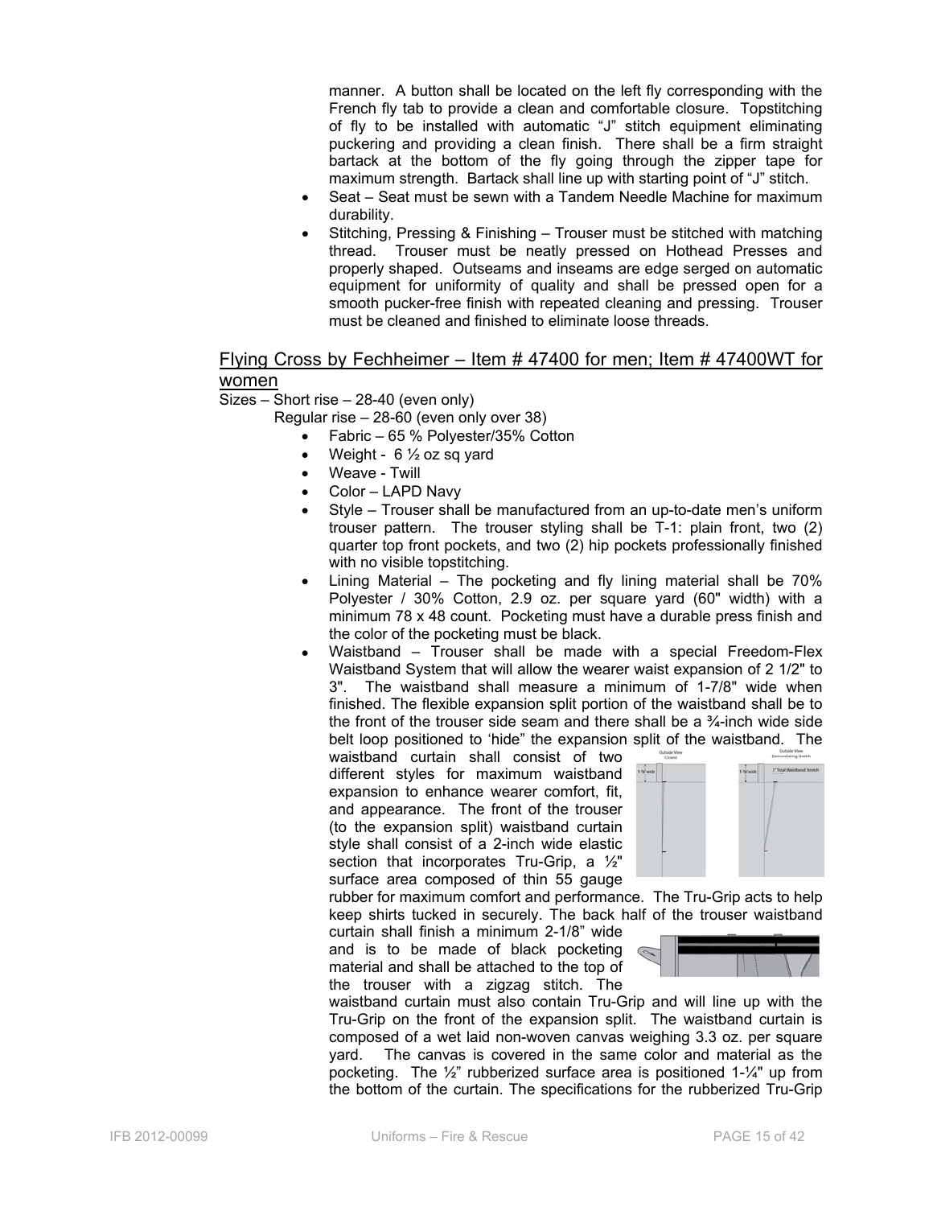manner. A button shall be located on the left fly corresponding with the French fly tab to provide a clean and comfortable closure. Topstitching of fly to be installed with automatic “J” stitch equipment eliminating puckering and providing a clean finish. There shall be a firm straight bartack at the bottom of the fly going through the zipper tape for maximum strength. Bartack shall line up with starting point of “J” stitch.

- Seat – Seat must be sewn with a Tandem Needle Machine for maximum durability.
- Stitching, Pressing & Finishing – Trouser must be stitched with matching thread. Trouser must be neatly pressed on Hothead Presses and properly shaped. Outseams and inseams are edge serged on automatic equipment for uniformity of quality and shall be pressed open for a smooth pucker-free finish with repeated cleaning and pressing. Trouser must be cleaned and finished to eliminate loose threads.

## Flying Cross by Fechheimer – Item # 47400 for men; Item # 47400WT for women

Sizes – Short rise – 28-40 (even only)

Regular rise – 28-60 (even only over 38)

- Fabric – 65 % Polyester/35% Cotton
- Weight - 6 ½ oz sq yard
- Weave - Twill
- Color – LAPD Navy
- Style – Trouser shall be manufactured from an up-to-date men’s uniform trouser pattern. The trouser styling shall be T-1: plain front, two (2) quarter top front pockets, and two (2) hip pockets professionally finished with no visible topstitching.
- Lining Material – The pocketing and fly lining material shall be 70% Polyester / 30% Cotton, 2.9 oz. per square yard (60" width) with a minimum 78 x 48 count. Pocketing must have a durable press finish and the color of the pocketing must be black.
- Waistband – Trouser shall be made with a special Freedom-Flex Waistband System that will allow the wearer waist expansion of 2 1/2" to 3". The waistband shall measure a minimum of 1-7/8" wide when finished. The flexible expansion split portion of the waistband shall be to the front of the trouser side seam and there shall be a ¾-inch wide side belt loop positioned to ‘hide” the expansion split of the waistband. The waistband curtain shall consist of two different styles for maximum waistband expansion to enhance wearer comfort, fit, and appearance. The front of the trouser (to the expansion split) waistband curtain style shall consist of a 2-inch wide elastic section that incorporates Tru-Grip, a ½" surface area composed of thin 55 gauge rubber for maximum comfort and performance. The Tru-Grip acts to help keep shirts tucked in securely. The back half of the trouser waistband curtain shall finish a minimum 2-1/8” wide and is to be made of black pocketing material and shall be attached to the top of the trouser with a zigzag stitch. The waistband curtain must also contain Tru-Grip and will line up with the Tru-Grip on the front of the expansion split. The waistband curtain is composed of a wet laid non-woven canvas weighing 3.3 oz. per square yard. The canvas is covered in the same color and material as the pocketing. The ½” rubberized surface area is positioned 1-¼" up from the bottom of the curtain. The specifications for the rubberized Tru-Grip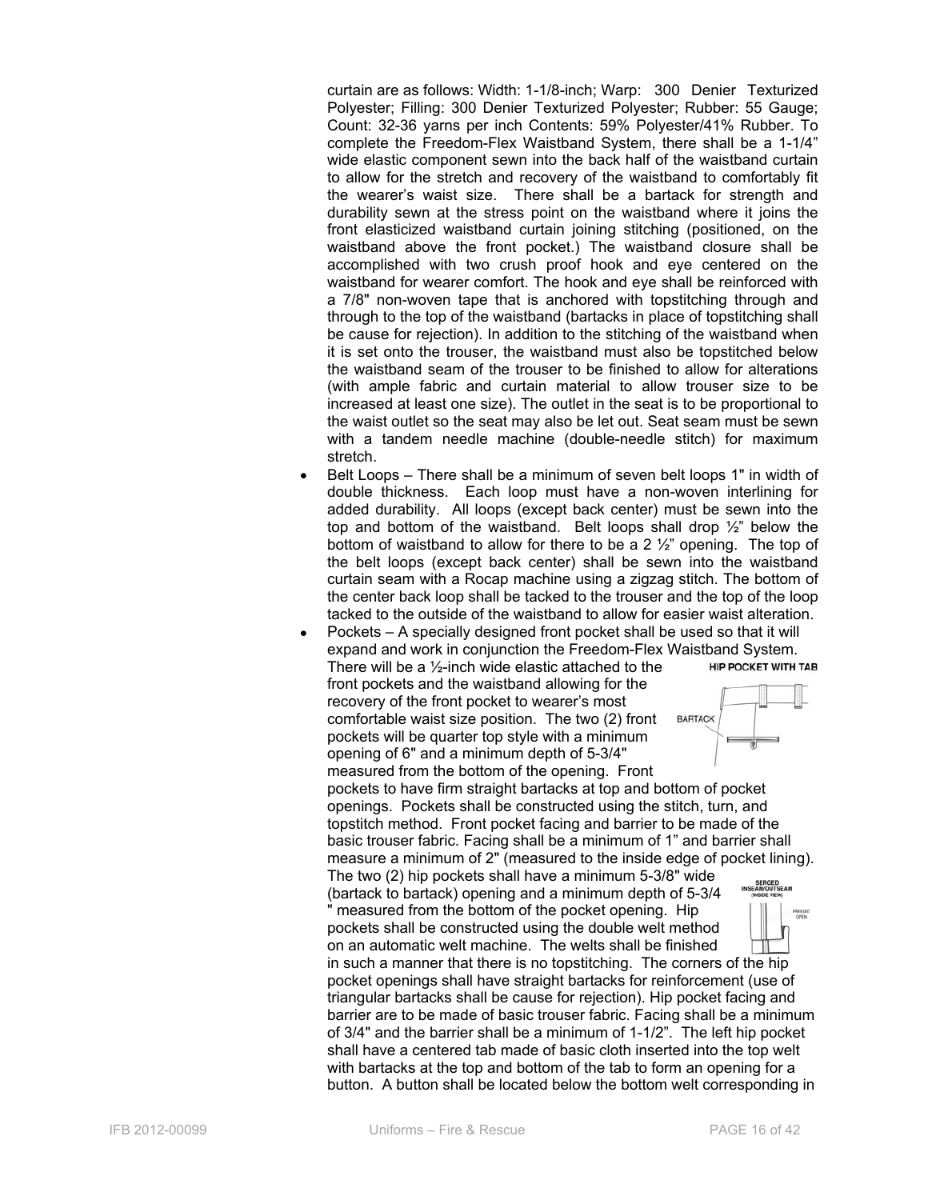curtain are as follows: Width: 1-1/8-inch; Warp: 300 Denier Texturized Polyester; Filling: 300 Denier Texturized Polyester; Rubber: 55 Gauge; Count: 32-36 yarns per inch Contents: 59% Polyester/41% Rubber. To complete the Freedom-Flex Waistband System, there shall be a 1-1/4" wide elastic component sewn into the back half of the waistband curtain to allow for the stretch and recovery of the waistband to comfortably fit the wearer's waist size. There shall be a bartack for strength and durability sewn at the stress point on the waistband where it joins the front elasticized waistband curtain joining stitching (positioned, on the waistband above the front pocket.) The waistband closure shall be accomplished with two crush proof hook and eye centered on the waistband for wearer comfort. The hook and eye shall be reinforced with a 7/8" non-woven tape that is anchored with topstitching through and through to the top of the waistband (bartacks in place of topstitching shall be cause for rejection). In addition to the stitching of the waistband when it is set onto the trouser, the waistband must also be topstitched below the waistband seam of the trouser to be finished to allow for alterations (with ample fabric and curtain material to allow trouser size to be increased at least one size). The outlet in the seat is to be proportional to the waist outlet so the seat may also be let out. Seat seam must be sewn with a tandem needle machine (double-needle stitch) for maximum stretch.

- Belt Loops – There shall be a minimum of seven belt loops 1" in width of double thickness. Each loop must have a non-woven interlining for added durability. All loops (except back center) must be sewn into the top and bottom of the waistband. Belt loops shall drop ½" below the bottom of waistband to allow for there to be a 2 ½" opening. The top of the belt loops (except back center) shall be sewn into the waistband curtain seam with a Rocap machine using a zigzag stitch. The bottom of the center back loop shall be tacked to the trouser and the top of the loop tacked to the outside of the waistband to allow for easier waist alteration.
- Pockets – A specially designed front pocket shall be used so that it will expand and work in conjunction the Freedom-Flex Waistband System. There will be a ½-inch wide elastic attached to the front pockets and the waistband allowing for the recovery of the front pocket to wearer's most comfortable waist size position. The two (2) front pockets will be quarter top style with a minimum opening of 6" and a minimum depth of 5-3/4" measured from the bottom of the opening. Front pockets to have firm straight bartacks at top and bottom of pocket openings. Pockets shall be constructed using the stitch, turn, and topstitch method. Front pocket facing and barrier to be made of the basic trouser fabric. Facing shall be a minimum of 1" and barrier shall measure a minimum of 2" (measured to the inside edge of pocket lining). The two (2) hip pockets shall have a minimum 5-3/8" wide (bartack to bartack) opening and a minimum depth of 5-3/4 " measured from the bottom of the pocket opening. Hip pockets shall be constructed using the double welt method on an automatic welt machine. The welts shall be finished in such a manner that there is no topstitching. The corners of the hip pocket openings shall have straight bartacks for reinforcement (use of triangular bartacks shall be cause for rejection). Hip pocket facing and barrier are to be made of basic trouser fabric. Facing shall be a minimum of 3/4" and the barrier shall be a minimum of 1-1/2". The left hip pocket shall have a centered tab made of basic cloth inserted into the top welt with bartacks at the top and bottom of the tab to form an opening for a button. A button shall be located below the bottom welt corresponding in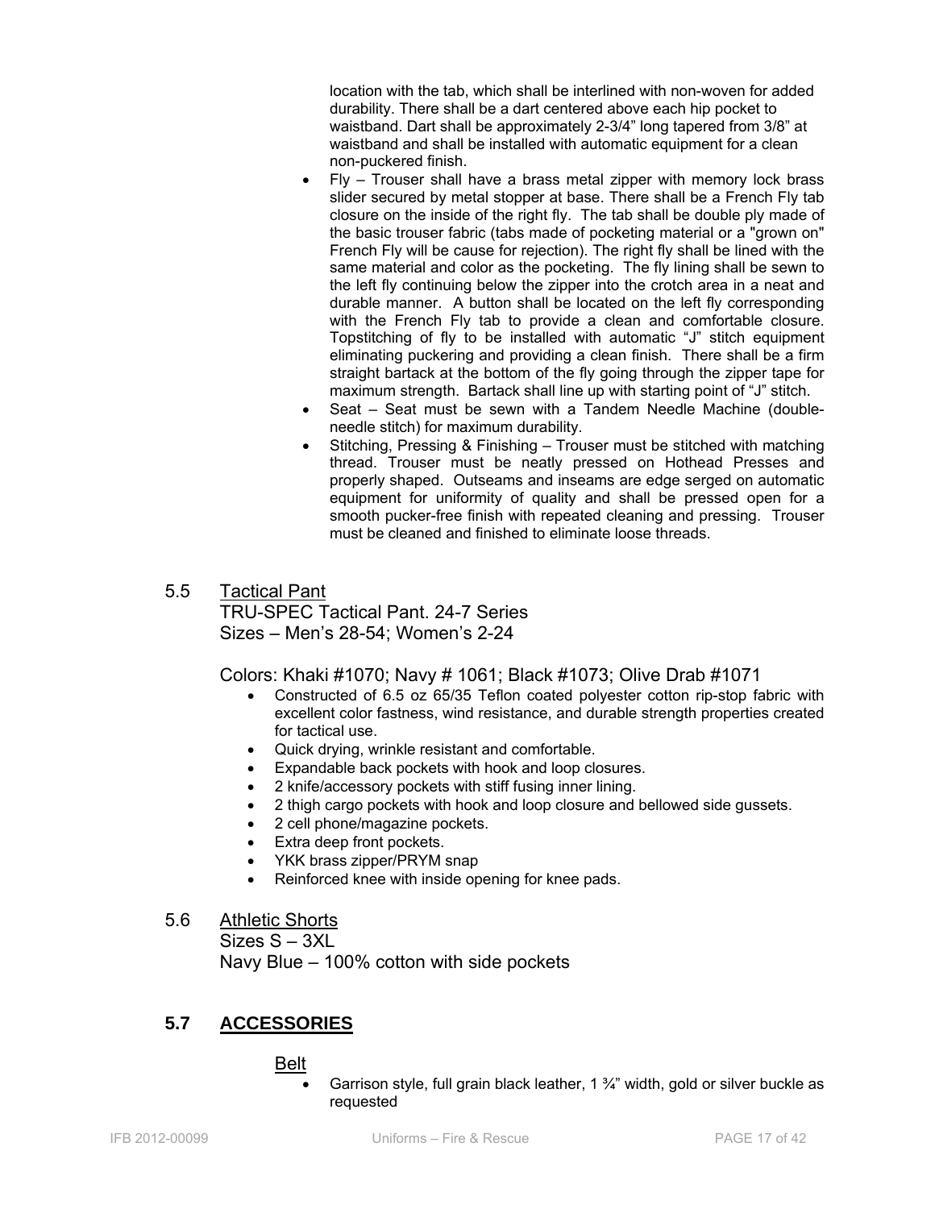location with the tab, which shall be interlined with non-woven for added durability. There shall be a dart centered above each hip pocket to waistband. Dart shall be approximately 2-3/4" long tapered from 3/8" at waistband and shall be installed with automatic equipment for a clean non-puckered finish.

- Fly – Trouser shall have a brass metal zipper with memory lock brass slider secured by metal stopper at base. There shall be a French Fly tab closure on the inside of the right fly. The tab shall be double ply made of the basic trouser fabric (tabs made of pocketing material or a "grown on" French Fly will be cause for rejection). The right fly shall be lined with the same material and color as the pocketing. The fly lining shall be sewn to the left fly continuing below the zipper into the crotch area in a neat and durable manner. A button shall be located on the left fly corresponding with the French Fly tab to provide a clean and comfortable closure. Topstitching of fly to be installed with automatic "J" stitch equipment eliminating puckering and providing a clean finish. There shall be a firm straight bartack at the bottom of the fly going through the zipper tape for maximum strength. Bartack shall line up with starting point of "J" stitch.
- Seat – Seat must be sewn with a Tandem Needle Machine (double-needle stitch) for maximum durability.
- Stitching, Pressing & Finishing – Trouser must be stitched with matching thread. Trouser must be neatly pressed on Hothead Presses and properly shaped. Outseams and inseams are edge serged on automatic equipment for uniformity of quality and shall be pressed open for a smooth pucker-free finish with repeated cleaning and pressing. Trouser must be cleaned and finished to eliminate loose threads.

5.5 Tactical Pant

TRU-SPEC Tactical Pant. 24-7 Series

Sizes – Men's 28-54; Women's 2-24

Colors: Khaki #1070; Navy # 1061; Black #1073; Olive Drab #1071

- Constructed of 6.5 oz 65/35 Teflon coated polyester cotton rip-stop fabric with excellent color fastness, wind resistance, and durable strength properties created for tactical use.
- Quick drying, wrinkle resistant and comfortable.
- Expandable back pockets with hook and loop closures.
- 2 knife/accessory pockets with stiff fusing inner lining.
- 2 thigh cargo pockets with hook and loop closure and bellowed side gussets.
- 2 cell phone/magazine pockets.
- Extra deep front pockets.
- YKK brass zipper/PRYM snap
- Reinforced knee with inside opening for knee pads.

5.6 Athletic Shorts

Sizes S – 3XL

Navy Blue – 100% cotton with side pockets

## 5.7 ACCESSORIES

Belt

- Garrison style, full grain black leather, 1 ¾" width, gold or silver buckle as requested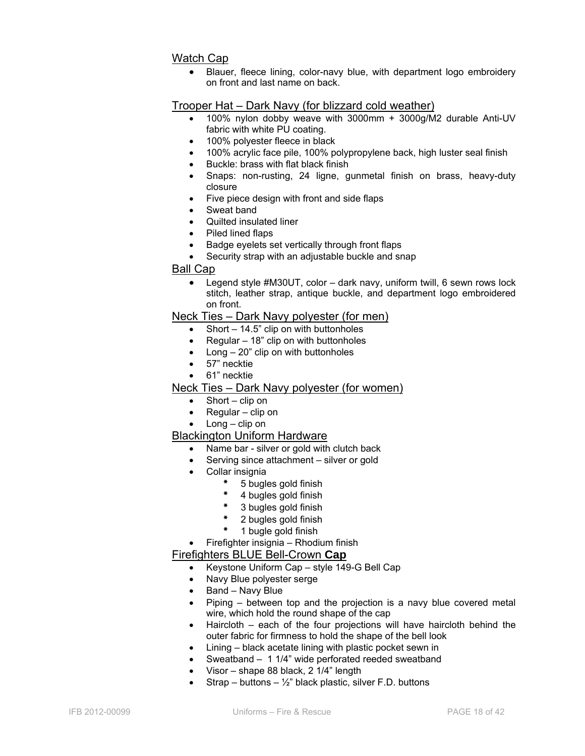<u>Watch Cap</u>

- Blauer, fleece lining, color-navy blue, with department logo embroidery on front and last name on back.

<u>Trooper Hat – Dark Navy (for blizzard cold weather)</u>

- 100% nylon dobby weave with 3000mm + 3000g/M2 durable Anti-UV fabric with white PU coating.
- 100% polyester fleece in black
- 100% acrylic face pile, 100% polypropylene back, high luster seal finish
- Buckle: brass with flat black finish
- Snaps: non-rusting, 24 ligne, gunmetal finish on brass, heavy-duty closure
- Five piece design with front and side flaps
- Sweat band
- Quilted insulated liner
- Piled lined flaps
- Badge eyelets set vertically through front flaps
- Security strap with an adjustable buckle and snap

<u>Ball Cap</u>

- Legend style #M30UT, color – dark navy, uniform twill, 6 sewn rows lock stitch, leather strap, antique buckle, and department logo embroidered on front.

<u>Neck Ties – Dark Navy polyester (for men)</u>

- Short – 14.5" clip on with buttonholes
- Regular – 18" clip on with buttonholes
- Long – 20" clip on with buttonholes
- 57" necktie
- 61" necktie

<u>Neck Ties – Dark Navy polyester (for women)</u>

- Short – clip on
- Regular – clip on
- Long – clip on

<u>Blackington Uniform Hardware</u>

- Name bar - silver or gold with clutch back
- Serving since attachment – silver or gold
- Collar insignia
  - 5 bugles gold finish
  - 4 bugles gold finish
  - 3 bugles gold finish
  - 2 bugles gold finish
  - 1 bugle gold finish
- Firefighter insignia – Rhodium finish

<u>Firefighters BLUE Bell-Crown **Cap**</u>

- Keystone Uniform Cap – style 149-G Bell Cap
- Navy Blue polyester serge
- Band – Navy Blue
- Piping – between top and the projection is a navy blue covered metal wire, which hold the round shape of the cap
- Haircloth – each of the four projections will have haircloth behind the outer fabric for firmness to hold the shape of the bell look
- Lining – black acetate lining with plastic pocket sewn in
- Sweatband – 1 1/4" wide perforated reeded sweatband
- Visor – shape 88 black, 2 1/4" length
- Strap – buttons – ½" black plastic, silver F.D. buttons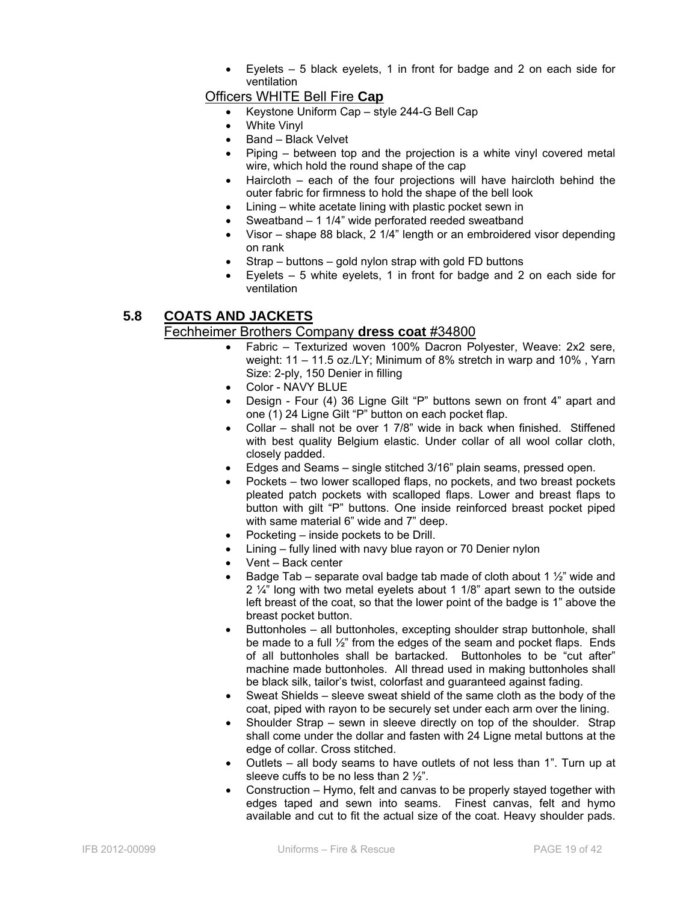- Eyelets – 5 black eyelets, 1 in front for badge and 2 on each side for ventilation

Officers WHITE Bell Fire **Cap**

- Keystone Uniform Cap – style 244-G Bell Cap
- White Vinyl
- Band – Black Velvet
- Piping – between top and the projection is a white vinyl covered metal wire, which hold the round shape of the cap
- Haircloth – each of the four projections will have haircloth behind the outer fabric for firmness to hold the shape of the bell look
- Lining – white acetate lining with plastic pocket sewn in
- Sweatband – 1 1/4" wide perforated reeded sweatband
- Visor – shape 88 black, 2 1/4" length or an embroidered visor depending on rank
- Strap – buttons – gold nylon strap with gold FD buttons
- Eyelets – 5 white eyelets, 1 in front for badge and 2 on each side for ventilation

## 5.8 COATS AND JACKETS

Fechheimer Brothers Company **dress coat** #34800

- Fabric – Texturized woven 100% Dacron Polyester, Weave: 2x2 sere, weight: 11 – 11.5 oz./LY; Minimum of 8% stretch in warp and 10% , Yarn Size: 2-ply, 150 Denier in filling
- Color - NAVY BLUE
- Design - Four (4) 36 Ligne Gilt "P" buttons sewn on front 4" apart and one (1) 24 Ligne Gilt "P" button on each pocket flap.
- Collar – shall not be over 1 7/8" wide in back when finished. Stiffened with best quality Belgium elastic. Under collar of all wool collar cloth, closely padded.
- Edges and Seams – single stitched 3/16" plain seams, pressed open.
- Pockets – two lower scalloped flaps, no pockets, and two breast pockets pleated patch pockets with scalloped flaps. Lower and breast flaps to button with gilt "P" buttons. One inside reinforced breast pocket piped with same material 6" wide and 7" deep.
- Pocketing – inside pockets to be Drill.
- Lining – fully lined with navy blue rayon or 70 Denier nylon
- Vent – Back center
- Badge Tab – separate oval badge tab made of cloth about 1 ½" wide and 2 ¼" long with two metal eyelets about 1 1/8" apart sewn to the outside left breast of the coat, so that the lower point of the badge is 1" above the breast pocket button.
- Buttonholes – all buttonholes, excepting shoulder strap buttonhole, shall be made to a full ½" from the edges of the seam and pocket flaps. Ends of all buttonholes shall be bartacked. Buttonholes to be "cut after" machine made buttonholes. All thread used in making buttonholes shall be black silk, tailor's twist, colorfast and guaranteed against fading.
- Sweat Shields – sleeve sweat shield of the same cloth as the body of the coat, piped with rayon to be securely set under each arm over the lining.
- Shoulder Strap – sewn in sleeve directly on top of the shoulder. Strap shall come under the dollar and fasten with 24 Ligne metal buttons at the edge of collar. Cross stitched.
- Outlets – all body seams to have outlets of not less than 1". Turn up at sleeve cuffs to be no less than 2 ½".
- Construction – Hymo, felt and canvas to be properly stayed together with edges taped and sewn into seams. Finest canvas, felt and hymo available and cut to fit the actual size of the coat. Heavy shoulder pads.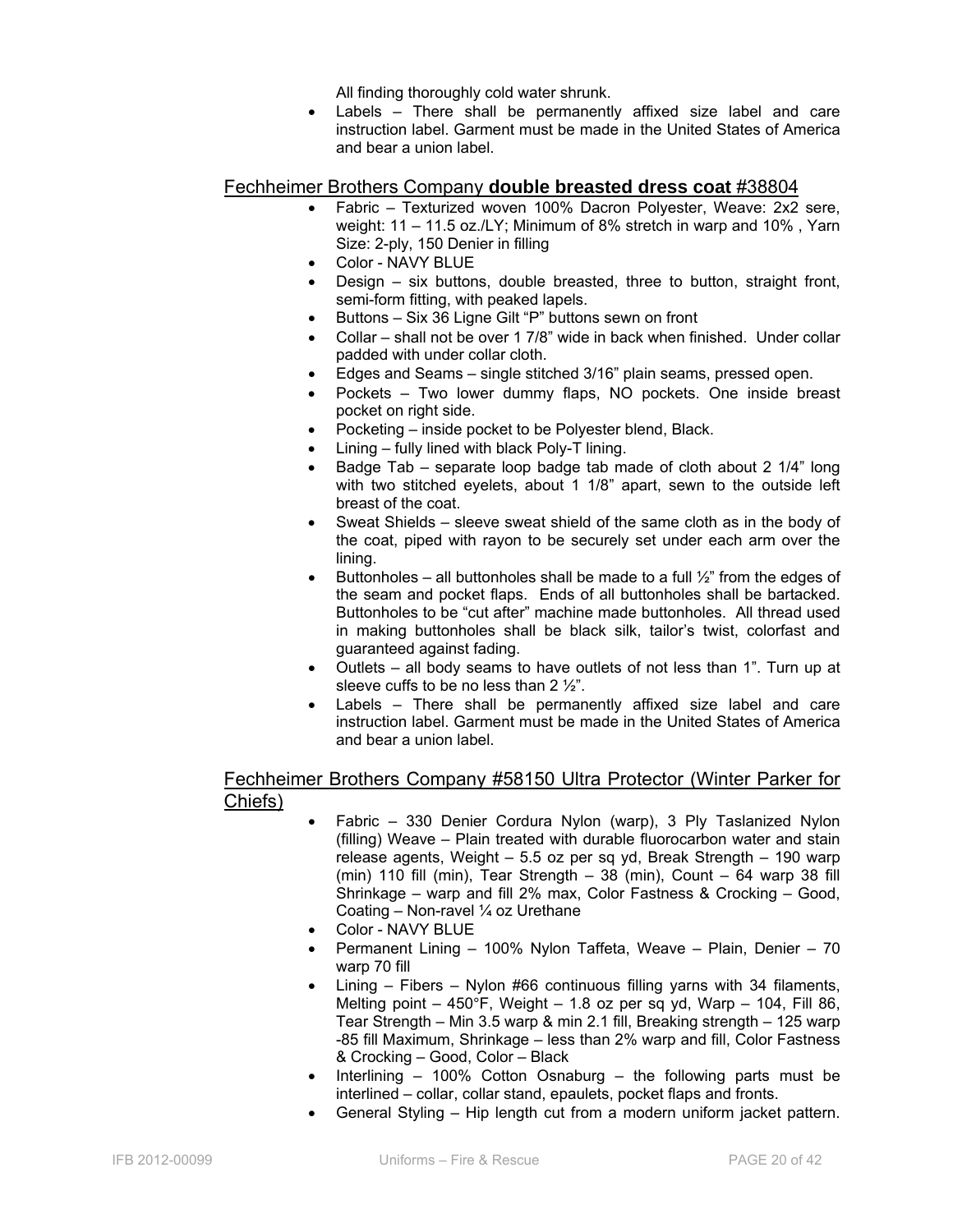All finding thoroughly cold water shrunk.

- Labels – There shall be permanently affixed size label and care instruction label. Garment must be made in the United States of America and bear a union label.

## Fechheimer Brothers Company **double breasted dress coat** #38804

- Fabric – Texturized woven 100% Dacron Polyester, Weave: 2x2 sere, weight: 11 – 11.5 oz./LY; Minimum of 8% stretch in warp and 10% , Yarn Size: 2-ply, 150 Denier in filling
- Color - NAVY BLUE
- Design – six buttons, double breasted, three to button, straight front, semi-form fitting, with peaked lapels.
- Buttons – Six 36 Ligne Gilt "P" buttons sewn on front
- Collar – shall not be over 1 7/8" wide in back when finished. Under collar padded with under collar cloth.
- Edges and Seams – single stitched 3/16" plain seams, pressed open.
- Pockets – Two lower dummy flaps, NO pockets. One inside breast pocket on right side.
- Pocketing – inside pocket to be Polyester blend, Black.
- Lining – fully lined with black Poly-T lining.
- Badge Tab – separate loop badge tab made of cloth about 2 1/4" long with two stitched eyelets, about 1 1/8" apart, sewn to the outside left breast of the coat.
- Sweat Shields – sleeve sweat shield of the same cloth as in the body of the coat, piped with rayon to be securely set under each arm over the lining.
- Buttonholes – all buttonholes shall be made to a full ½" from the edges of the seam and pocket flaps. Ends of all buttonholes shall be bartacked. Buttonholes to be "cut after" machine made buttonholes. All thread used in making buttonholes shall be black silk, tailor's twist, colorfast and guaranteed against fading.
- Outlets – all body seams to have outlets of not less than 1". Turn up at sleeve cuffs to be no less than 2 ½".
- Labels – There shall be permanently affixed size label and care instruction label. Garment must be made in the United States of America and bear a union label.

## Fechheimer Brothers Company #58150 Ultra Protector (Winter Parker for Chiefs)

- Fabric – 330 Denier Cordura Nylon (warp), 3 Ply Taslanized Nylon (filling) Weave – Plain treated with durable fluorocarbon water and stain release agents, Weight – 5.5 oz per sq yd, Break Strength – 190 warp (min) 110 fill (min), Tear Strength – 38 (min), Count – 64 warp 38 fill Shrinkage – warp and fill 2% max, Color Fastness & Crocking – Good, Coating – Non-ravel ¼ oz Urethane
- Color - NAVY BLUE
- Permanent Lining – 100% Nylon Taffeta, Weave – Plain, Denier – 70 warp 70 fill
- Lining – Fibers – Nylon #66 continuous filling yarns with 34 filaments, Melting point – 450°F, Weight – 1.8 oz per sq yd, Warp – 104, Fill 86, Tear Strength – Min 3.5 warp & min 2.1 fill, Breaking strength – 125 warp -85 fill Maximum, Shrinkage – less than 2% warp and fill, Color Fastness & Crocking – Good, Color – Black
- Interlining – 100% Cotton Osnaburg – the following parts must be interlined – collar, collar stand, epaulets, pocket flaps and fronts.
- General Styling – Hip length cut from a modern uniform jacket pattern.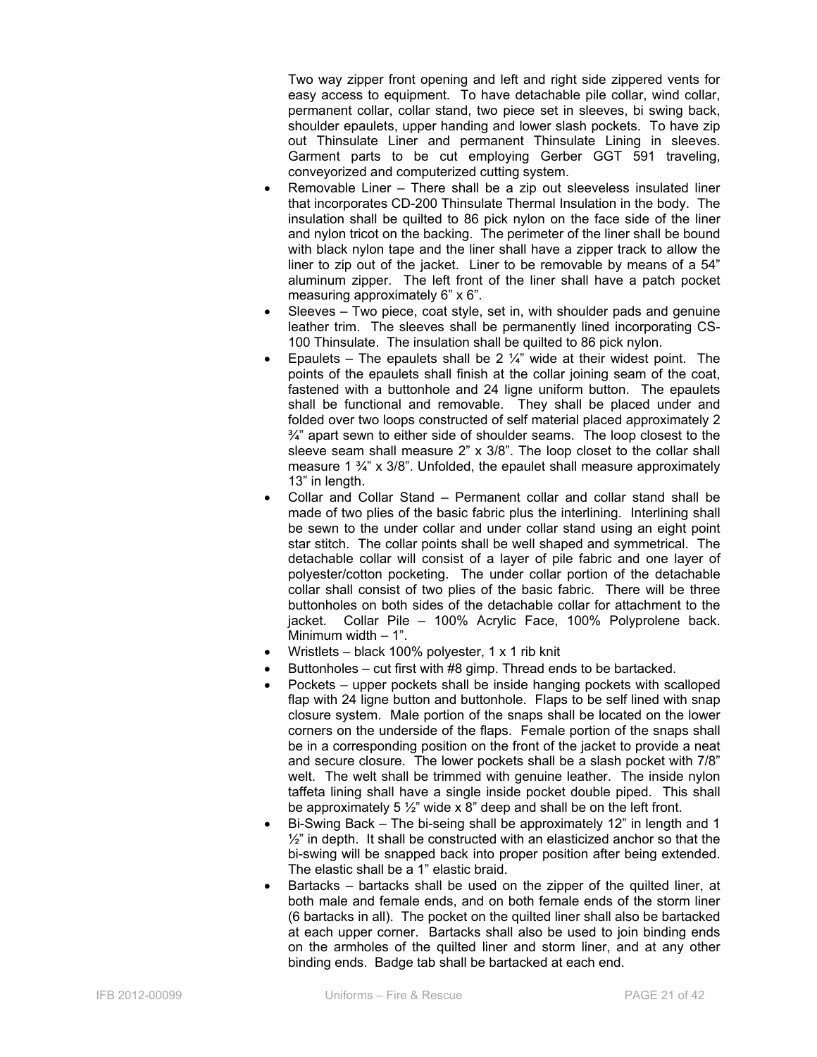Two way zipper front opening and left and right side zippered vents for easy access to equipment. To have detachable pile collar, wind collar, permanent collar, collar stand, two piece set in sleeves, bi swing back, shoulder epaulets, upper handing and lower slash pockets. To have zip out Thinsulate Liner and permanent Thinsulate Lining in sleeves. Garment parts to be cut employing Gerber GGT 591 traveling, conveyorized and computerized cutting system.

- Removable Liner – There shall be a zip out sleeveless insulated liner that incorporates CD-200 Thinsulate Thermal Insulation in the body. The insulation shall be quilted to 86 pick nylon on the face side of the liner and nylon tricot on the backing. The perimeter of the liner shall be bound with black nylon tape and the liner shall have a zipper track to allow the liner to zip out of the jacket. Liner to be removable by means of a 54" aluminum zipper. The left front of the liner shall have a patch pocket measuring approximately 6" x 6".
- Sleeves – Two piece, coat style, set in, with shoulder pads and genuine leather trim. The sleeves shall be permanently lined incorporating CS-100 Thinsulate. The insulation shall be quilted to 86 pick nylon.
- Epaulets – The epaulets shall be 2 ¼" wide at their widest point. The points of the epaulets shall finish at the collar joining seam of the coat, fastened with a buttonhole and 24 ligne uniform button. The epaulets shall be functional and removable. They shall be placed under and folded over two loops constructed of self material placed approximately 2 ¾" apart sewn to either side of shoulder seams. The loop closest to the sleeve seam shall measure 2" x 3/8". The loop closet to the collar shall measure 1 ¾" x 3/8". Unfolded, the epaulet shall measure approximately 13" in length.
- Collar and Collar Stand – Permanent collar and collar stand shall be made of two plies of the basic fabric plus the interlining. Interlining shall be sewn to the under collar and under collar stand using an eight point star stitch. The collar points shall be well shaped and symmetrical. The detachable collar will consist of a layer of pile fabric and one layer of polyester/cotton pocketing. The under collar portion of the detachable collar shall consist of two plies of the basic fabric. There will be three buttonholes on both sides of the detachable collar for attachment to the jacket. Collar Pile – 100% Acrylic Face, 100% Polyprolene back. Minimum width – 1".
- Wristlets – black 100% polyester, 1 x 1 rib knit
- Buttonholes – cut first with #8 gimp. Thread ends to be bartacked.
- Pockets – upper pockets shall be inside hanging pockets with scalloped flap with 24 ligne button and buttonhole. Flaps to be self lined with snap closure system. Male portion of the snaps shall be located on the lower corners on the underside of the flaps. Female portion of the snaps shall be in a corresponding position on the front of the jacket to provide a neat and secure closure. The lower pockets shall be a slash pocket with 7/8" welt. The welt shall be trimmed with genuine leather. The inside nylon taffeta lining shall have a single inside pocket double piped. This shall be approximately 5 ½" wide x 8" deep and shall be on the left front.
- Bi-Swing Back – The bi-seing shall be approximately 12" in length and 1 ½" in depth. It shall be constructed with an elasticized anchor so that the bi-swing will be snapped back into proper position after being extended. The elastic shall be a 1" elastic braid.
- Bartacks – bartacks shall be used on the zipper of the quilted liner, at both male and female ends, and on both female ends of the storm liner (6 bartacks in all). The pocket on the quilted liner shall also be bartacked at each upper corner. Bartacks shall also be used to join binding ends on the armholes of the quilted liner and storm liner, and at any other binding ends. Badge tab shall be bartacked at each end.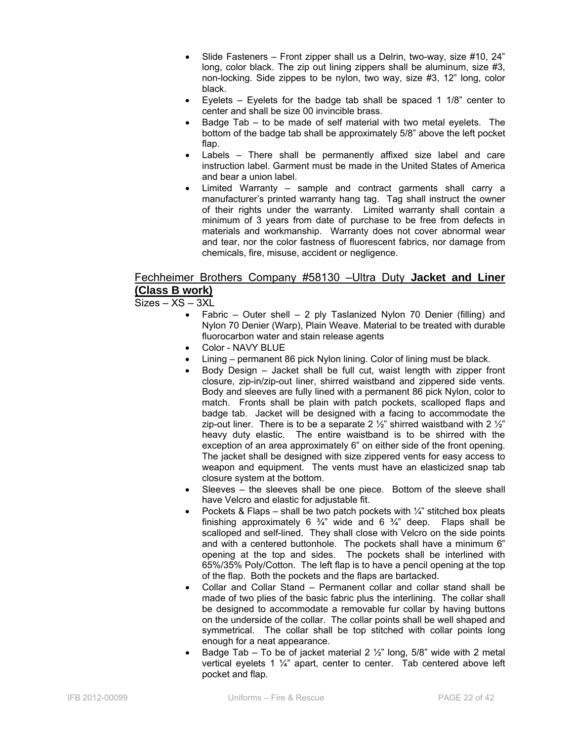- Slide Fasteners – Front zipper shall us a Delrin, two-way, size #10, 24" long, color black. The zip out lining zippers shall be aluminum, size #3, non-locking. Side zippes to be nylon, two way, size #3, 12" long, color black.
- Eyelets – Eyelets for the badge tab shall be spaced 1 1/8" center to center and shall be size 00 invincible brass.
- Badge Tab – to be made of self material with two metal eyelets. The bottom of the badge tab shall be approximately 5/8" above the left pocket flap.
- Labels – There shall be permanently affixed size label and care instruction label. Garment must be made in the United States of America and bear a union label.
- Limited Warranty – sample and contract garments shall carry a manufacturer's printed warranty hang tag. Tag shall instruct the owner of their rights under the warranty. Limited warranty shall contain a minimum of 3 years from date of purchase to be free from defects in materials and workmanship. Warranty does not cover abnormal wear and tear, nor the color fastness of fluorescent fabrics, nor damage from chemicals, fire, misuse, accident or negligence.

## Fechheimer Brothers Company #58130 –Ultra Duty **Jacket and Liner (Class B work)**

Sizes – XS – 3XL

- Fabric – Outer shell – 2 ply Taslanized Nylon 70 Denier (filling) and Nylon 70 Denier (Warp), Plain Weave. Material to be treated with durable fluorocarbon water and stain release agents
- Color - NAVY BLUE
- Lining – permanent 86 pick Nylon lining. Color of lining must be black.
- Body Design – Jacket shall be full cut, waist length with zipper front closure, zip-in/zip-out liner, shirred waistband and zippered side vents. Body and sleeves are fully lined with a permanent 86 pick Nylon, color to match. Fronts shall be plain with patch pockets, scalloped flaps and badge tab. Jacket will be designed with a facing to accommodate the zip-out liner. There is to be a separate 2 ½" shirred waistband with 2 ½" heavy duty elastic. The entire waistband is to be shirred with the exception of an area approximately 6" on either side of the front opening. The jacket shall be designed with size zippered vents for easy access to weapon and equipment. The vents must have an elasticized snap tab closure system at the bottom.
- Sleeves – the sleeves shall be one piece. Bottom of the sleeve shall have Velcro and elastic for adjustable fit.
- Pockets & Flaps – shall be two patch pockets with ¼" stitched box pleats finishing approximately 6 ¾" wide and 6 ¾" deep. Flaps shall be scalloped and self-lined. They shall close with Velcro on the side points and with a centered buttonhole. The pockets shall have a minimum 6" opening at the top and sides. The pockets shall be interlined with 65%/35% Poly/Cotton. The left flap is to have a pencil opening at the top of the flap. Both the pockets and the flaps are bartacked.
- Collar and Collar Stand – Permanent collar and collar stand shall be made of two plies of the basic fabric plus the interlining. The collar shall be designed to accommodate a removable fur collar by having buttons on the underside of the collar. The collar points shall be well shaped and symmetrical. The collar shall be top stitched with collar points long enough for a neat appearance.
- Badge Tab – To be of jacket material 2 ½" long, 5/8" wide with 2 metal vertical eyelets 1 ¼" apart, center to center. Tab centered above left pocket and flap.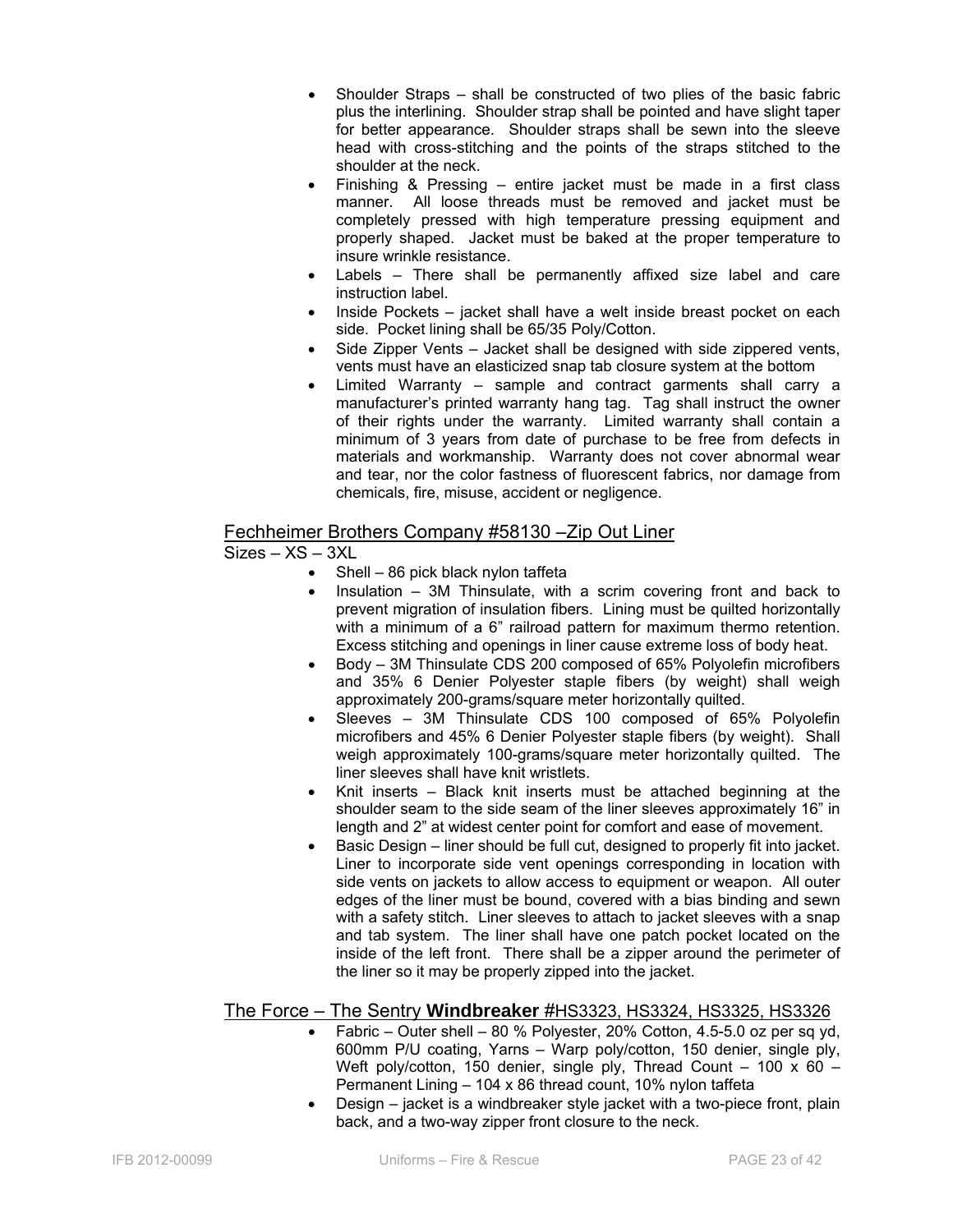- Shoulder Straps – shall be constructed of two plies of the basic fabric plus the interlining. Shoulder strap shall be pointed and have slight taper for better appearance. Shoulder straps shall be sewn into the sleeve head with cross-stitching and the points of the straps stitched to the shoulder at the neck.
- Finishing & Pressing – entire jacket must be made in a first class manner. All loose threads must be removed and jacket must be completely pressed with high temperature pressing equipment and properly shaped. Jacket must be baked at the proper temperature to insure wrinkle resistance.
- Labels – There shall be permanently affixed size label and care instruction label.
- Inside Pockets – jacket shall have a welt inside breast pocket on each side. Pocket lining shall be 65/35 Poly/Cotton.
- Side Zipper Vents – Jacket shall be designed with side zippered vents, vents must have an elasticized snap tab closure system at the bottom
- Limited Warranty – sample and contract garments shall carry a manufacturer's printed warranty hang tag. Tag shall instruct the owner of their rights under the warranty. Limited warranty shall contain a minimum of 3 years from date of purchase to be free from defects in materials and workmanship. Warranty does not cover abnormal wear and tear, nor the color fastness of fluorescent fabrics, nor damage from chemicals, fire, misuse, accident or negligence.

## Fechheimer Brothers Company #58130 –Zip Out Liner

Sizes – XS – 3XL

- Shell – 86 pick black nylon taffeta
- Insulation – 3M Thinsulate, with a scrim covering front and back to prevent migration of insulation fibers. Lining must be quilted horizontally with a minimum of a 6" railroad pattern for maximum thermo retention. Excess stitching and openings in liner cause extreme loss of body heat.
- Body – 3M Thinsulate CDS 200 composed of 65% Polyolefin microfibers and 35% 6 Denier Polyester staple fibers (by weight) shall weigh approximately 200-grams/square meter horizontally quilted.
- Sleeves – 3M Thinsulate CDS 100 composed of 65% Polyolefin microfibers and 45% 6 Denier Polyester staple fibers (by weight). Shall weigh approximately 100-grams/square meter horizontally quilted. The liner sleeves shall have knit wristlets.
- Knit inserts – Black knit inserts must be attached beginning at the shoulder seam to the side seam of the liner sleeves approximately 16" in length and 2" at widest center point for comfort and ease of movement.
- Basic Design – liner should be full cut, designed to properly fit into jacket. Liner to incorporate side vent openings corresponding in location with side vents on jackets to allow access to equipment or weapon. All outer edges of the liner must be bound, covered with a bias binding and sewn with a safety stitch. Liner sleeves to attach to jacket sleeves with a snap and tab system. The liner shall have one patch pocket located on the inside of the left front. There shall be a zipper around the perimeter of the liner so it may be properly zipped into the jacket.

## The Force – The Sentry **Windbreaker** #HS3323, HS3324, HS3325, HS3326

- Fabric – Outer shell – 80 % Polyester, 20% Cotton, 4.5-5.0 oz per sq yd, 600mm P/U coating, Yarns – Warp poly/cotton, 150 denier, single ply, Weft poly/cotton, 150 denier, single ply, Thread Count – 100 x 60 – Permanent Lining – 104 x 86 thread count, 10% nylon taffeta
- Design – jacket is a windbreaker style jacket with a two-piece front, plain back, and a two-way zipper front closure to the neck.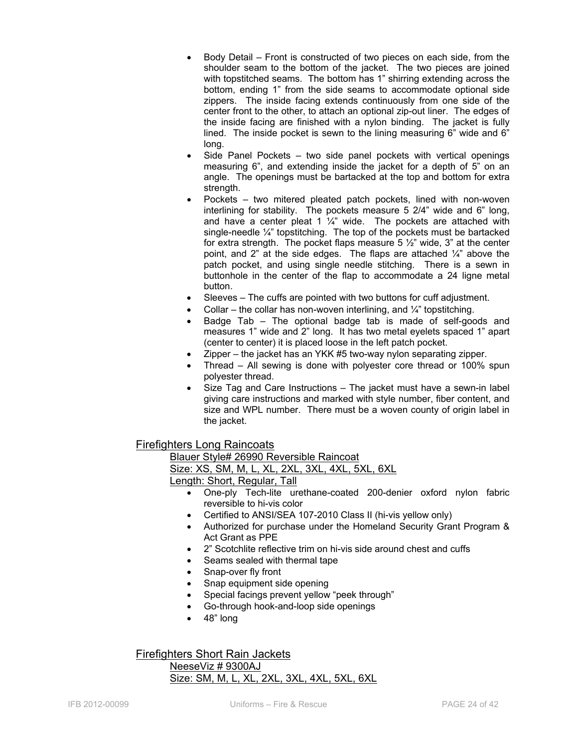- Body Detail – Front is constructed of two pieces on each side, from the shoulder seam to the bottom of the jacket. The two pieces are joined with topstitched seams. The bottom has 1" shirring extending across the bottom, ending 1" from the side seams to accommodate optional side zippers. The inside facing extends continuously from one side of the center front to the other, to attach an optional zip-out liner. The edges of the inside facing are finished with a nylon binding. The jacket is fully lined. The inside pocket is sewn to the lining measuring 6" wide and 6" long.
- Side Panel Pockets – two side panel pockets with vertical openings measuring 6", and extending inside the jacket for a depth of 5" on an angle. The openings must be bartacked at the top and bottom for extra strength.
- Pockets – two mitered pleated patch pockets, lined with non-woven interlining for stability. The pockets measure 5 2/4" wide and 6" long, and have a center pleat 1 ¼" wide. The pockets are attached with single-needle ¼" topstitching. The top of the pockets must be bartacked for extra strength. The pocket flaps measure 5 ½" wide, 3" at the center point, and 2" at the side edges. The flaps are attached ¼" above the patch pocket, and using single needle stitching. There is a sewn in buttonhole in the center of the flap to accommodate a 24 ligne metal button.
- Sleeves – The cuffs are pointed with two buttons for cuff adjustment.
- Collar – the collar has non-woven interlining, and ¼" topstitching.
- Badge Tab – The optional badge tab is made of self-goods and measures 1" wide and 2" long. It has two metal eyelets spaced 1" apart (center to center) it is placed loose in the left patch pocket.
- Zipper – the jacket has an YKK #5 two-way nylon separating zipper.
- Thread – All sewing is done with polyester core thread or 100% spun polyester thread.
- Size Tag and Care Instructions – The jacket must have a sewn-in label giving care instructions and marked with style number, fiber content, and size and WPL number. There must be a woven county of origin label in the jacket.

## Firefighters Long Raincoats

Blauer Style# 26990 Reversible Raincoat
Size: XS, SM, M, L, XL, 2XL, 3XL, 4XL, 5XL, 6XL
Length: Short, Regular, Tall

- One-ply Tech-lite urethane-coated 200-denier oxford nylon fabric reversible to hi-vis color
- Certified to ANSI/SEA 107-2010 Class II (hi-vis yellow only)
- Authorized for purchase under the Homeland Security Grant Program & Act Grant as PPE
- 2" Scotchlite reflective trim on hi-vis side around chest and cuffs
- Seams sealed with thermal tape
- Snap-over fly front
- Snap equipment side opening
- Special facings prevent yellow "peek through"
- Go-through hook-and-loop side openings
- 48" long

## Firefighters Short Rain Jackets

NeeseViz # 9300AJ
Size: SM, M, L, XL, 2XL, 3XL, 4XL, 5XL, 6XL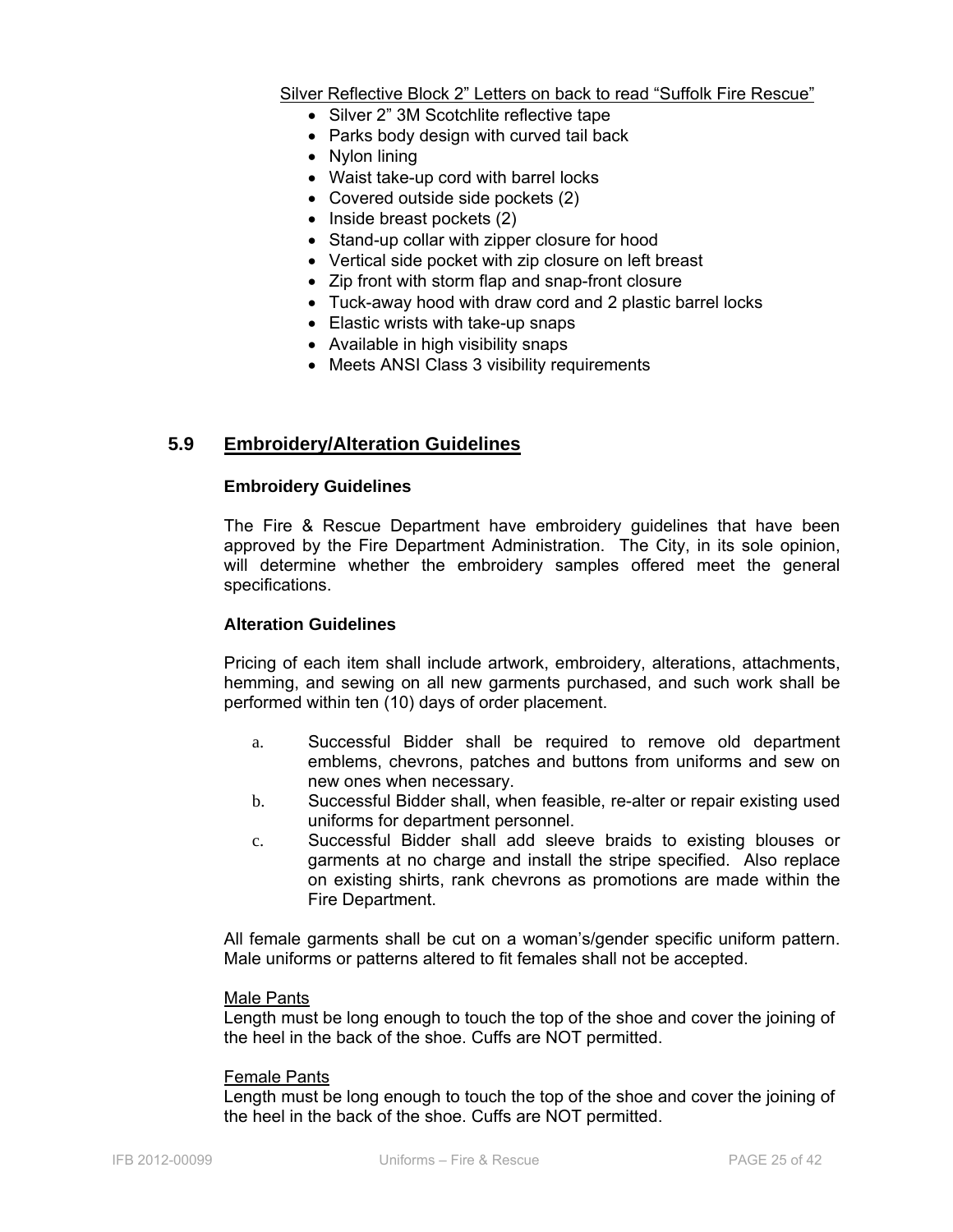<u>Silver Reflective Block 2" Letters on back to read "Suffolk Fire Rescue"</u>

- Silver 2" 3M Scotchlite reflective tape
- Parks body design with curved tail back
- Nylon lining
- Waist take-up cord with barrel locks
- Covered outside side pockets (2)
- Inside breast pockets (2)
- Stand-up collar with zipper closure for hood
- Vertical side pocket with zip closure on left breast
- Zip front with storm flap and snap-front closure
- Tuck-away hood with draw cord and 2 plastic barrel locks
- Elastic wrists with take-up snaps
- Available in high visibility snaps
- Meets ANSI Class 3 visibility requirements

## 5.9 Embroidery/Alteration Guidelines

**Embroidery Guidelines**

The Fire & Rescue Department have embroidery guidelines that have been approved by the Fire Department Administration. The City, in its sole opinion, will determine whether the embroidery samples offered meet the general specifications.

**Alteration Guidelines**

Pricing of each item shall include artwork, embroidery, alterations, attachments, hemming, and sewing on all new garments purchased, and such work shall be performed within ten (10) days of order placement.

a. Successful Bidder shall be required to remove old department emblems, chevrons, patches and buttons from uniforms and sew on new ones when necessary.

b. Successful Bidder shall, when feasible, re-alter or repair existing used uniforms for department personnel.

c. Successful Bidder shall add sleeve braids to existing blouses or garments at no charge and install the stripe specified. Also replace on existing shirts, rank chevrons as promotions are made within the Fire Department.

All female garments shall be cut on a woman's/gender specific uniform pattern. Male uniforms or patterns altered to fit females shall not be accepted.

<u>Male Pants</u>
Length must be long enough to touch the top of the shoe and cover the joining of the heel in the back of the shoe. Cuffs are NOT permitted.

<u>Female Pants</u>
Length must be long enough to touch the top of the shoe and cover the joining of the heel in the back of the shoe. Cuffs are NOT permitted.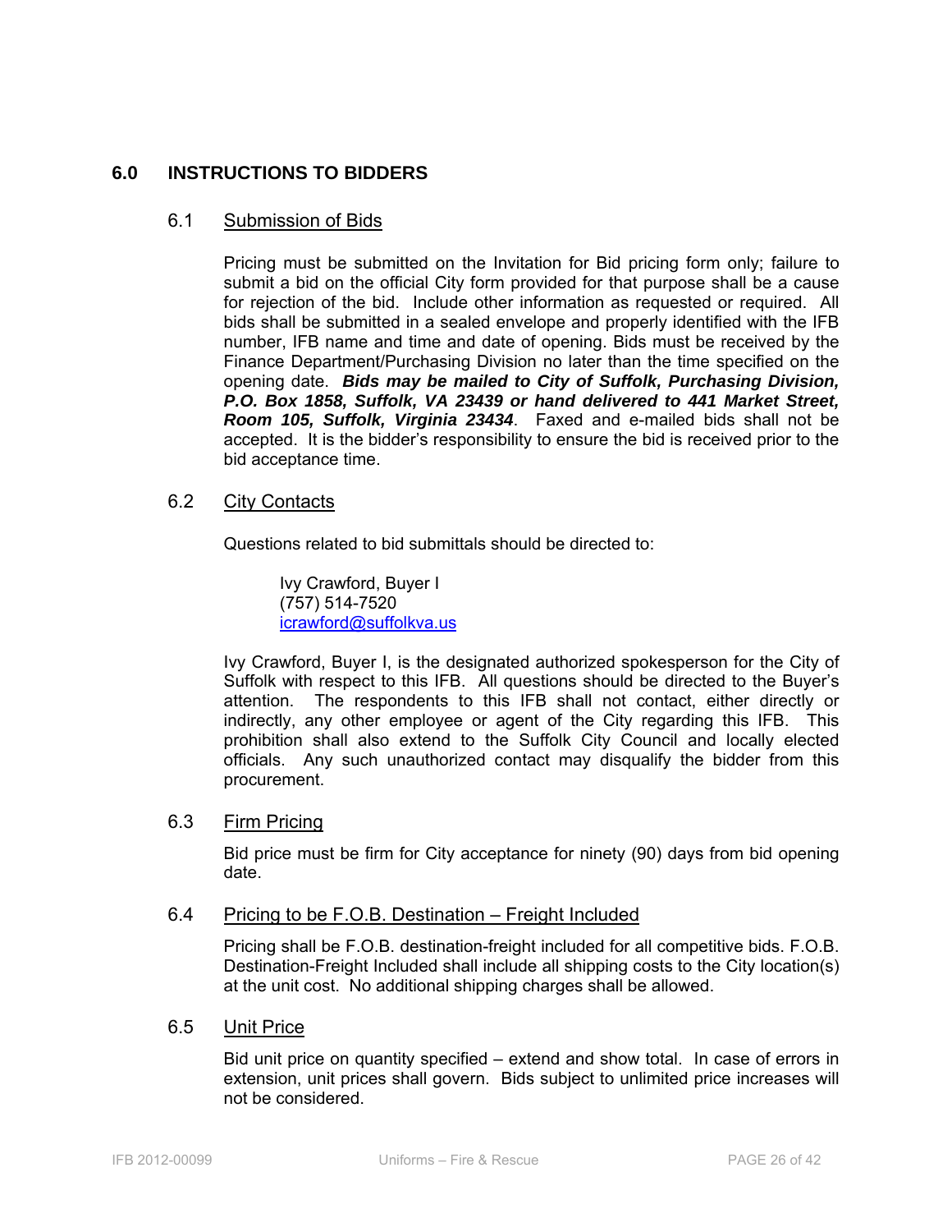## 6.0 INSTRUCTIONS TO BIDDERS

### 6.1 Submission of Bids

Pricing must be submitted on the Invitation for Bid pricing form only; failure to submit a bid on the official City form provided for that purpose shall be a cause for rejection of the bid. Include other information as requested or required. All bids shall be submitted in a sealed envelope and properly identified with the IFB number, IFB name and time and date of opening. Bids must be received by the Finance Department/Purchasing Division no later than the time specified on the opening date. ***Bids may be mailed to City of Suffolk, Purchasing Division, P.O. Box 1858, Suffolk, VA 23439 or hand delivered to 441 Market Street, Room 105, Suffolk, Virginia 23434***. Faxed and e-mailed bids shall not be accepted. It is the bidder's responsibility to ensure the bid is received prior to the bid acceptance time.

### 6.2 City Contacts

Questions related to bid submittals should be directed to:

Ivy Crawford, Buyer I
(757) 514-7520
icrawford@suffolkva.us

Ivy Crawford, Buyer I, is the designated authorized spokesperson for the City of Suffolk with respect to this IFB. All questions should be directed to the Buyer's attention. The respondents to this IFB shall not contact, either directly or indirectly, any other employee or agent of the City regarding this IFB. This prohibition shall also extend to the Suffolk City Council and locally elected officials. Any such unauthorized contact may disqualify the bidder from this procurement.

### 6.3 Firm Pricing

Bid price must be firm for City acceptance for ninety (90) days from bid opening date.

### 6.4 Pricing to be F.O.B. Destination – Freight Included

Pricing shall be F.O.B. destination-freight included for all competitive bids. F.O.B. Destination-Freight Included shall include all shipping costs to the City location(s) at the unit cost. No additional shipping charges shall be allowed.

### 6.5 Unit Price

Bid unit price on quantity specified – extend and show total. In case of errors in extension, unit prices shall govern. Bids subject to unlimited price increases will not be considered.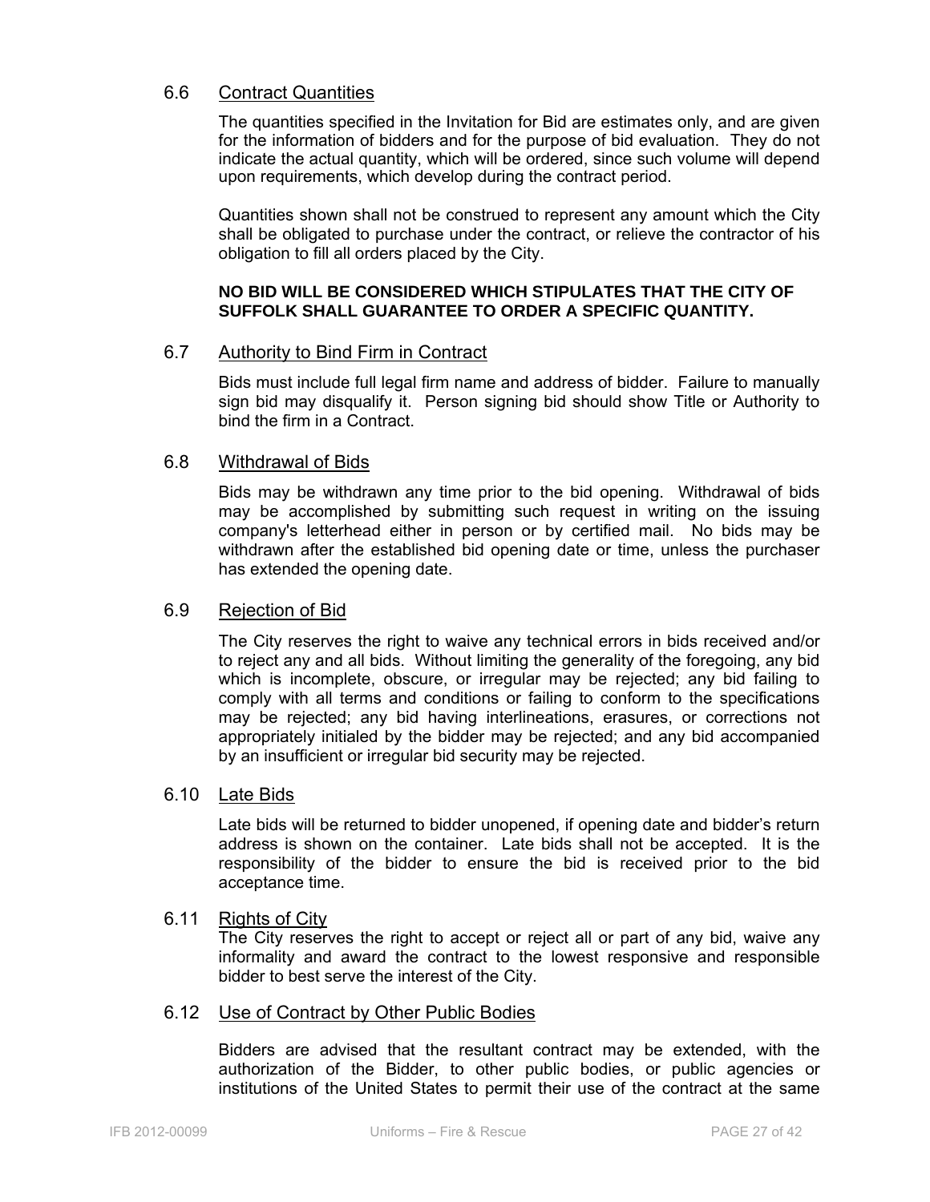## 6.6 Contract Quantities

The quantities specified in the Invitation for Bid are estimates only, and are given for the information of bidders and for the purpose of bid evaluation. They do not indicate the actual quantity, which will be ordered, since such volume will depend upon requirements, which develop during the contract period.

Quantities shown shall not be construed to represent any amount which the City shall be obligated to purchase under the contract, or relieve the contractor of his obligation to fill all orders placed by the City.

**NO BID WILL BE CONSIDERED WHICH STIPULATES THAT THE CITY OF SUFFOLK SHALL GUARANTEE TO ORDER A SPECIFIC QUANTITY.**

## 6.7 Authority to Bind Firm in Contract

Bids must include full legal firm name and address of bidder. Failure to manually sign bid may disqualify it. Person signing bid should show Title or Authority to bind the firm in a Contract.

## 6.8 Withdrawal of Bids

Bids may be withdrawn any time prior to the bid opening. Withdrawal of bids may be accomplished by submitting such request in writing on the issuing company's letterhead either in person or by certified mail. No bids may be withdrawn after the established bid opening date or time, unless the purchaser has extended the opening date.

## 6.9 Rejection of Bid

The City reserves the right to waive any technical errors in bids received and/or to reject any and all bids. Without limiting the generality of the foregoing, any bid which is incomplete, obscure, or irregular may be rejected; any bid failing to comply with all terms and conditions or failing to conform to the specifications may be rejected; any bid having interlineations, erasures, or corrections not appropriately initialed by the bidder may be rejected; and any bid accompanied by an insufficient or irregular bid security may be rejected.

## 6.10 Late Bids

Late bids will be returned to bidder unopened, if opening date and bidder's return address is shown on the container. Late bids shall not be accepted. It is the responsibility of the bidder to ensure the bid is received prior to the bid acceptance time.

## 6.11 Rights of City

The City reserves the right to accept or reject all or part of any bid, waive any informality and award the contract to the lowest responsive and responsible bidder to best serve the interest of the City.

## 6.12 Use of Contract by Other Public Bodies

Bidders are advised that the resultant contract may be extended, with the authorization of the Bidder, to other public bodies, or public agencies or institutions of the United States to permit their use of the contract at the same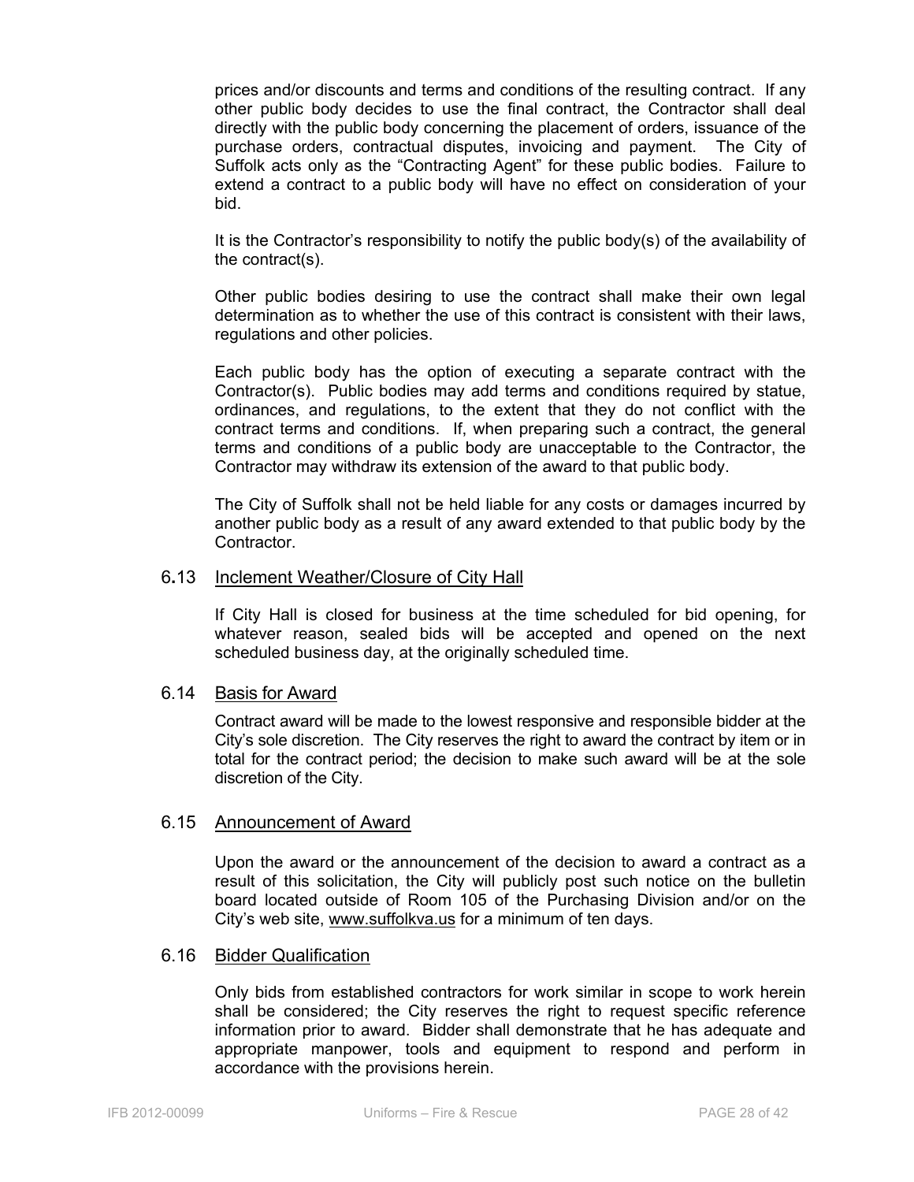prices and/or discounts and terms and conditions of the resulting contract. If any other public body decides to use the final contract, the Contractor shall deal directly with the public body concerning the placement of orders, issuance of the purchase orders, contractual disputes, invoicing and payment. The City of Suffolk acts only as the "Contracting Agent" for these public bodies. Failure to extend a contract to a public body will have no effect on consideration of your bid.

It is the Contractor's responsibility to notify the public body(s) of the availability of the contract(s).

Other public bodies desiring to use the contract shall make their own legal determination as to whether the use of this contract is consistent with their laws, regulations and other policies.

Each public body has the option of executing a separate contract with the Contractor(s). Public bodies may add terms and conditions required by statue, ordinances, and regulations, to the extent that they do not conflict with the contract terms and conditions. If, when preparing such a contract, the general terms and conditions of a public body are unacceptable to the Contractor, the Contractor may withdraw its extension of the award to that public body.

The City of Suffolk shall not be held liable for any costs or damages incurred by another public body as a result of any award extended to that public body by the Contractor.

### 6.13 Inclement Weather/Closure of City Hall

If City Hall is closed for business at the time scheduled for bid opening, for whatever reason, sealed bids will be accepted and opened on the next scheduled business day, at the originally scheduled time.

### 6.14 Basis for Award

Contract award will be made to the lowest responsive and responsible bidder at the City's sole discretion. The City reserves the right to award the contract by item or in total for the contract period; the decision to make such award will be at the sole discretion of the City.

### 6.15 Announcement of Award

Upon the award or the announcement of the decision to award a contract as a result of this solicitation, the City will publicly post such notice on the bulletin board located outside of Room 105 of the Purchasing Division and/or on the City's web site, www.suffolkva.us for a minimum of ten days.

### 6.16 Bidder Qualification

Only bids from established contractors for work similar in scope to work herein shall be considered; the City reserves the right to request specific reference information prior to award. Bidder shall demonstrate that he has adequate and appropriate manpower, tools and equipment to respond and perform in accordance with the provisions herein.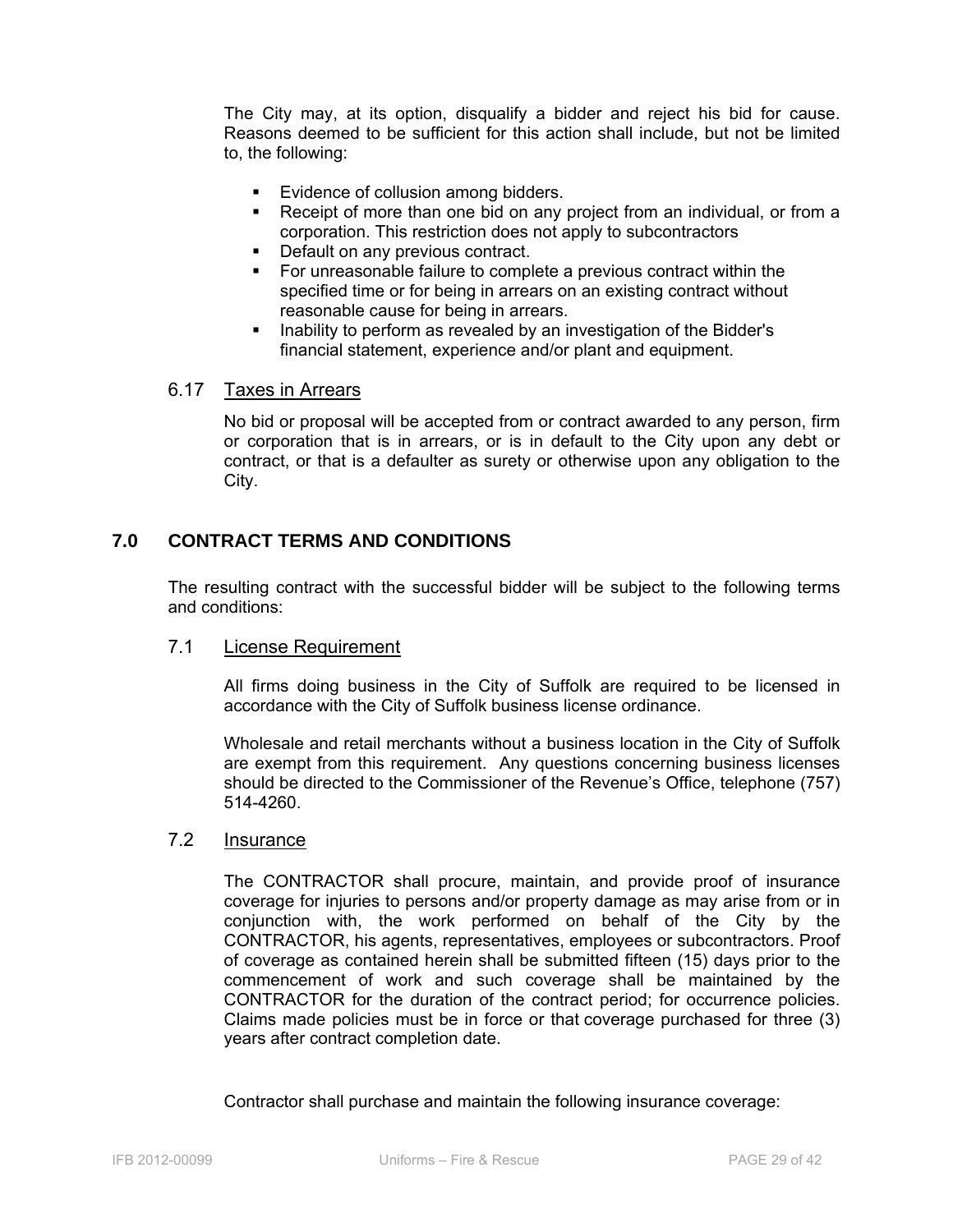The City may, at its option, disqualify a bidder and reject his bid for cause. Reasons deemed to be sufficient for this action shall include, but not be limited to, the following:

- Evidence of collusion among bidders.
- Receipt of more than one bid on any project from an individual, or from a corporation. This restriction does not apply to subcontractors
- Default on any previous contract.
- For unreasonable failure to complete a previous contract within the specified time or for being in arrears on an existing contract without reasonable cause for being in arrears.
- Inability to perform as revealed by an investigation of the Bidder's financial statement, experience and/or plant and equipment.

### 6.17 Taxes in Arrears

No bid or proposal will be accepted from or contract awarded to any person, firm or corporation that is in arrears, or is in default to the City upon any debt or contract, or that is a defaulter as surety or otherwise upon any obligation to the City.

## 7.0 CONTRACT TERMS AND CONDITIONS

The resulting contract with the successful bidder will be subject to the following terms and conditions:

### 7.1 License Requirement

All firms doing business in the City of Suffolk are required to be licensed in accordance with the City of Suffolk business license ordinance.

Wholesale and retail merchants without a business location in the City of Suffolk are exempt from this requirement. Any questions concerning business licenses should be directed to the Commissioner of the Revenue's Office, telephone (757) 514-4260.

### 7.2 Insurance

The CONTRACTOR shall procure, maintain, and provide proof of insurance coverage for injuries to persons and/or property damage as may arise from or in conjunction with, the work performed on behalf of the City by the CONTRACTOR, his agents, representatives, employees or subcontractors. Proof of coverage as contained herein shall be submitted fifteen (15) days prior to the commencement of work and such coverage shall be maintained by the CONTRACTOR for the duration of the contract period; for occurrence policies. Claims made policies must be in force or that coverage purchased for three (3) years after contract completion date.

Contractor shall purchase and maintain the following insurance coverage: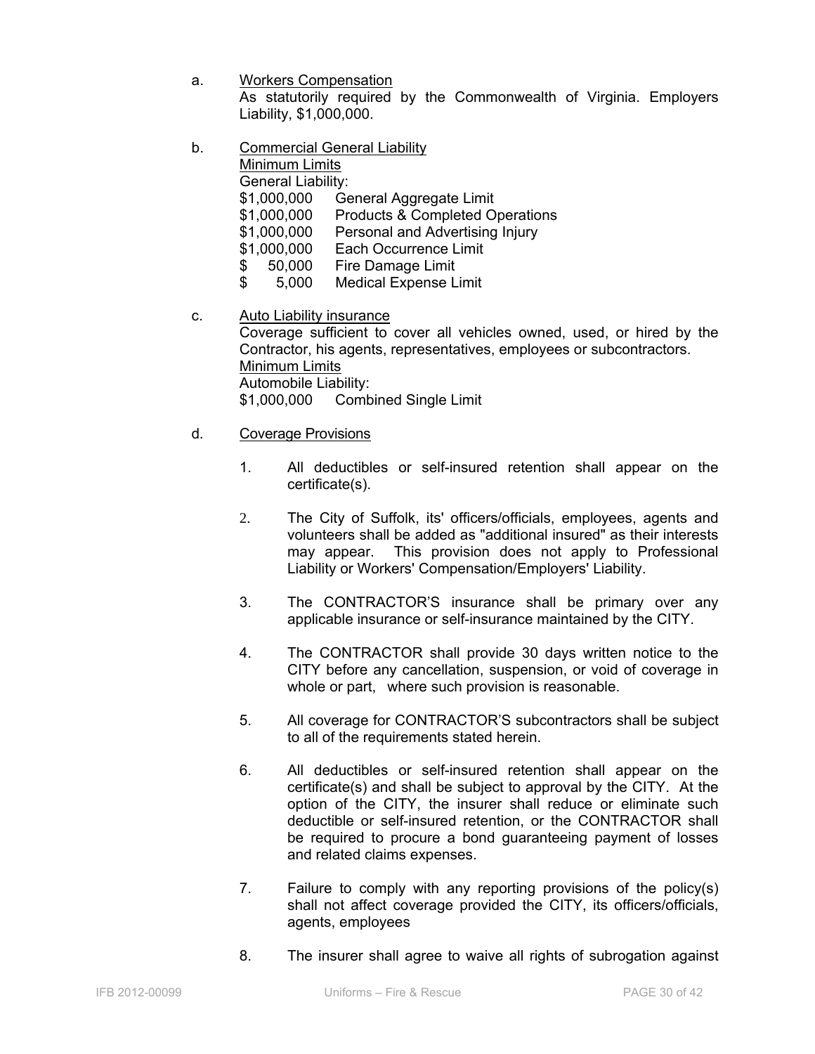a. Workers Compensation
As statutorily required by the Commonwealth of Virginia. Employers Liability, $1,000,000.

b. Commercial General Liability
Minimum Limits
General Liability:

| | |
|---|---|
| $1,000,000 | General Aggregate Limit |
| $1,000,000 | Products & Completed Operations |
| $1,000,000 | Personal and Advertising Injury |
| $1,000,000 | Each Occurrence Limit |
| $ 50,000 | Fire Damage Limit |
| $ 5,000 | Medical Expense Limit |

c. Auto Liability insurance
Coverage sufficient to cover all vehicles owned, used, or hired by the Contractor, his agents, representatives, employees or subcontractors.
Minimum Limits
Automobile Liability:
$1,000,000 Combined Single Limit

d. Coverage Provisions

1. All deductibles or self-insured retention shall appear on the certificate(s).

2. The City of Suffolk, its' officers/officials, employees, agents and volunteers shall be added as "additional insured" as their interests may appear. This provision does not apply to Professional Liability or Workers' Compensation/Employers' Liability.

3. The CONTRACTOR'S insurance shall be primary over any applicable insurance or self-insurance maintained by the CITY.

4. The CONTRACTOR shall provide 30 days written notice to the CITY before any cancellation, suspension, or void of coverage in whole or part, where such provision is reasonable.

5. All coverage for CONTRACTOR'S subcontractors shall be subject to all of the requirements stated herein.

6. All deductibles or self-insured retention shall appear on the certificate(s) and shall be subject to approval by the CITY. At the option of the CITY, the insurer shall reduce or eliminate such deductible or self-insured retention, or the CONTRACTOR shall be required to procure a bond guaranteeing payment of losses and related claims expenses.

7. Failure to comply with any reporting provisions of the policy(s) shall not affect coverage provided the CITY, its officers/officials, agents, employees

8. The insurer shall agree to waive all rights of subrogation against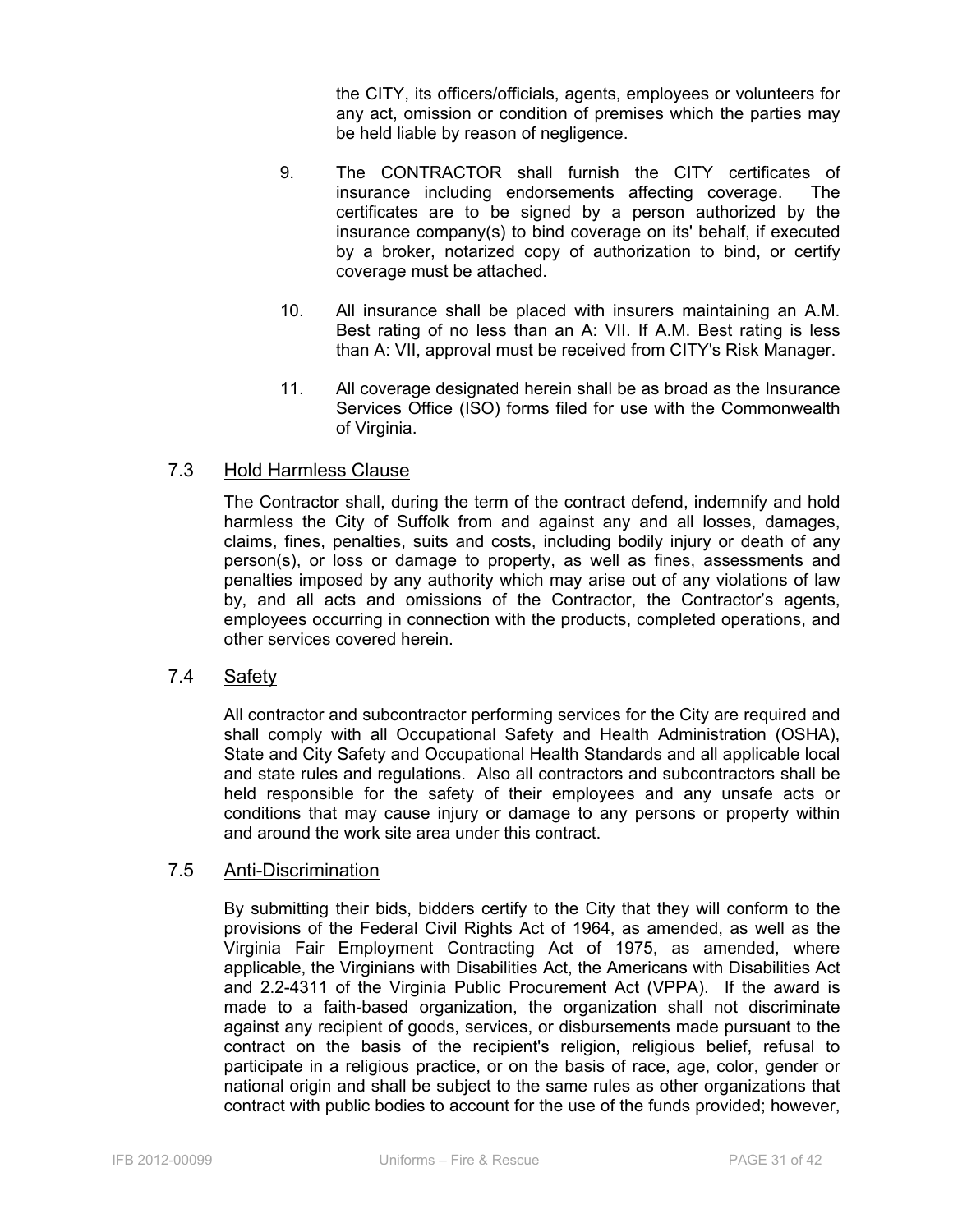the CITY, its officers/officials, agents, employees or volunteers for any act, omission or condition of premises which the parties may be held liable by reason of negligence.

9. The CONTRACTOR shall furnish the CITY certificates of insurance including endorsements affecting coverage. The certificates are to be signed by a person authorized by the insurance company(s) to bind coverage on its' behalf, if executed by a broker, notarized copy of authorization to bind, or certify coverage must be attached.

10. All insurance shall be placed with insurers maintaining an A.M. Best rating of no less than an A: VII. If A.M. Best rating is less than A: VII, approval must be received from CITY's Risk Manager.

11. All coverage designated herein shall be as broad as the Insurance Services Office (ISO) forms filed for use with the Commonwealth of Virginia.

### 7.3 Hold Harmless Clause

The Contractor shall, during the term of the contract defend, indemnify and hold harmless the City of Suffolk from and against any and all losses, damages, claims, fines, penalties, suits and costs, including bodily injury or death of any person(s), or loss or damage to property, as well as fines, assessments and penalties imposed by any authority which may arise out of any violations of law by, and all acts and omissions of the Contractor, the Contractor's agents, employees occurring in connection with the products, completed operations, and other services covered herein.

### 7.4 Safety

All contractor and subcontractor performing services for the City are required and shall comply with all Occupational Safety and Health Administration (OSHA), State and City Safety and Occupational Health Standards and all applicable local and state rules and regulations. Also all contractors and subcontractors shall be held responsible for the safety of their employees and any unsafe acts or conditions that may cause injury or damage to any persons or property within and around the work site area under this contract.

### 7.5 Anti-Discrimination

By submitting their bids, bidders certify to the City that they will conform to the provisions of the Federal Civil Rights Act of 1964, as amended, as well as the Virginia Fair Employment Contracting Act of 1975, as amended, where applicable, the Virginians with Disabilities Act, the Americans with Disabilities Act and 2.2-4311 of the Virginia Public Procurement Act (VPPA). If the award is made to a faith-based organization, the organization shall not discriminate against any recipient of goods, services, or disbursements made pursuant to the contract on the basis of the recipient's religion, religious belief, refusal to participate in a religious practice, or on the basis of race, age, color, gender or national origin and shall be subject to the same rules as other organizations that contract with public bodies to account for the use of the funds provided; however,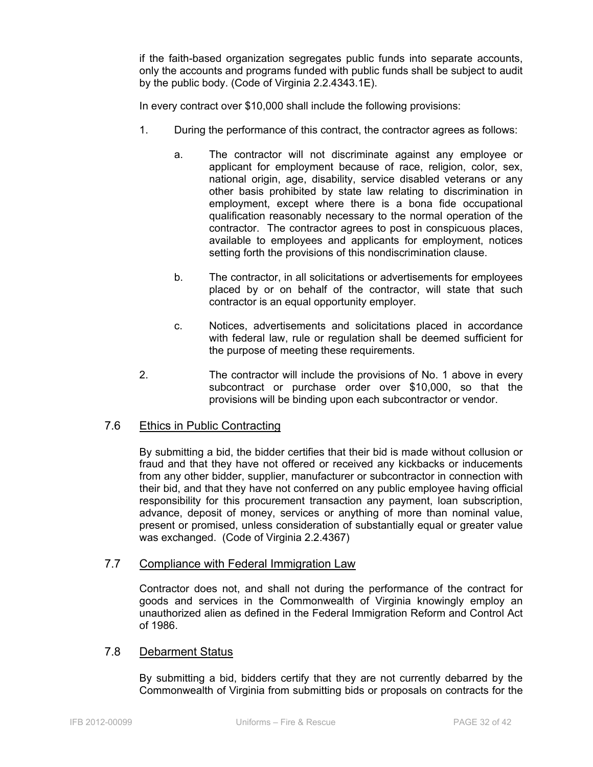if the faith-based organization segregates public funds into separate accounts, only the accounts and programs funded with public funds shall be subject to audit by the public body. (Code of Virginia 2.2.4343.1E).

In every contract over $10,000 shall include the following provisions:

1. During the performance of this contract, the contractor agrees as follows:

   a. The contractor will not discriminate against any employee or applicant for employment because of race, religion, color, sex, national origin, age, disability, service disabled veterans or any other basis prohibited by state law relating to discrimination in employment, except where there is a bona fide occupational qualification reasonably necessary to the normal operation of the contractor. The contractor agrees to post in conspicuous places, available to employees and applicants for employment, notices setting forth the provisions of this nondiscrimination clause.

   b. The contractor, in all solicitations or advertisements for employees placed by or on behalf of the contractor, will state that such contractor is an equal opportunity employer.

   c. Notices, advertisements and solicitations placed in accordance with federal law, rule or regulation shall be deemed sufficient for the purpose of meeting these requirements.

2. The contractor will include the provisions of No. 1 above in every subcontract or purchase order over $10,000, so that the provisions will be binding upon each subcontractor or vendor.

## 7.6 Ethics in Public Contracting

By submitting a bid, the bidder certifies that their bid is made without collusion or fraud and that they have not offered or received any kickbacks or inducements from any other bidder, supplier, manufacturer or subcontractor in connection with their bid, and that they have not conferred on any public employee having official responsibility for this procurement transaction any payment, loan subscription, advance, deposit of money, services or anything of more than nominal value, present or promised, unless consideration of substantially equal or greater value was exchanged. (Code of Virginia 2.2.4367)

## 7.7 Compliance with Federal Immigration Law

Contractor does not, and shall not during the performance of the contract for goods and services in the Commonwealth of Virginia knowingly employ an unauthorized alien as defined in the Federal Immigration Reform and Control Act of 1986.

## 7.8 Debarment Status

By submitting a bid, bidders certify that they are not currently debarred by the Commonwealth of Virginia from submitting bids or proposals on contracts for the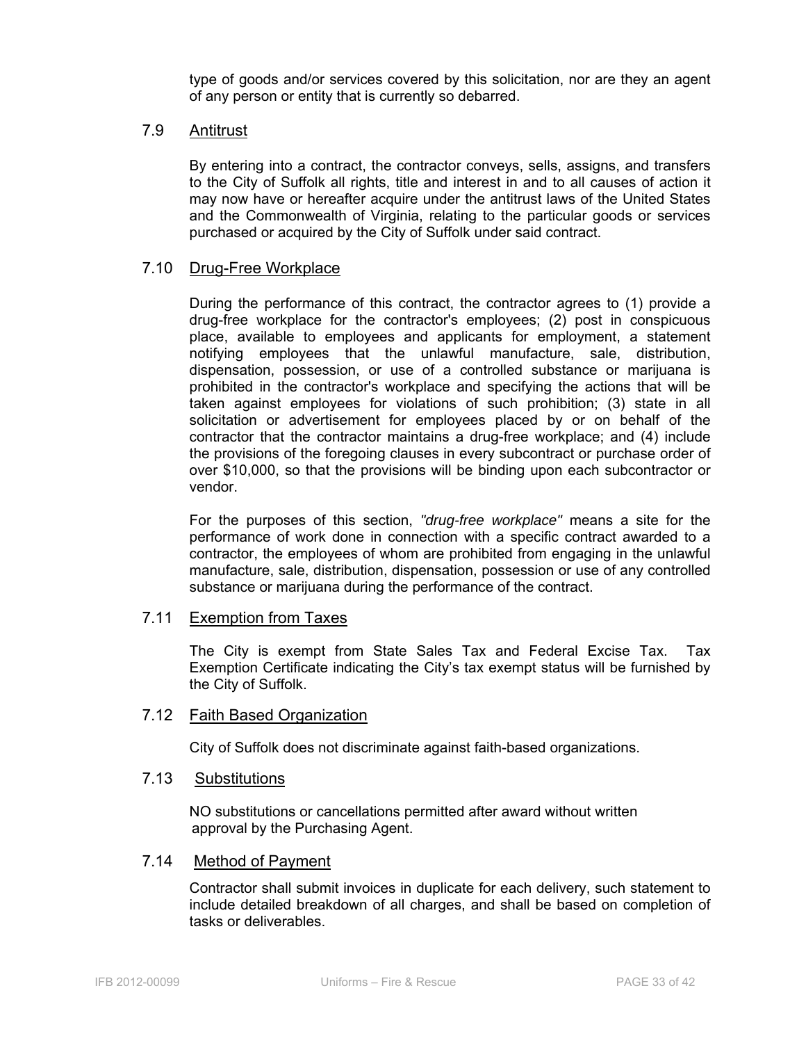type of goods and/or services covered by this solicitation, nor are they an agent of any person or entity that is currently so debarred.

### 7.9 Antitrust

By entering into a contract, the contractor conveys, sells, assigns, and transfers to the City of Suffolk all rights, title and interest in and to all causes of action it may now have or hereafter acquire under the antitrust laws of the United States and the Commonwealth of Virginia, relating to the particular goods or services purchased or acquired by the City of Suffolk under said contract.

### 7.10 Drug-Free Workplace

During the performance of this contract, the contractor agrees to (1) provide a drug-free workplace for the contractor's employees; (2) post in conspicuous place, available to employees and applicants for employment, a statement notifying employees that the unlawful manufacture, sale, distribution, dispensation, possession, or use of a controlled substance or marijuana is prohibited in the contractor's workplace and specifying the actions that will be taken against employees for violations of such prohibition; (3) state in all solicitation or advertisement for employees placed by or on behalf of the contractor that the contractor maintains a drug-free workplace; and (4) include the provisions of the foregoing clauses in every subcontract or purchase order of over $10,000, so that the provisions will be binding upon each subcontractor or vendor.

For the purposes of this section, *"drug-free workplace"* means a site for the performance of work done in connection with a specific contract awarded to a contractor, the employees of whom are prohibited from engaging in the unlawful manufacture, sale, distribution, dispensation, possession or use of any controlled substance or marijuana during the performance of the contract.

### 7.11 Exemption from Taxes

The City is exempt from State Sales Tax and Federal Excise Tax. Tax Exemption Certificate indicating the City's tax exempt status will be furnished by the City of Suffolk.

### 7.12 Faith Based Organization

City of Suffolk does not discriminate against faith-based organizations.

### 7.13 Substitutions

NO substitutions or cancellations permitted after award without written approval by the Purchasing Agent.

### 7.14 Method of Payment

Contractor shall submit invoices in duplicate for each delivery, such statement to include detailed breakdown of all charges, and shall be based on completion of tasks or deliverables.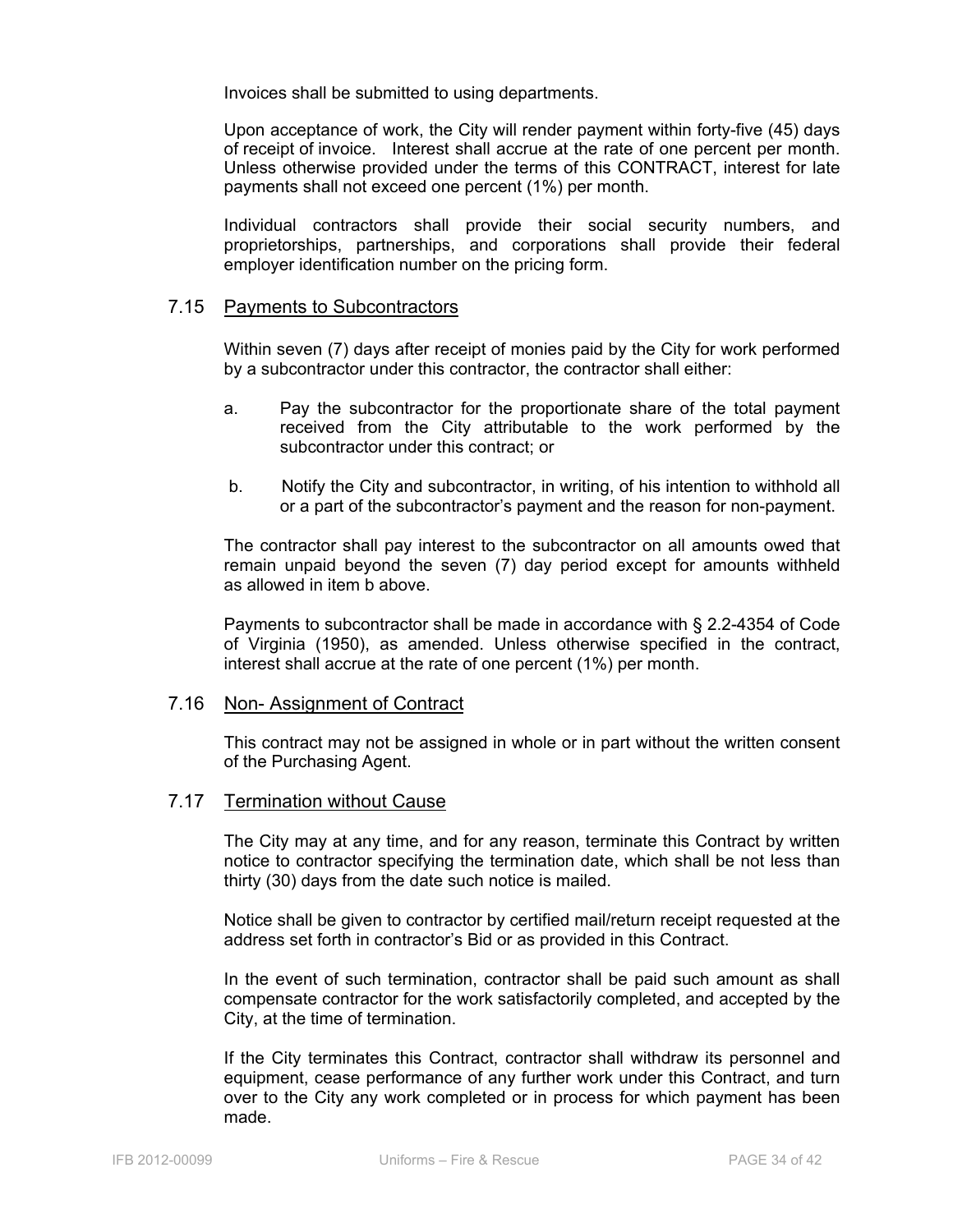Invoices shall be submitted to using departments.

Upon acceptance of work, the City will render payment within forty-five (45) days of receipt of invoice. Interest shall accrue at the rate of one percent per month. Unless otherwise provided under the terms of this CONTRACT, interest for late payments shall not exceed one percent (1%) per month.

Individual contractors shall provide their social security numbers, and proprietorships, partnerships, and corporations shall provide their federal employer identification number on the pricing form.

### 7.15 Payments to Subcontractors

Within seven (7) days after receipt of monies paid by the City for work performed by a subcontractor under this contractor, the contractor shall either:

a. Pay the subcontractor for the proportionate share of the total payment received from the City attributable to the work performed by the subcontractor under this contract; or

b. Notify the City and subcontractor, in writing, of his intention to withhold all or a part of the subcontractor's payment and the reason for non-payment.

The contractor shall pay interest to the subcontractor on all amounts owed that remain unpaid beyond the seven (7) day period except for amounts withheld as allowed in item b above.

Payments to subcontractor shall be made in accordance with § 2.2-4354 of Code of Virginia (1950), as amended. Unless otherwise specified in the contract, interest shall accrue at the rate of one percent (1%) per month.

### 7.16 Non- Assignment of Contract

This contract may not be assigned in whole or in part without the written consent of the Purchasing Agent.

### 7.17 Termination without Cause

The City may at any time, and for any reason, terminate this Contract by written notice to contractor specifying the termination date, which shall be not less than thirty (30) days from the date such notice is mailed.

Notice shall be given to contractor by certified mail/return receipt requested at the address set forth in contractor's Bid or as provided in this Contract.

In the event of such termination, contractor shall be paid such amount as shall compensate contractor for the work satisfactorily completed, and accepted by the City, at the time of termination.

If the City terminates this Contract, contractor shall withdraw its personnel and equipment, cease performance of any further work under this Contract, and turn over to the City any work completed or in process for which payment has been made.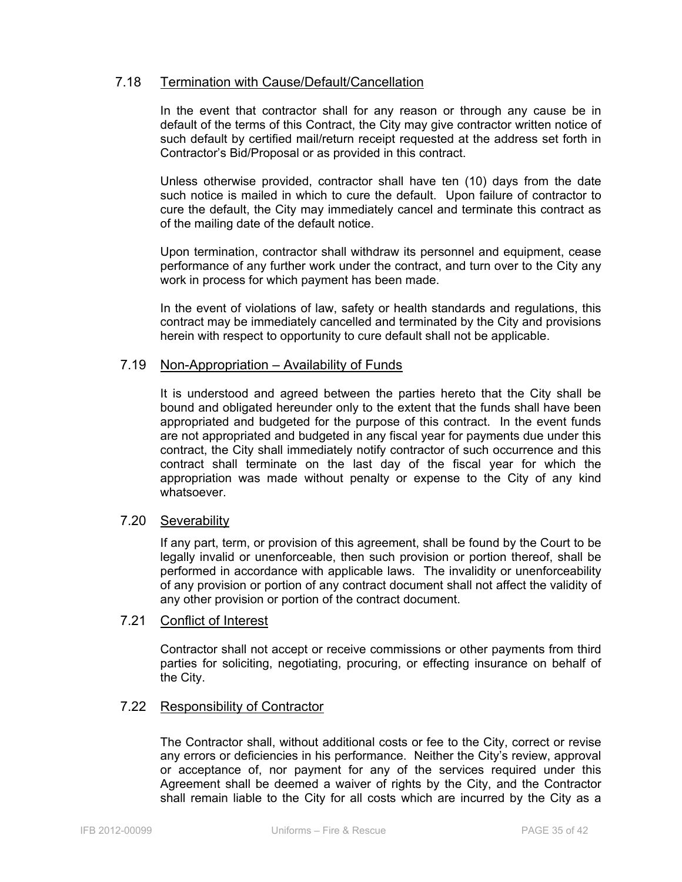### 7.18 Termination with Cause/Default/Cancellation

In the event that contractor shall for any reason or through any cause be in default of the terms of this Contract, the City may give contractor written notice of such default by certified mail/return receipt requested at the address set forth in Contractor's Bid/Proposal or as provided in this contract.

Unless otherwise provided, contractor shall have ten (10) days from the date such notice is mailed in which to cure the default. Upon failure of contractor to cure the default, the City may immediately cancel and terminate this contract as of the mailing date of the default notice.

Upon termination, contractor shall withdraw its personnel and equipment, cease performance of any further work under the contract, and turn over to the City any work in process for which payment has been made.

In the event of violations of law, safety or health standards and regulations, this contract may be immediately cancelled and terminated by the City and provisions herein with respect to opportunity to cure default shall not be applicable.

### 7.19 Non-Appropriation – Availability of Funds

It is understood and agreed between the parties hereto that the City shall be bound and obligated hereunder only to the extent that the funds shall have been appropriated and budgeted for the purpose of this contract. In the event funds are not appropriated and budgeted in any fiscal year for payments due under this contract, the City shall immediately notify contractor of such occurrence and this contract shall terminate on the last day of the fiscal year for which the appropriation was made without penalty or expense to the City of any kind whatsoever.

### 7.20 Severability

If any part, term, or provision of this agreement, shall be found by the Court to be legally invalid or unenforceable, then such provision or portion thereof, shall be performed in accordance with applicable laws. The invalidity or unenforceability of any provision or portion of any contract document shall not affect the validity of any other provision or portion of the contract document.

### 7.21 Conflict of Interest

Contractor shall not accept or receive commissions or other payments from third parties for soliciting, negotiating, procuring, or effecting insurance on behalf of the City.

### 7.22 Responsibility of Contractor

The Contractor shall, without additional costs or fee to the City, correct or revise any errors or deficiencies in his performance. Neither the City's review, approval or acceptance of, nor payment for any of the services required under this Agreement shall be deemed a waiver of rights by the City, and the Contractor shall remain liable to the City for all costs which are incurred by the City as a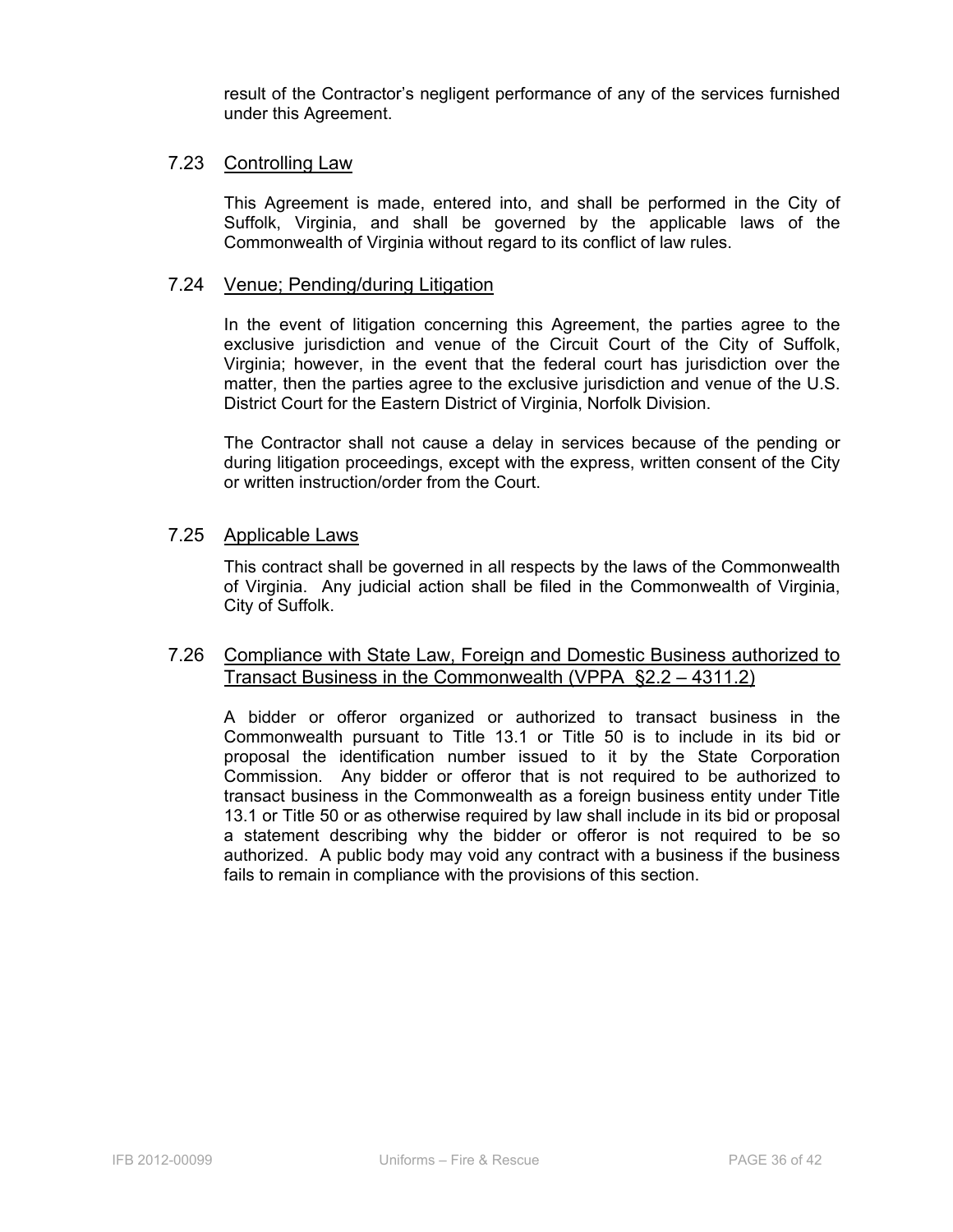result of the Contractor's negligent performance of any of the services furnished under this Agreement.

### 7.23 Controlling Law

This Agreement is made, entered into, and shall be performed in the City of Suffolk, Virginia, and shall be governed by the applicable laws of the Commonwealth of Virginia without regard to its conflict of law rules.

### 7.24 Venue; Pending/during Litigation

In the event of litigation concerning this Agreement, the parties agree to the exclusive jurisdiction and venue of the Circuit Court of the City of Suffolk, Virginia; however, in the event that the federal court has jurisdiction over the matter, then the parties agree to the exclusive jurisdiction and venue of the U.S. District Court for the Eastern District of Virginia, Norfolk Division.

The Contractor shall not cause a delay in services because of the pending or during litigation proceedings, except with the express, written consent of the City or written instruction/order from the Court.

### 7.25 Applicable Laws

This contract shall be governed in all respects by the laws of the Commonwealth of Virginia. Any judicial action shall be filed in the Commonwealth of Virginia, City of Suffolk.

### 7.26 Compliance with State Law, Foreign and Domestic Business authorized to Transact Business in the Commonwealth (VPPA §2.2 – 4311.2)

A bidder or offeror organized or authorized to transact business in the Commonwealth pursuant to Title 13.1 or Title 50 is to include in its bid or proposal the identification number issued to it by the State Corporation Commission. Any bidder or offeror that is not required to be authorized to transact business in the Commonwealth as a foreign business entity under Title 13.1 or Title 50 or as otherwise required by law shall include in its bid or proposal a statement describing why the bidder or offeror is not required to be so authorized. A public body may void any contract with a business if the business fails to remain in compliance with the provisions of this section.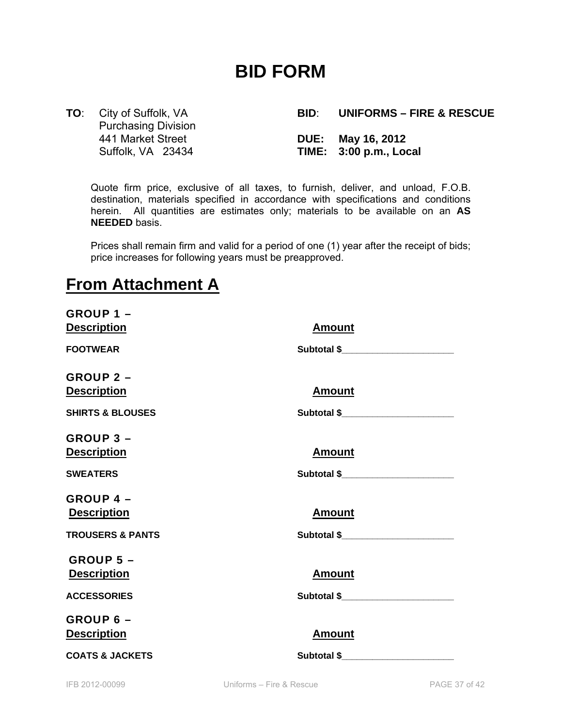# BID FORM

**TO**: City of Suffolk, VA
Purchasing Division
441 Market Street
Suffolk, VA 23434

**BID**: **UNIFORMS – FIRE & RESCUE**

**DUE: May 16, 2012**
**TIME: 3:00 p.m., Local**

Quote firm price, exclusive of all taxes, to furnish, deliver, and unload, F.O.B. destination, materials specified in accordance with specifications and conditions herein. All quantities are estimates only; materials to be available on an **AS NEEDED** basis.

Prices shall remain firm and valid for a period of one (1) year after the receipt of bids; price increases for following years must be preapproved.

## From Attachment A

**GROUP 1 –**

| **Description** | **Amount** |
|---|---|
| **FOOTWEAR** | **Subtotal $**\_\_\_\_\_\_\_\_\_\_\_\_\_\_\_\_\_\_\_\_\_\_ |

**GROUP 2 –**

| **Description** | **Amount** |
|---|---|
| **SHIRTS & BLOUSES** | **Subtotal $**\_\_\_\_\_\_\_\_\_\_\_\_\_\_\_\_\_\_\_\_\_\_ |

**GROUP 3 –**

| **Description** | **Amount** |
|---|---|
| **SWEATERS** | **Subtotal $**\_\_\_\_\_\_\_\_\_\_\_\_\_\_\_\_\_\_\_\_\_\_ |

**GROUP 4 –**

| **Description** | **Amount** |
|---|---|
| **TROUSERS & PANTS** | **Subtotal $**\_\_\_\_\_\_\_\_\_\_\_\_\_\_\_\_\_\_\_\_\_\_ |

**GROUP 5 –**

| **Description** | **Amount** |
|---|---|
| **ACCESSORIES** | **Subtotal $**\_\_\_\_\_\_\_\_\_\_\_\_\_\_\_\_\_\_\_\_\_\_ |

**GROUP 6 –**

| **Description** | **Amount** |
|---|---|
| **COATS & JACKETS** | **Subtotal $**\_\_\_\_\_\_\_\_\_\_\_\_\_\_\_\_\_\_\_\_\_\_ |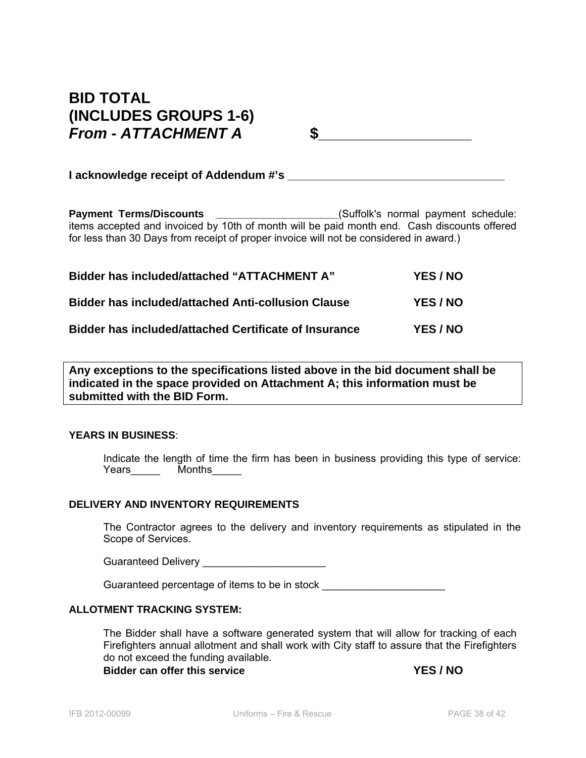# BID TOTAL
# (INCLUDES GROUPS 1-6)
# *From - ATTACHMENT A* $_____________________

**I acknowledge receipt of Addendum #'s** ___________________________________

**Payment Terms/Discounts** _____________________(Suffolk's normal payment schedule: items accepted and invoiced by 10th of month will be paid month end. Cash discounts offered for less than 30 Days from receipt of proper invoice will not be considered in award.)

**Bidder has included/attached "ATTACHMENT A"** **YES / NO**

**Bidder has included/attached Anti-collusion Clause** **YES / NO**

**Bidder has included/attached Certificate of Insurance** **YES / NO**

**Any exceptions to the specifications listed above in the bid document shall be indicated in the space provided on Attachment A; this information must be submitted with the BID Form.**

**YEARS IN BUSINESS**:

Indicate the length of time the firm has been in business providing this type of service: Years_____ Months_____

**DELIVERY AND INVENTORY REQUIREMENTS**

The Contractor agrees to the delivery and inventory requirements as stipulated in the Scope of Services.

Guaranteed Delivery _____________________

Guaranteed percentage of items to be in stock _____________________

**ALLOTMENT TRACKING SYSTEM:**

The Bidder shall have a software generated system that will allow for tracking of each Firefighters annual allotment and shall work with City staff to assure that the Firefighters do not exceed the funding available.

**Bidder can offer this service** **YES / NO**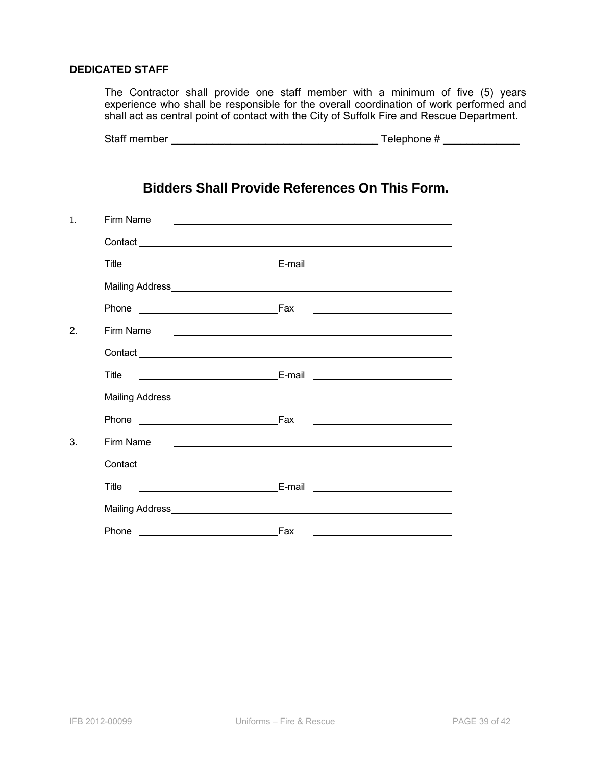**DEDICATED STAFF**

The Contractor shall provide one staff member with a minimum of five (5) years experience who shall be responsible for the overall coordination of work performed and shall act as central point of contact with the City of Suffolk Fire and Rescue Department.

Staff member ___________________________________ Telephone # ____________

## Bidders Shall Provide References On This Form.

1. Firm Name ________________________________________________

   Contact ________________________________________________

   Title ________________________ E-mail ________________________

   Mailing Address ________________________________________________

   Phone ________________________ Fax ________________________

2. Firm Name ________________________________________________

   Contact ________________________________________________

   Title ________________________ E-mail ________________________

   Mailing Address ________________________________________________

   Phone ________________________ Fax ________________________

3. Firm Name ________________________________________________

   Contact ________________________________________________

   Title ________________________ E-mail ________________________

   Mailing Address ________________________________________________

   Phone ________________________ Fax ________________________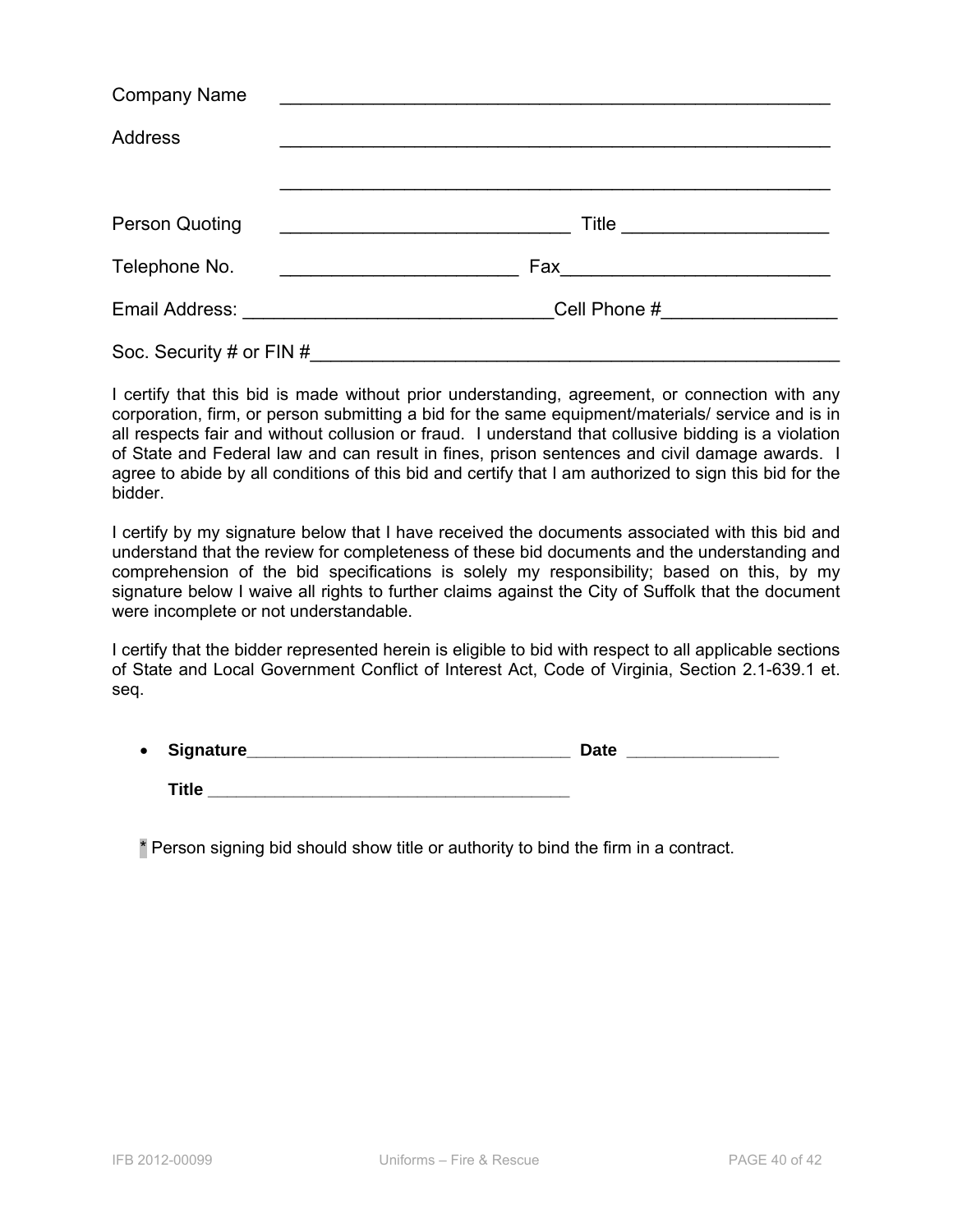Company Name ______________________________________________________

Address ______________________________________________________

______________________________________________________

Person Quoting ____________________________ Title ____________________

Telephone No. _______________________ Fax__________________________

Email Address: ______________________________Cell Phone #_________________

Soc. Security # or FIN #____________________________________________________

I certify that this bid is made without prior understanding, agreement, or connection with any corporation, firm, or person submitting a bid for the same equipment/materials/ service and is in all respects fair and without collusion or fraud. I understand that collusive bidding is a violation of State and Federal law and can result in fines, prison sentences and civil damage awards. I agree to abide by all conditions of this bid and certify that I am authorized to sign this bid for the bidder.

I certify by my signature below that I have received the documents associated with this bid and understand that the review for completeness of these bid documents and the understanding and comprehension of the bid specifications is solely my responsibility; based on this, by my signature below I waive all rights to further claims against the City of Suffolk that the document were incomplete or not understandable.

I certify that the bidder represented herein is eligible to bid with respect to all applicable sections of State and Local Government Conflict of Interest Act, Code of Virginia, Section 2.1-639.1 et. seq.

- **Signature**__________________________________ **Date** ________________

  **Title** ________________________________________

* Person signing bid should show title or authority to bind the firm in a contract.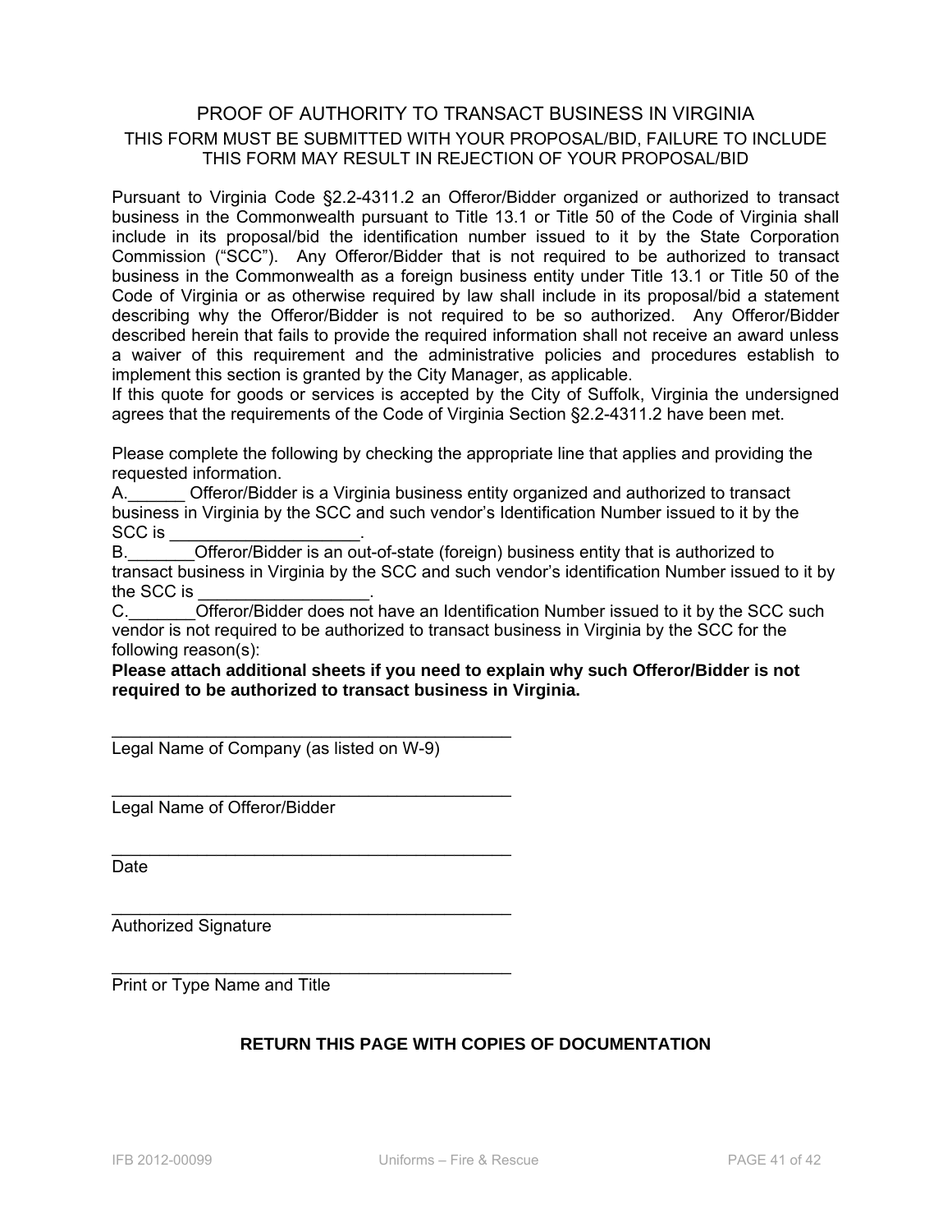# PROOF OF AUTHORITY TO TRANSACT BUSINESS IN VIRGINIA

THIS FORM MUST BE SUBMITTED WITH YOUR PROPOSAL/BID, FAILURE TO INCLUDE THIS FORM MAY RESULT IN REJECTION OF YOUR PROPOSAL/BID

Pursuant to Virginia Code §2.2-4311.2 an Offeror/Bidder organized or authorized to transact business in the Commonwealth pursuant to Title 13.1 or Title 50 of the Code of Virginia shall include in its proposal/bid the identification number issued to it by the State Corporation Commission ("SCC"). Any Offeror/Bidder that is not required to be authorized to transact business in the Commonwealth as a foreign business entity under Title 13.1 or Title 50 of the Code of Virginia or as otherwise required by law shall include in its proposal/bid a statement describing why the Offeror/Bidder is not required to be so authorized. Any Offeror/Bidder described herein that fails to provide the required information shall not receive an award unless a waiver of this requirement and the administrative policies and procedures establish to implement this section is granted by the City Manager, as applicable.
If this quote for goods or services is accepted by the City of Suffolk, Virginia the undersigned agrees that the requirements of the Code of Virginia Section §2.2-4311.2 have been met.

Please complete the following by checking the appropriate line that applies and providing the requested information.
A.______ Offeror/Bidder is a Virginia business entity organized and authorized to transact business in Virginia by the SCC and such vendor's Identification Number issued to it by the SCC is ____________________.
B._______Offeror/Bidder is an out-of-state (foreign) business entity that is authorized to transact business in Virginia by the SCC and such vendor's identification Number issued to it by the SCC is __________________.
C._______Offeror/Bidder does not have an Identification Number issued to it by the SCC such vendor is not required to be authorized to transact business in Virginia by the SCC for the following reason(s):
**Please attach additional sheets if you need to explain why such Offeror/Bidder is not required to be authorized to transact business in Virginia.**

____________________________________________
Legal Name of Company (as listed on W-9)

____________________________________________
Legal Name of Offeror/Bidder

____________________________________________
Date

____________________________________________
Authorized Signature

____________________________________________
Print or Type Name and Title

**RETURN THIS PAGE WITH COPIES OF DOCUMENTATION**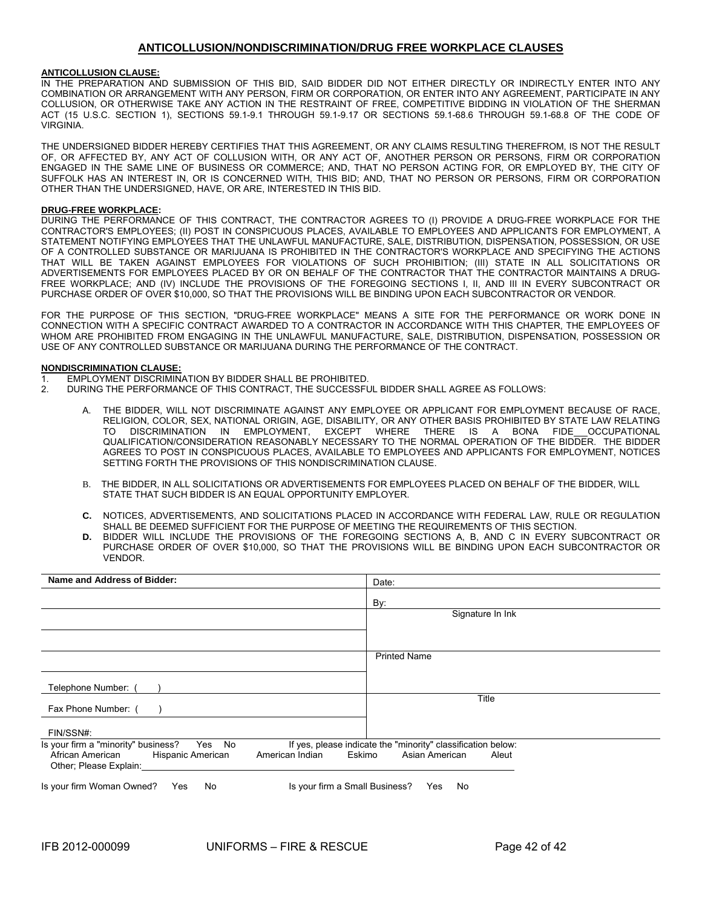# ANTICOLLUSION/NONDISCRIMINATION/DRUG FREE WORKPLACE CLAUSES

**ANTICOLLUSION CLAUSE:**

IN THE PREPARATION AND SUBMISSION OF THIS BID, SAID BIDDER DID NOT EITHER DIRECTLY OR INDIRECTLY ENTER INTO ANY COMBINATION OR ARRANGEMENT WITH ANY PERSON, FIRM OR CORPORATION, OR ENTER INTO ANY AGREEMENT, PARTICIPATE IN ANY COLLUSION, OR OTHERWISE TAKE ANY ACTION IN THE RESTRAINT OF FREE, COMPETITIVE BIDDING IN VIOLATION OF THE SHERMAN ACT (15 U.S.C. SECTION 1), SECTIONS 59.1-9.1 THROUGH 59.1-9.17 OR SECTIONS 59.1-68.6 THROUGH 59.1-68.8 OF THE CODE OF VIRGINIA.

THE UNDERSIGNED BIDDER HEREBY CERTIFIES THAT THIS AGREEMENT, OR ANY CLAIMS RESULTING THEREFROM, IS NOT THE RESULT OF, OR AFFECTED BY, ANY ACT OF COLLUSION WITH, OR ANY ACT OF, ANOTHER PERSON OR PERSONS, FIRM OR CORPORATION ENGAGED IN THE SAME LINE OF BUSINESS OR COMMERCE; AND, THAT NO PERSON ACTING FOR, OR EMPLOYED BY, THE CITY OF SUFFOLK HAS AN INTEREST IN, OR IS CONCERNED WITH, THIS BID; AND, THAT NO PERSON OR PERSONS, FIRM OR CORPORATION OTHER THAN THE UNDERSIGNED, HAVE, OR ARE, INTERESTED IN THIS BID.

**DRUG-FREE WORKPLACE:**

DURING THE PERFORMANCE OF THIS CONTRACT, THE CONTRACTOR AGREES TO (I) PROVIDE A DRUG-FREE WORKPLACE FOR THE CONTRACTOR'S EMPLOYEES; (II) POST IN CONSPICUOUS PLACES, AVAILABLE TO EMPLOYEES AND APPLICANTS FOR EMPLOYMENT, A STATEMENT NOTIFYING EMPLOYEES THAT THE UNLAWFUL MANUFACTURE, SALE, DISTRIBUTION, DISPENSATION, POSSESSION, OR USE OF A CONTROLLED SUBSTANCE OR MARIJUANA IS PROHIBITED IN THE CONTRACTOR'S WORKPLACE AND SPECIFYING THE ACTIONS THAT WILL BE TAKEN AGAINST EMPLOYEES FOR VIOLATIONS OF SUCH PROHIBITION; (III) STATE IN ALL SOLICITATIONS OR ADVERTISEMENTS FOR EMPLOYEES PLACED BY OR ON BEHALF OF THE CONTRACTOR THAT THE CONTRACTOR MAINTAINS A DRUG-FREE WORKPLACE; AND (IV) INCLUDE THE PROVISIONS OF THE FOREGOING SECTIONS I, II, AND III IN EVERY SUBCONTRACT OR PURCHASE ORDER OF OVER $10,000, SO THAT THE PROVISIONS WILL BE BINDING UPON EACH SUBCONTRACTOR OR VENDOR.

FOR THE PURPOSE OF THIS SECTION, "DRUG-FREE WORKPLACE" MEANS A SITE FOR THE PERFORMANCE OR WORK DONE IN CONNECTION WITH A SPECIFIC CONTRACT AWARDED TO A CONTRACTOR IN ACCORDANCE WITH THIS CHAPTER, THE EMPLOYEES OF WHOM ARE PROHIBITED FROM ENGAGING IN THE UNLAWFUL MANUFACTURE, SALE, DISTRIBUTION, DISPENSATION, POSSESSION OR USE OF ANY CONTROLLED SUBSTANCE OR MARIJUANA DURING THE PERFORMANCE OF THE CONTRACT.

**NONDISCRIMINATION CLAUSE:**

1. EMPLOYMENT DISCRIMINATION BY BIDDER SHALL BE PROHIBITED.
2. DURING THE PERFORMANCE OF THIS CONTRACT, THE SUCCESSFUL BIDDER SHALL AGREE AS FOLLOWS:

   A. THE BIDDER, WILL NOT DISCRIMINATE AGAINST ANY EMPLOYEE OR APPLICANT FOR EMPLOYMENT BECAUSE OF RACE, RELIGION, COLOR, SEX, NATIONAL ORIGIN, AGE, DISABILITY, OR ANY OTHER BASIS PROHIBITED BY STATE LAW RELATING TO DISCRIMINATION IN EMPLOYMENT, EXCEPT WHERE THERE IS A BONA FIDE OCCUPATIONAL QUALIFICATION/CONSIDERATION REASONABLY NECESSARY TO THE NORMAL OPERATION OF THE BIDDER. THE BIDDER AGREES TO POST IN CONSPICUOUS PLACES, AVAILABLE TO EMPLOYEES AND APPLICANTS FOR EMPLOYMENT, NOTICES SETTING FORTH THE PROVISIONS OF THIS NONDISCRIMINATION CLAUSE.

   B. THE BIDDER, IN ALL SOLICITATIONS OR ADVERTISEMENTS FOR EMPLOYEES PLACED ON BEHALF OF THE BIDDER, WILL STATE THAT SUCH BIDDER IS AN EQUAL OPPORTUNITY EMPLOYER.

   **C.** NOTICES, ADVERTISEMENTS, AND SOLICITATIONS PLACED IN ACCORDANCE WITH FEDERAL LAW, RULE OR REGULATION SHALL BE DEEMED SUFFICIENT FOR THE PURPOSE OF MEETING THE REQUIREMENTS OF THIS SECTION.

   **D.** BIDDER WILL INCLUDE THE PROVISIONS OF THE FOREGOING SECTIONS A, B, AND C IN EVERY SUBCONTRACT OR PURCHASE ORDER OF OVER $10,000, SO THAT THE PROVISIONS WILL BE BINDING UPON EACH SUBCONTRACTOR OR VENDOR.

| **Name and Address of Bidder:** | Date: |
|---|---|
| | By: |
| | Signature In Ink |
| | |
| | Printed Name |
| Telephone Number: (     ) | |
| Fax Phone Number: (     ) | Title |
| FIN/SSN#: | |

Is your firm a "minority" business?   Yes   No          If yes, please indicate the "minority" classification below:

African American   Hispanic American   American Indian   Eskimo   Asian American   Aleut

Other; Please Explain: ______________________________

Is your firm Woman Owned?   Yes   No          Is your firm a Small Business?   Yes   No

IFB 2012-000099          UNIFORMS – FIRE & RESCUE